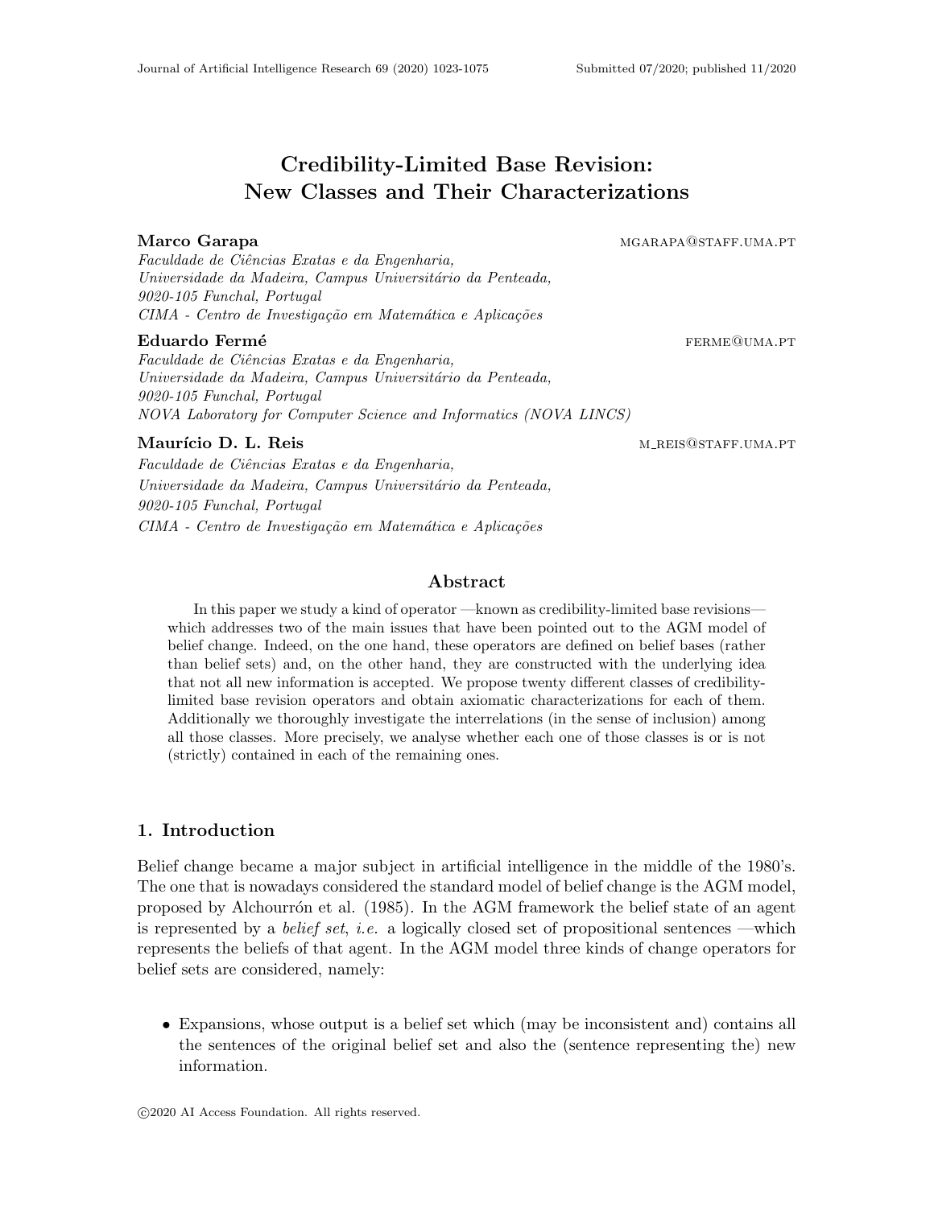# Credibility-Limited Base Revision: New Classes and Their Characterizations

**Marco Garapa** mgarapa@staff.uma.pt

*Faculdade de Ciências Exatas e da Engenharia,*
*Universidade da Madeira, Campus Universitário da Penteada,*
*9020-105 Funchal, Portugal*
*CIMA - Centro de Investigação em Matemática e Aplicações*

**Eduardo Fermé** ferme@uma.pt

*Faculdade de Ciências Exatas e da Engenharia,*
*Universidade da Madeira, Campus Universitário da Penteada,*
*9020-105 Funchal, Portugal*
*NOVA Laboratory for Computer Science and Informatics (NOVA LINCS)*

**Maurício D. L. Reis** m_reis@staff.uma.pt

*Faculdade de Ciências Exatas e da Engenharia,*
*Universidade da Madeira, Campus Universitário da Penteada,*
*9020-105 Funchal, Portugal*
*CIMA - Centro de Investigação em Matemática e Aplicações*

## Abstract

In this paper we study a kind of operator —known as credibility-limited base revisions— which addresses two of the main issues that have been pointed out to the AGM model of belief change. Indeed, on the one hand, these operators are defined on belief bases (rather than belief sets) and, on the other hand, they are constructed with the underlying idea that not all new information is accepted. We propose twenty different classes of credibility-limited base revision operators and obtain axiomatic characterizations for each of them. Additionally we thoroughly investigate the interrelations (in the sense of inclusion) among all those classes. More precisely, we analyse whether each one of those classes is or is not (strictly) contained in each of the remaining ones.

## 1. Introduction

Belief change became a major subject in artificial intelligence in the middle of the 1980's. The one that is nowadays considered the standard model of belief change is the AGM model, proposed by Alchourrón et al. (1985). In the AGM framework the belief state of an agent is represented by a *belief set*, *i.e.* a logically closed set of propositional sentences —which represents the beliefs of that agent. In the AGM model three kinds of change operators for belief sets are considered, namely:

- Expansions, whose output is a belief set which (may be inconsistent and) contains all the sentences of the original belief set and also the (sentence representing the) new information.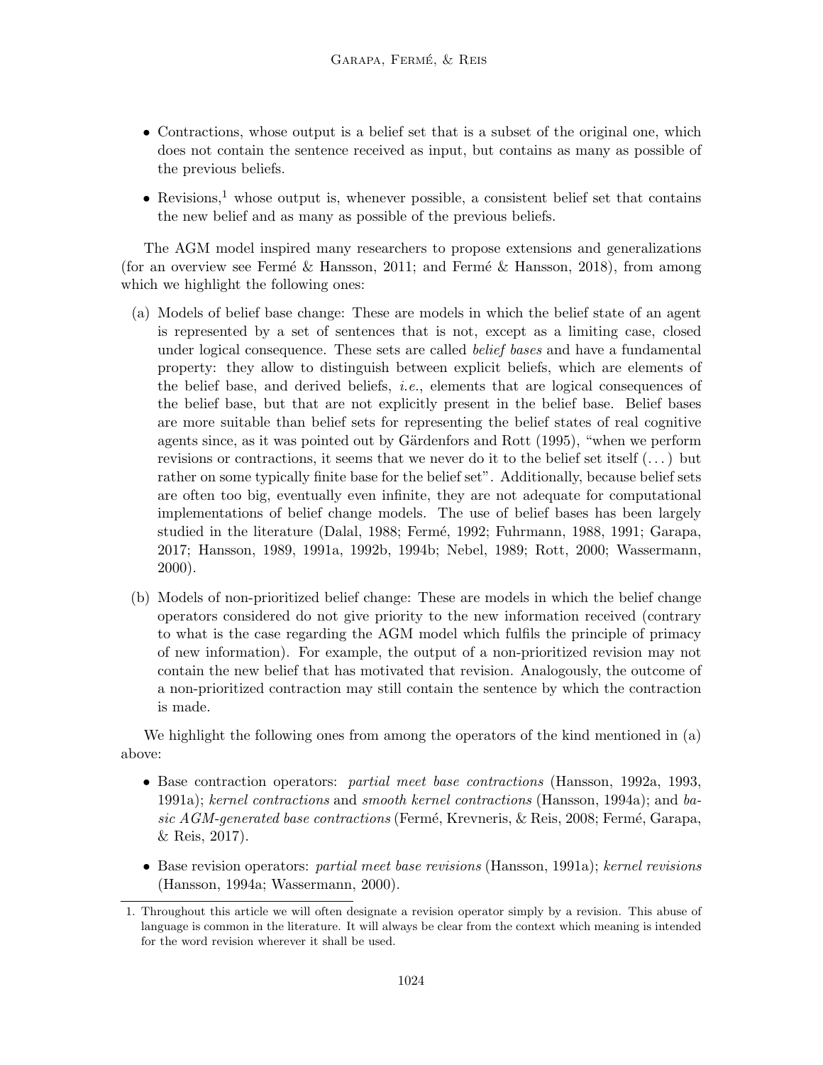- Contractions, whose output is a belief set that is a subset of the original one, which does not contain the sentence received as input, but contains as many as possible of the previous beliefs.
- Revisions,[1] whose output is, whenever possible, a consistent belief set that contains the new belief and as many as possible of the previous beliefs.

The AGM model inspired many researchers to propose extensions and generalizations (for an overview see Fermé & Hansson, 2011; and Fermé & Hansson, 2018), from among which we highlight the following ones:

(a) Models of belief base change: These are models in which the belief state of an agent is represented by a set of sentences that is not, except as a limiting case, closed under logical consequence. These sets are called *belief bases* and have a fundamental property: they allow to distinguish between explicit beliefs, which are elements of the belief base, and derived beliefs, *i.e.*, elements that are logical consequences of the belief base, but that are not explicitly present in the belief base. Belief bases are more suitable than belief sets for representing the belief states of real cognitive agents since, as it was pointed out by Gärdenfors and Rott (1995), "when we perform revisions or contractions, it seems that we never do it to the belief set itself (...) but rather on some typically finite base for the belief set". Additionally, because belief sets are often too big, eventually even infinite, they are not adequate for computational implementations of belief change models. The use of belief bases has been largely studied in the literature (Dalal, 1988; Fermé, 1992; Fuhrmann, 1988, 1991; Garapa, 2017; Hansson, 1989, 1991a, 1992b, 1994b; Nebel, 1989; Rott, 2000; Wassermann, 2000).

(b) Models of non-prioritized belief change: These are models in which the belief change operators considered do not give priority to the new information received (contrary to what is the case regarding the AGM model which fulfils the principle of primacy of new information). For example, the output of a non-prioritized revision may not contain the new belief that has motivated that revision. Analogously, the outcome of a non-prioritized contraction may still contain the sentence by which the contraction is made.

We highlight the following ones from among the operators of the kind mentioned in (a) above:

- Base contraction operators: *partial meet base contractions* (Hansson, 1992a, 1993, 1991a); *kernel contractions* and *smooth kernel contractions* (Hansson, 1994a); and *basic AGM-generated base contractions* (Fermé, Krevneris, & Reis, 2008; Fermé, Garapa, & Reis, 2017).
- Base revision operators: *partial meet base revisions* (Hansson, 1991a); *kernel revisions* (Hansson, 1994a; Wassermann, 2000).

1. Throughout this article we will often designate a revision operator simply by a revision. This abuse of language is common in the literature. It will always be clear from the context which meaning is intended for the word revision wherever it shall be used.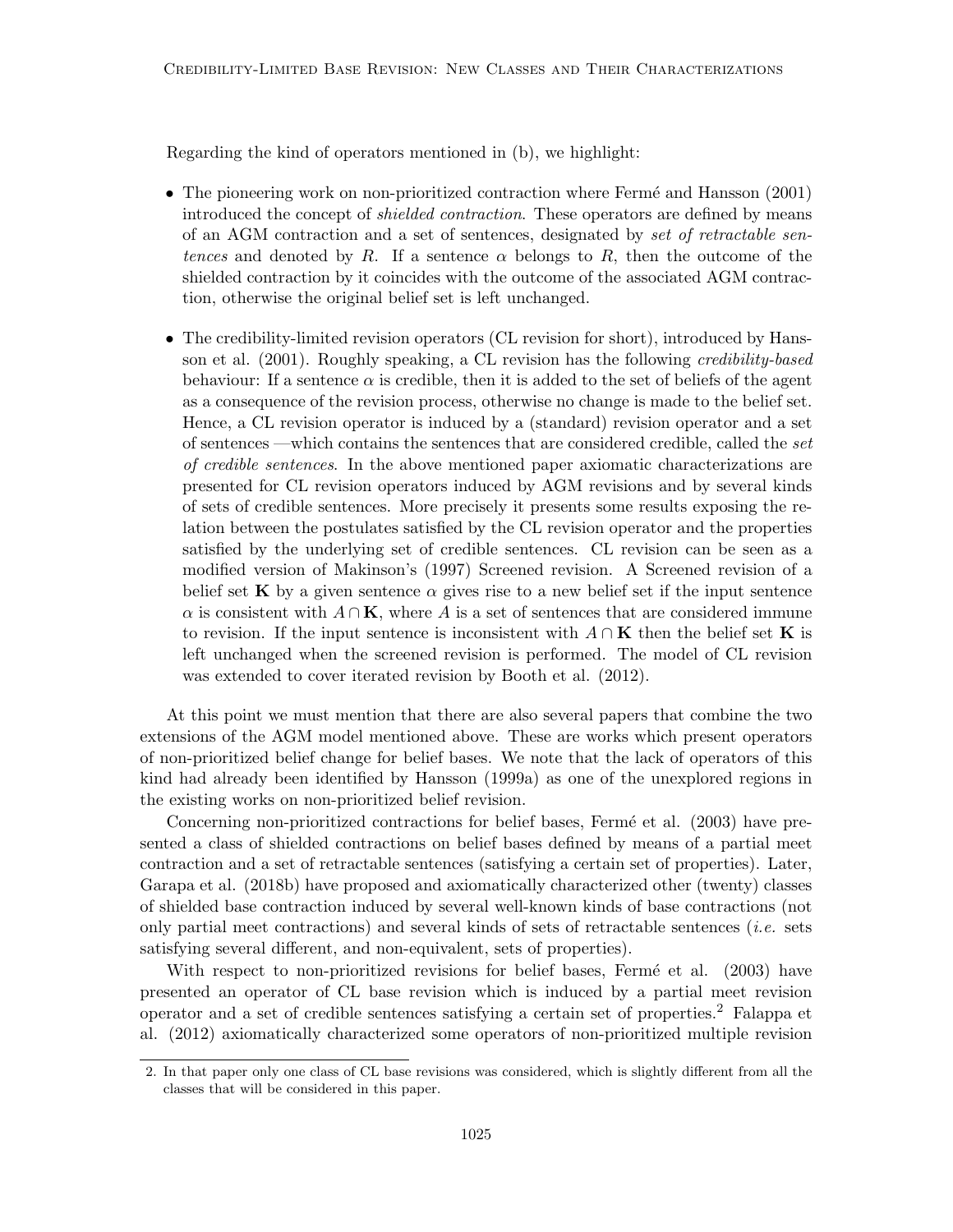Regarding the kind of operators mentioned in (b), we highlight:

- The pioneering work on non-prioritized contraction where Fermé and Hansson (2001) introduced the concept of *shielded contraction*. These operators are defined by means of an AGM contraction and a set of sentences, designated by *set of retractable sentences* and denoted by $R$. If a sentence $\alpha$ belongs to $R$, then the outcome of the shielded contraction by it coincides with the outcome of the associated AGM contraction, otherwise the original belief set is left unchanged.

- The credibility-limited revision operators (CL revision for short), introduced by Hansson et al. (2001). Roughly speaking, a CL revision has the following *credibility-based* behaviour: If a sentence $\alpha$ is credible, then it is added to the set of beliefs of the agent as a consequence of the revision process, otherwise no change is made to the belief set. Hence, a CL revision operator is induced by a (standard) revision operator and a set of sentences —which contains the sentences that are considered credible, called the *set of credible sentences*. In the above mentioned paper axiomatic characterizations are presented for CL revision operators induced by AGM revisions and by several kinds of sets of credible sentences. More precisely it presents some results exposing the relation between the postulates satisfied by the CL revision operator and the properties satisfied by the underlying set of credible sentences. CL revision can be seen as a modified version of Makinson's (1997) Screened revision. A Screened revision of a belief set $\mathbf{K}$ by a given sentence $\alpha$ gives rise to a new belief set if the input sentence $\alpha$ is consistent with $A \cap \mathbf{K}$, where $A$ is a set of sentences that are considered immune to revision. If the input sentence is inconsistent with $A \cap \mathbf{K}$ then the belief set $\mathbf{K}$ is left unchanged when the screened revision is performed. The model of CL revision was extended to cover iterated revision by Booth et al. (2012).

At this point we must mention that there are also several papers that combine the two extensions of the AGM model mentioned above. These are works which present operators of non-prioritized belief change for belief bases. We note that the lack of operators of this kind had already been identified by Hansson (1999a) as one of the unexplored regions in the existing works on non-prioritized belief revision.

Concerning non-prioritized contractions for belief bases, Fermé et al. (2003) have presented a class of shielded contractions on belief bases defined by means of a partial meet contraction and a set of retractable sentences (satisfying a certain set of properties). Later, Garapa et al. (2018b) have proposed and axiomatically characterized other (twenty) classes of shielded base contraction induced by several well-known kinds of base contractions (not only partial meet contractions) and several kinds of sets of retractable sentences (*i.e.* sets satisfying several different, and non-equivalent, sets of properties).

With respect to non-prioritized revisions for belief bases, Fermé et al. (2003) have presented an operator of CL base revision which is induced by a partial meet revision operator and a set of credible sentences satisfying a certain set of properties.[2] Falappa et al. (2012) axiomatically characterized some operators of non-prioritized multiple revision

2. In that paper only one class of CL base revisions was considered, which is slightly different from all the classes that will be considered in this paper.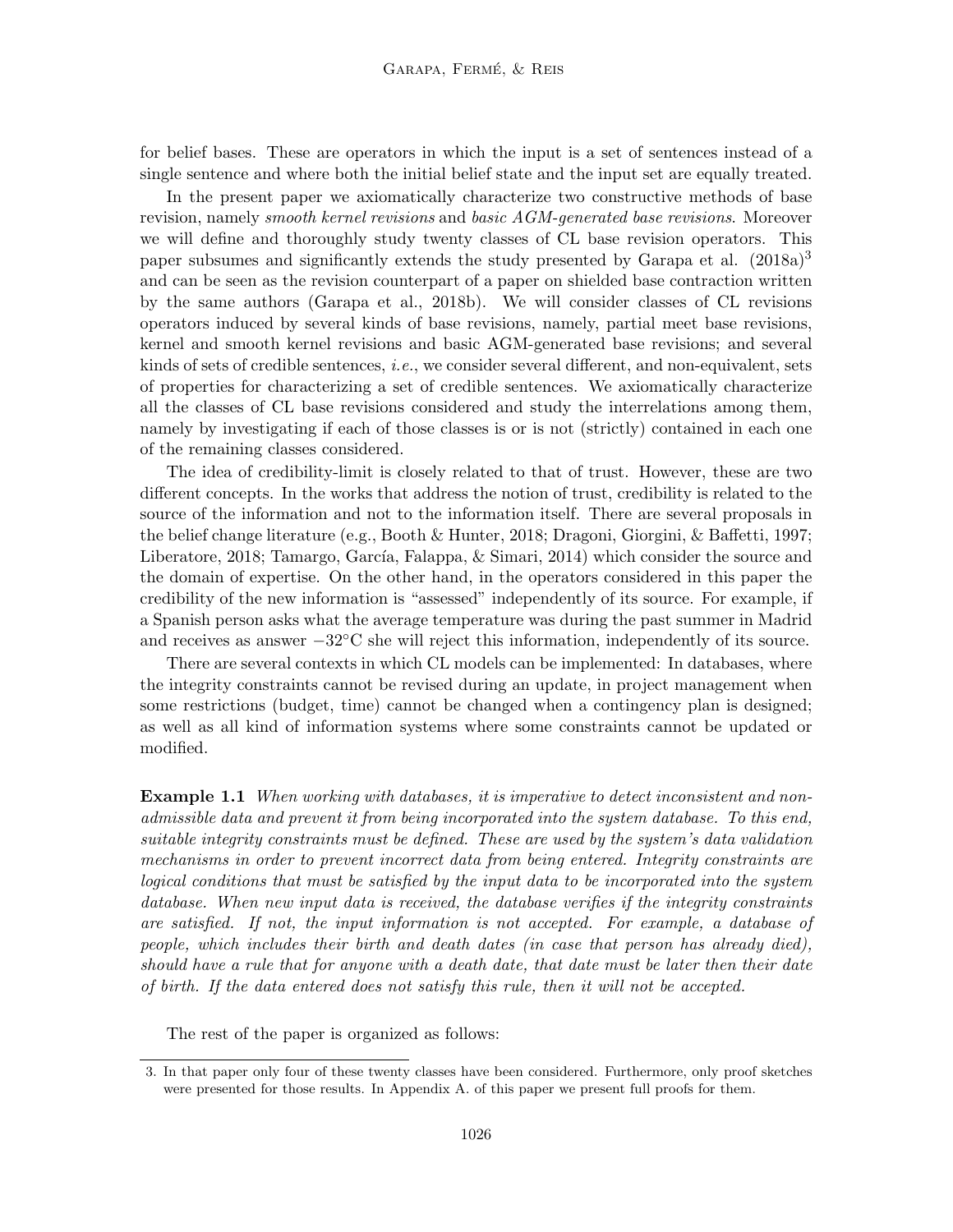for belief bases. These are operators in which the input is a set of sentences instead of a single sentence and where both the initial belief state and the input set are equally treated.

In the present paper we axiomatically characterize two constructive methods of base revision, namely *smooth kernel revisions* and *basic AGM-generated base revisions*. Moreover we will define and thoroughly study twenty classes of CL base revision operators. This paper subsumes and significantly extends the study presented by Garapa et al. (2018a)[3] and can be seen as the revision counterpart of a paper on shielded base contraction written by the same authors (Garapa et al., 2018b). We will consider classes of CL revisions operators induced by several kinds of base revisions, namely, partial meet base revisions, kernel and smooth kernel revisions and basic AGM-generated base revisions; and several kinds of sets of credible sentences, *i.e.*, we consider several different, and non-equivalent, sets of properties for characterizing a set of credible sentences. We axiomatically characterize all the classes of CL base revisions considered and study the interrelations among them, namely by investigating if each of those classes is or is not (strictly) contained in each one of the remaining classes considered.

The idea of credibility-limit is closely related to that of trust. However, these are two different concepts. In the works that address the notion of trust, credibility is related to the source of the information and not to the information itself. There are several proposals in the belief change literature (e.g., Booth & Hunter, 2018; Dragoni, Giorgini, & Baffetti, 1997; Liberatore, 2018; Tamargo, García, Falappa, & Simari, 2014) which consider the source and the domain of expertise. On the other hand, in the operators considered in this paper the credibility of the new information is "assessed" independently of its source. For example, if a Spanish person asks what the average temperature was during the past summer in Madrid and receives as answer $-32°$C she will reject this information, independently of its source.

There are several contexts in which CL models can be implemented: In databases, where the integrity constraints cannot be revised during an update, in project management when some restrictions (budget, time) cannot be changed when a contingency plan is designed; as well as all kind of information systems where some constraints cannot be updated or modified.

**Example 1.1** *When working with databases, it is imperative to detect inconsistent and non-admissible data and prevent it from being incorporated into the system database. To this end, suitable integrity constraints must be defined. These are used by the system's data validation mechanisms in order to prevent incorrect data from being entered. Integrity constraints are logical conditions that must be satisfied by the input data to be incorporated into the system database. When new input data is received, the database verifies if the integrity constraints are satisfied. If not, the input information is not accepted. For example, a database of people, which includes their birth and death dates (in case that person has already died), should have a rule that for anyone with a death date, that date must be later then their date of birth. If the data entered does not satisfy this rule, then it will not be accepted.*

The rest of the paper is organized as follows:

---

3. In that paper only four of these twenty classes have been considered. Furthermore, only proof sketches were presented for those results. In Appendix A. of this paper we present full proofs for them.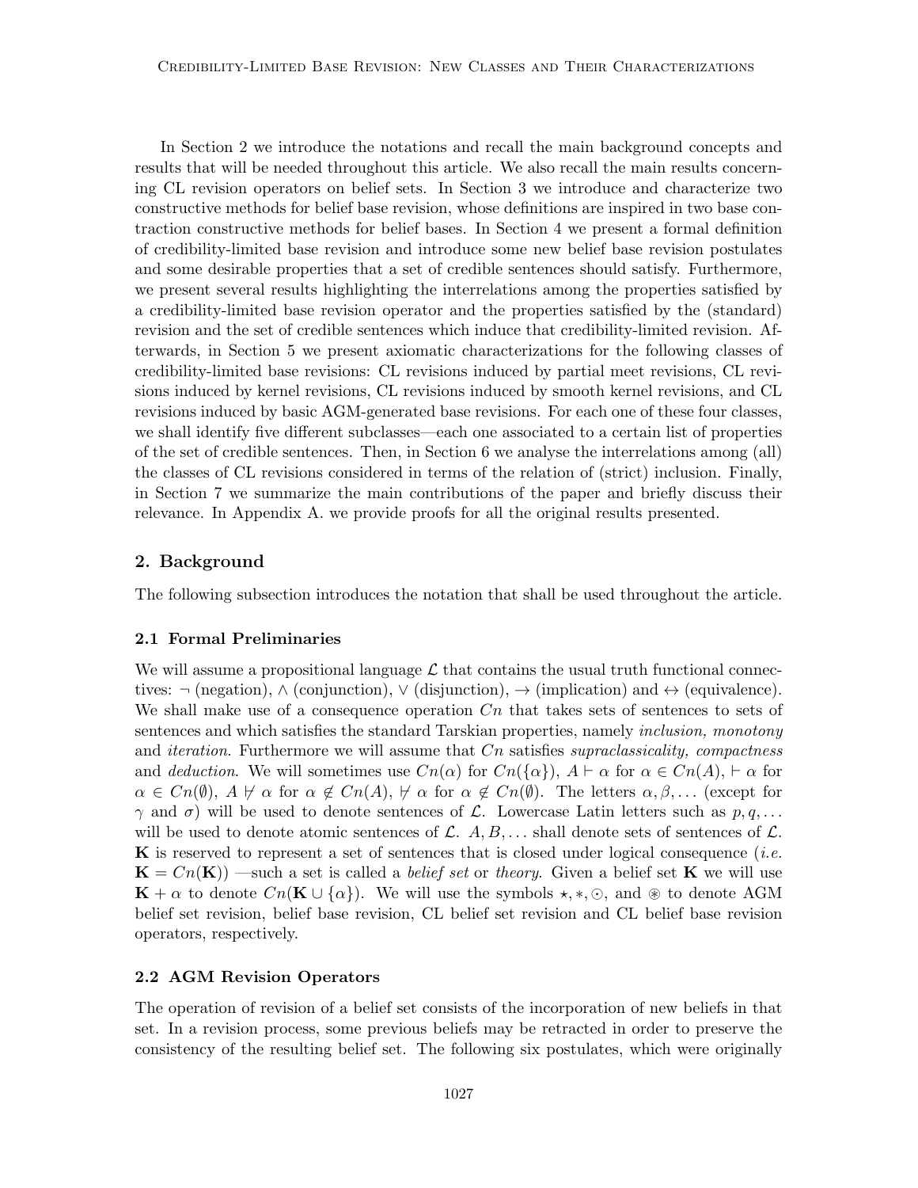In Section 2 we introduce the notations and recall the main background concepts and results that will be needed throughout this article. We also recall the main results concerning CL revision operators on belief sets. In Section 3 we introduce and characterize two constructive methods for belief base revision, whose definitions are inspired in two base contraction constructive methods for belief bases. In Section 4 we present a formal definition of credibility-limited base revision and introduce some new belief base revision postulates and some desirable properties that a set of credible sentences should satisfy. Furthermore, we present several results highlighting the interrelations among the properties satisfied by a credibility-limited base revision operator and the properties satisfied by the (standard) revision and the set of credible sentences which induce that credibility-limited revision. Afterwards, in Section 5 we present axiomatic characterizations for the following classes of credibility-limited base revisions: CL revisions induced by partial meet revisions, CL revisions induced by kernel revisions, CL revisions induced by smooth kernel revisions, and CL revisions induced by basic AGM-generated base revisions. For each one of these four classes, we shall identify five different subclasses—each one associated to a certain list of properties of the set of credible sentences. Then, in Section 6 we analyse the interrelations among (all) the classes of CL revisions considered in terms of the relation of (strict) inclusion. Finally, in Section 7 we summarize the main contributions of the paper and briefly discuss their relevance. In Appendix A. we provide proofs for all the original results presented.

## 2. Background

The following subsection introduces the notation that shall be used throughout the article.

### 2.1 Formal Preliminaries

We will assume a propositional language $\mathcal{L}$ that contains the usual truth functional connectives: $\neg$ (negation), $\wedge$ (conjunction), $\vee$ (disjunction), $\rightarrow$ (implication) and $\leftrightarrow$ (equivalence). We shall make use of a consequence operation $Cn$ that takes sets of sentences to sets of sentences and which satisfies the standard Tarskian properties, namely *inclusion, monotony* and *iteration*. Furthermore we will assume that $Cn$ satisfies *supraclassicality, compactness* and *deduction*. We will sometimes use $Cn(\alpha)$ for $Cn(\{\alpha\})$, $A \vdash \alpha$ for $\alpha \in Cn(A)$, $\vdash \alpha$ for $\alpha \in Cn(\emptyset)$, $A \nvdash \alpha$ for $\alpha \notin Cn(A)$, $\nvdash \alpha$ for $\alpha \notin Cn(\emptyset)$. The letters $\alpha, \beta, \ldots$ (except for $\gamma$ and $\sigma$) will be used to denote sentences of $\mathcal{L}$. Lowercase Latin letters such as $p, q, \ldots$ will be used to denote atomic sentences of $\mathcal{L}$. $A, B, \ldots$ shall denote sets of sentences of $\mathcal{L}$. $\mathbf{K}$ is reserved to represent a set of sentences that is closed under logical consequence (*i.e.* $\mathbf{K} = Cn(\mathbf{K})$) —such a set is called a *belief set* or *theory*. Given a belief set $\mathbf{K}$ we will use $\mathbf{K} + \alpha$ to denote $Cn(\mathbf{K} \cup \{\alpha\})$. We will use the symbols $\star, *, \odot$, and $\circledast$ to denote AGM belief set revision, belief base revision, CL belief set revision and CL belief base revision operators, respectively.

### 2.2 AGM Revision Operators

The operation of revision of a belief set consists of the incorporation of new beliefs in that set. In a revision process, some previous beliefs may be retracted in order to preserve the consistency of the resulting belief set. The following six postulates, which were originally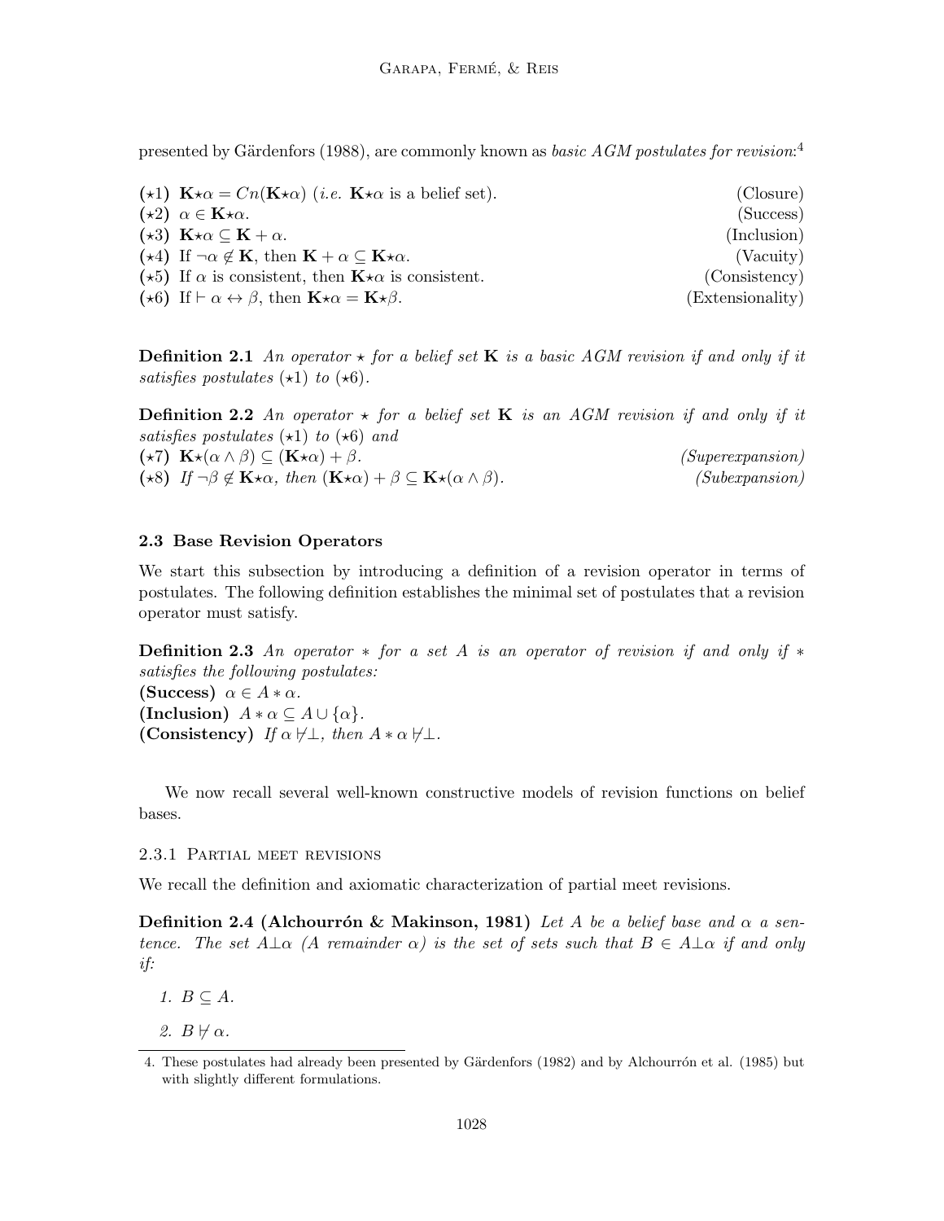presented by Gärdenfors (1988), are commonly known as *basic AGM postulates for revision*:[4]

($\star$1) $\mathbf{K}\star\alpha = Cn(\mathbf{K}\star\alpha)$ (*i.e.* $\mathbf{K}\star\alpha$ is a belief set). (Closure)
($\star$2) $\alpha \in \mathbf{K}\star\alpha$. (Success)
($\star$3) $\mathbf{K}\star\alpha \subseteq \mathbf{K} + \alpha$. (Inclusion)
($\star$4) If $\neg\alpha \notin \mathbf{K}$, then $\mathbf{K} + \alpha \subseteq \mathbf{K}\star\alpha$. (Vacuity)
($\star$5) If $\alpha$ is consistent, then $\mathbf{K}\star\alpha$ is consistent. (Consistency)
($\star$6) If $\vdash \alpha \leftrightarrow \beta$, then $\mathbf{K}\star\alpha = \mathbf{K}\star\beta$. (Extensionality)

**Definition 2.1** *An operator $\star$ for a belief set $\mathbf{K}$ is a basic AGM revision if and only if it satisfies postulates ($\star$1) to ($\star$6).*

**Definition 2.2** *An operator $\star$ for a belief set $\mathbf{K}$ is an AGM revision if and only if it satisfies postulates ($\star$1) to ($\star$6) and*
($\star$7) $\mathbf{K}\star(\alpha \wedge \beta) \subseteq (\mathbf{K}\star\alpha) + \beta$. *(Superexpansion)*
($\star$8) *If* $\neg\beta \notin \mathbf{K}\star\alpha$, *then* $(\mathbf{K}\star\alpha) + \beta \subseteq \mathbf{K}\star(\alpha \wedge \beta)$. *(Subexpansion)*

### 2.3 Base Revision Operators

We start this subsection by introducing a definition of a revision operator in terms of postulates. The following definition establishes the minimal set of postulates that a revision operator must satisfy.

**Definition 2.3** *An operator $*$ for a set $A$ is an operator of revision if and only if $*$ satisfies the following postulates:*
**(Success)** $\alpha \in A * \alpha$.
**(Inclusion)** $A * \alpha \subseteq A \cup \{\alpha\}$.
**(Consistency)** *If* $\alpha \nvdash \bot$, *then* $A * \alpha \nvdash \bot$.

We now recall several well-known constructive models of revision functions on belief bases.

#### 2.3.1 Partial meet revisions

We recall the definition and axiomatic characterization of partial meet revisions.

**Definition 2.4 (Alchourrón & Makinson, 1981)** *Let $A$ be a belief base and $\alpha$ a sentence. The set $A \perp \alpha$ ($A$ remainder $\alpha$) is the set of sets such that $B \in A \perp \alpha$ if and only if:*

1. $B \subseteq A$.
2. $B \nvdash \alpha$.

[4] These postulates had already been presented by Gärdenfors (1982) and by Alchourrón et al. (1985) but with slightly different formulations.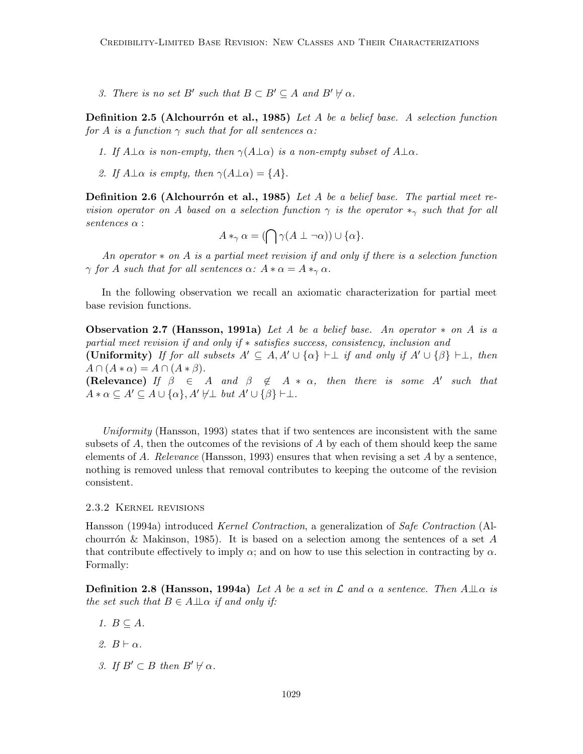3. *There is no set $B'$ such that $B \subset B' \subseteq A$ and $B' \not\vdash \alpha$.*

**Definition 2.5 (Alchourrón et al., 1985)** *Let $A$ be a belief base. A selection function for $A$ is a function $\gamma$ such that for all sentences $\alpha$:*

1. *If $A \perp \alpha$ is non-empty, then $\gamma(A \perp \alpha)$ is a non-empty subset of $A \perp \alpha$.*
2. *If $A \perp \alpha$ is empty, then $\gamma(A \perp \alpha) = \{A\}$.*

**Definition 2.6 (Alchourrón et al., 1985)** *Let $A$ be a belief base. The partial meet revision operator on $A$ based on a selection function $\gamma$ is the operator $*_\gamma$ such that for all sentences $\alpha$ :*

$$A *_\gamma \alpha = (\bigcap \gamma(A \perp \neg\alpha)) \cup \{\alpha\}.$$

*An operator $*$ on $A$ is a partial meet revision if and only if there is a selection function $\gamma$ for $A$ such that for all sentences $\alpha$: $A * \alpha = A *_\gamma \alpha$.*

In the following observation we recall an axiomatic characterization for partial meet base revision functions.

**Observation 2.7 (Hansson, 1991a)** *Let $A$ be a belief base. An operator $*$ on $A$ is a partial meet revision if and only if $*$ satisfies success, consistency, inclusion and*
**(Uniformity)** *If for all subsets $A' \subseteq A, A' \cup \{\alpha\} \vdash \perp$ if and only if $A' \cup \{\beta\} \vdash \perp$, then $A \cap (A * \alpha) = A \cap (A * \beta)$.*
**(Relevance)** *If $\beta \in A$ and $\beta \notin A * \alpha$, then there is some $A'$ such that $A * \alpha \subseteq A' \subseteq A \cup \{\alpha\}, A' \not\vdash \perp$ but $A' \cup \{\beta\} \vdash \perp$.*

*Uniformity* (Hansson, 1993) states that if two sentences are inconsistent with the same subsets of $A$, then the outcomes of the revisions of $A$ by each of them should keep the same elements of $A$. *Relevance* (Hansson, 1993) ensures that when revising a set $A$ by a sentence, nothing is removed unless that removal contributes to keeping the outcome of the revision consistent.

#### 2.3.2 Kernel revisions

Hansson (1994a) introduced *Kernel Contraction*, a generalization of *Safe Contraction* (Alchourrón & Makinson, 1985). It is based on a selection among the sentences of a set $A$ that contribute effectively to imply $\alpha$; and on how to use this selection in contracting by $\alpha$. Formally:

**Definition 2.8 (Hansson, 1994a)** *Let $A$ be a set in $\mathcal{L}$ and $\alpha$ a sentence. Then $A \perp\!\!\!\perp \alpha$ is the set such that $B \in A \perp\!\!\!\perp \alpha$ if and only if:*

1. *$B \subseteq A$.*
2. *$B \vdash \alpha$.*
3. *If $B' \subset B$ then $B' \not\vdash \alpha$.*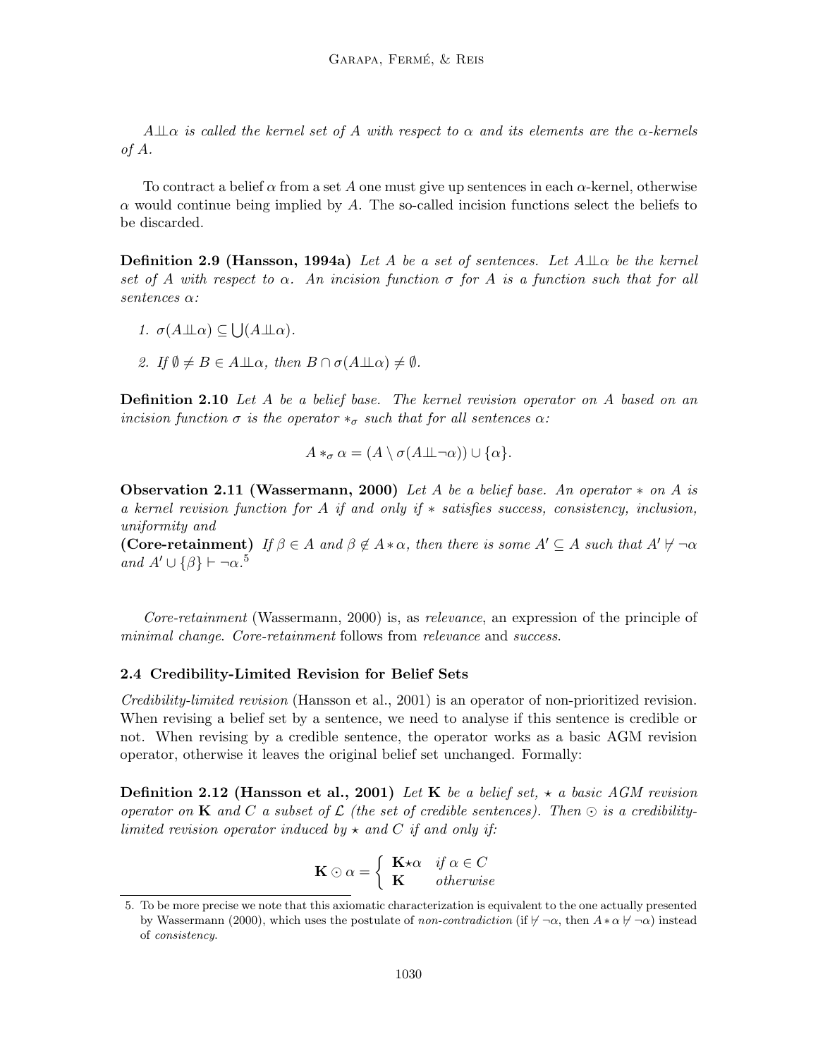*$A \perp\!\!\!\perp \alpha$ is called the kernel set of $A$ with respect to $\alpha$ and its elements are the $\alpha$-kernels of $A$.*

To contract a belief $\alpha$ from a set $A$ one must give up sentences in each $\alpha$-kernel, otherwise $\alpha$ would continue being implied by $A$. The so-called incision functions select the beliefs to be discarded.

**Definition 2.9 (Hansson, 1994a)** *Let $A$ be a set of sentences. Let $A \perp\!\!\!\perp \alpha$ be the kernel set of $A$ with respect to $\alpha$. An incision function $\sigma$ for $A$ is a function such that for all sentences $\alpha$:*

1. *$\sigma(A \perp\!\!\!\perp \alpha) \subseteq \bigcup(A \perp\!\!\!\perp \alpha)$.*
2. *If $\emptyset \neq B \in A \perp\!\!\!\perp \alpha$, then $B \cap \sigma(A \perp\!\!\!\perp \alpha) \neq \emptyset$.*

**Definition 2.10** *Let $A$ be a belief base. The kernel revision operator on $A$ based on an incision function $\sigma$ is the operator $*_\sigma$ such that for all sentences $\alpha$:*

$$A *_\sigma \alpha = (A \setminus \sigma(A \perp\!\!\!\perp \neg\alpha)) \cup \{\alpha\}.$$

**Observation 2.11 (Wassermann, 2000)** *Let $A$ be a belief base. An operator $*$ on $A$ is a kernel revision function for $A$ if and only if $*$ satisfies success, consistency, inclusion, uniformity and*

**(Core-retainment)** *If $\beta \in A$ and $\beta \notin A * \alpha$, then there is some $A' \subseteq A$ such that $A' \nvdash \neg\alpha$ and $A' \cup \{\beta\} \vdash \neg\alpha$.*[5]

*Core-retainment* (Wassermann, 2000) is, as *relevance*, an expression of the principle of *minimal change*. *Core-retainment* follows from *relevance* and *success*.

### 2.4 Credibility-Limited Revision for Belief Sets

*Credibility-limited revision* (Hansson et al., 2001) is an operator of non-prioritized revision. When revising a belief set by a sentence, we need to analyse if this sentence is credible or not. When revising by a credible sentence, the operator works as a basic AGM revision operator, otherwise it leaves the original belief set unchanged. Formally:

**Definition 2.12 (Hansson et al., 2001)** *Let $\mathbf{K}$ be a belief set, $\star$ a basic AGM revision operator on $\mathbf{K}$ and $C$ a subset of $\mathcal{L}$ (the set of credible sentences). Then $\odot$ is a credibility-limited revision operator induced by $\star$ and $C$ if and only if:*

$$\mathbf{K} \odot \alpha = \begin{cases} \mathbf{K} \star \alpha & \text{if } \alpha \in C \\ \mathbf{K} & \text{otherwise} \end{cases}$$

5. To be more precise we note that this axiomatic characterization is equivalent to the one actually presented by Wassermann (2000), which uses the postulate of *non-contradiction* (if $\nvdash \neg\alpha$, then $A * \alpha \nvdash \neg\alpha$) instead of *consistency*.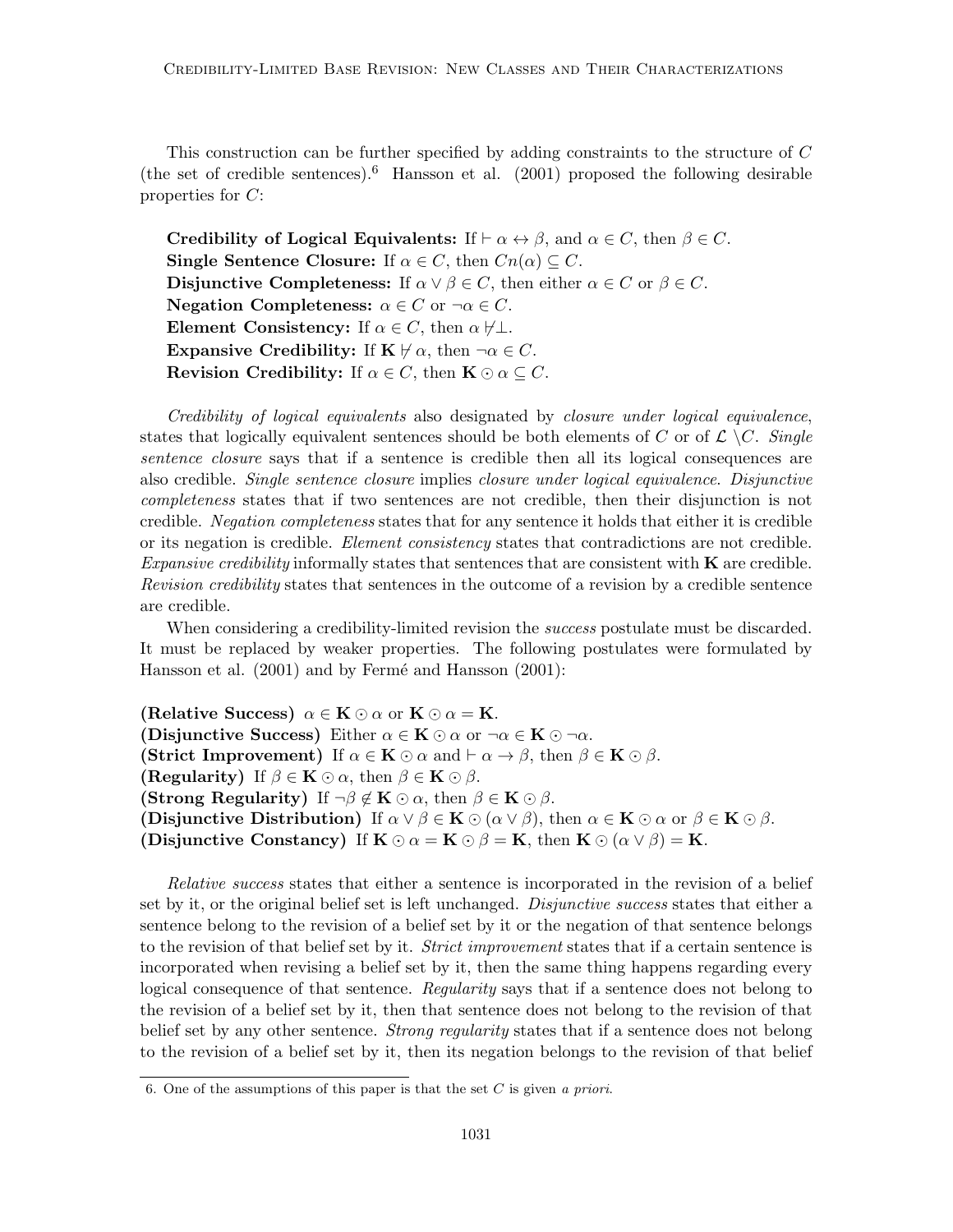This construction can be further specified by adding constraints to the structure of $C$ (the set of credible sentences).[6] Hansson et al. (2001) proposed the following desirable properties for $C$:

**Credibility of Logical Equivalents:** If $\vdash \alpha \leftrightarrow \beta$, and $\alpha \in C$, then $\beta \in C$.
**Single Sentence Closure:** If $\alpha \in C$, then $Cn(\alpha) \subseteq C$.
**Disjunctive Completeness:** If $\alpha \vee \beta \in C$, then either $\alpha \in C$ or $\beta \in C$.
**Negation Completeness:** $\alpha \in C$ or $\neg\alpha \in C$.
**Element Consistency:** If $\alpha \in C$, then $\alpha \nvdash \bot$.
**Expansive Credibility:** If $\mathbf{K} \nvdash \alpha$, then $\neg\alpha \in C$.
**Revision Credibility:** If $\alpha \in C$, then $\mathbf{K} \odot \alpha \subseteq C$.

*Credibility of logical equivalents* also designated by *closure under logical equivalence*, states that logically equivalent sentences should be both elements of $C$ or of $\mathcal{L} \setminus C$. *Single sentence closure* says that if a sentence is credible then all its logical consequences are also credible. *Single sentence closure* implies *closure under logical equivalence*. *Disjunctive completeness* states that if two sentences are not credible, then their disjunction is not credible. *Negation completeness* states that for any sentence it holds that either it is credible or its negation is credible. *Element consistency* states that contradictions are not credible. *Expansive credibility* informally states that sentences that are consistent with $\mathbf{K}$ are credible. *Revision credibility* states that sentences in the outcome of a revision by a credible sentence are credible.

When considering a credibility-limited revision the *success* postulate must be discarded. It must be replaced by weaker properties. The following postulates were formulated by Hansson et al. (2001) and by Fermé and Hansson (2001):

**(Relative Success)** $\alpha \in \mathbf{K} \odot \alpha$ or $\mathbf{K} \odot \alpha = \mathbf{K}$.
**(Disjunctive Success)** Either $\alpha \in \mathbf{K} \odot \alpha$ or $\neg\alpha \in \mathbf{K} \odot \neg\alpha$.
**(Strict Improvement)** If $\alpha \in \mathbf{K} \odot \alpha$ and $\vdash \alpha \rightarrow \beta$, then $\beta \in \mathbf{K} \odot \beta$.
**(Regularity)** If $\beta \in \mathbf{K} \odot \alpha$, then $\beta \in \mathbf{K} \odot \beta$.
**(Strong Regularity)** If $\neg\beta \notin \mathbf{K} \odot \alpha$, then $\beta \in \mathbf{K} \odot \beta$.
**(Disjunctive Distribution)** If $\alpha \vee \beta \in \mathbf{K} \odot (\alpha \vee \beta)$, then $\alpha \in \mathbf{K} \odot \alpha$ or $\beta \in \mathbf{K} \odot \beta$.
**(Disjunctive Constancy)** If $\mathbf{K} \odot \alpha = \mathbf{K} \odot \beta = \mathbf{K}$, then $\mathbf{K} \odot (\alpha \vee \beta) = \mathbf{K}$.

*Relative success* states that either a sentence is incorporated in the revision of a belief set by it, or the original belief set is left unchanged. *Disjunctive success* states that either a sentence belong to the revision of a belief set by it or the negation of that sentence belongs to the revision of that belief set by it. *Strict improvement* states that if a certain sentence is incorporated when revising a belief set by it, then the same thing happens regarding every logical consequence of that sentence. *Regularity* says that if a sentence does not belong to the revision of a belief set by it, then that sentence does not belong to the revision of that belief set by any other sentence. *Strong regularity* states that if a sentence does not belong to the revision of a belief set by it, then its negation belongs to the revision of that belief

6. One of the assumptions of this paper is that the set $C$ is given *a priori*.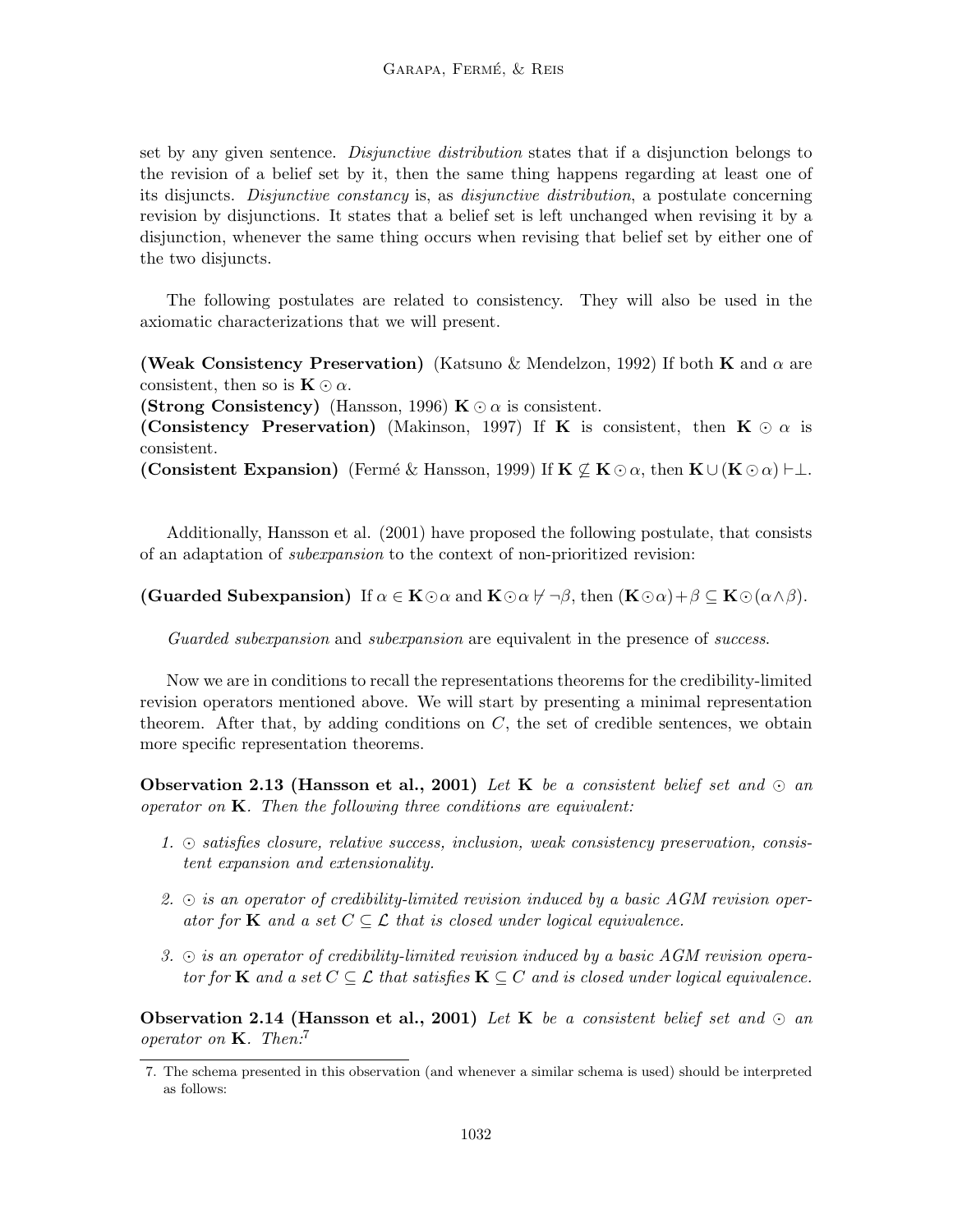set by any given sentence. *Disjunctive distribution* states that if a disjunction belongs to the revision of a belief set by it, then the same thing happens regarding at least one of its disjuncts. *Disjunctive constancy* is, as *disjunctive distribution*, a postulate concerning revision by disjunctions. It states that a belief set is left unchanged when revising it by a disjunction, whenever the same thing occurs when revising that belief set by either one of the two disjuncts.

The following postulates are related to consistency. They will also be used in the axiomatic characterizations that we will present.

**(Weak Consistency Preservation)** (Katsuno & Mendelzon, 1992) If both $\mathbf{K}$ and $\alpha$ are consistent, then so is $\mathbf{K} \odot \alpha$.
**(Strong Consistency)** (Hansson, 1996) $\mathbf{K} \odot \alpha$ is consistent.
**(Consistency Preservation)** (Makinson, 1997) If $\mathbf{K}$ is consistent, then $\mathbf{K} \odot \alpha$ is consistent.
**(Consistent Expansion)** (Fermé & Hansson, 1999) If $\mathbf{K} \not\subseteq \mathbf{K} \odot \alpha$, then $\mathbf{K} \cup (\mathbf{K} \odot \alpha) \vdash \perp$.

Additionally, Hansson et al. (2001) have proposed the following postulate, that consists of an adaptation of *subexpansion* to the context of non-prioritized revision:

**(Guarded Subexpansion)** If $\alpha \in \mathbf{K} \odot \alpha$ and $\mathbf{K} \odot \alpha \not\vdash \neg\beta$, then $(\mathbf{K} \odot \alpha) + \beta \subseteq \mathbf{K} \odot (\alpha \wedge \beta)$.

*Guarded subexpansion* and *subexpansion* are equivalent in the presence of *success*.

Now we are in conditions to recall the representations theorems for the credibility-limited revision operators mentioned above. We will start by presenting a minimal representation theorem. After that, by adding conditions on $C$, the set of credible sentences, we obtain more specific representation theorems.

**Observation 2.13 (Hansson et al., 2001)** *Let $\mathbf{K}$ be a consistent belief set and $\odot$ an operator on $\mathbf{K}$. Then the following three conditions are equivalent:*

1. *$\odot$ satisfies closure, relative success, inclusion, weak consistency preservation, consistent expansion and extensionality.*
2. *$\odot$ is an operator of credibility-limited revision induced by a basic AGM revision operator for $\mathbf{K}$ and a set $C \subseteq \mathcal{L}$ that is closed under logical equivalence.*
3. *$\odot$ is an operator of credibility-limited revision induced by a basic AGM revision operator for $\mathbf{K}$ and a set $C \subseteq \mathcal{L}$ that satisfies $\mathbf{K} \subseteq C$ and is closed under logical equivalence.*

**Observation 2.14 (Hansson et al., 2001)** *Let $\mathbf{K}$ be a consistent belief set and $\odot$ an operator on $\mathbf{K}$. Then:*[7]

7. The schema presented in this observation (and whenever a similar schema is used) should be interpreted as follows: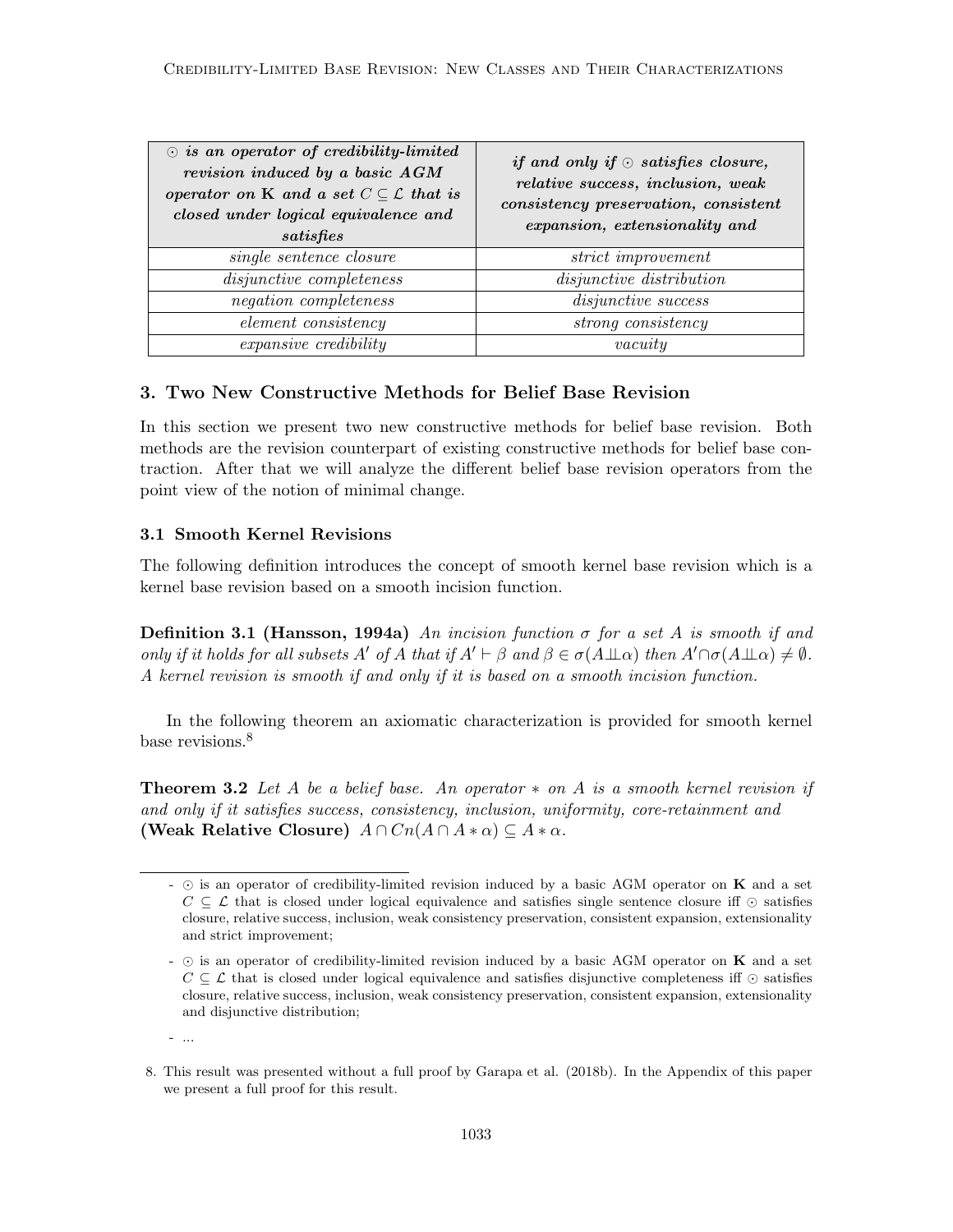| $\odot$ ***is an operator of credibility-limited revision induced by a basic AGM operator on* K *and a set* $C \subseteq \mathcal{L}$ *that is closed under logical equivalence and satisfies*** | ***if and only if*** $\odot$ ***satisfies closure, relative success, inclusion, weak consistency preservation, consistent expansion, extensionality and*** |
|---|---|
| *single sentence closure* | *strict improvement* |
| *disjunctive completeness* | *disjunctive distribution* |
| *negation completeness* | *disjunctive success* |
| *element consistency* | *strong consistency* |
| *expansive credibility* | *vacuity* |

## 3. Two New Constructive Methods for Belief Base Revision

In this section we present two new constructive methods for belief base revision. Both methods are the revision counterpart of existing constructive methods for belief base contraction. After that we will analyze the different belief base revision operators from the point view of the notion of minimal change.

### 3.1 Smooth Kernel Revisions

The following definition introduces the concept of smooth kernel base revision which is a kernel base revision based on a smooth incision function.

**Definition 3.1 (Hansson, 1994a)** *An incision function* $\sigma$ *for a set* $A$ *is smooth if and only if it holds for all subsets* $A'$ *of* $A$ *that if* $A' \vdash \beta$ *and* $\beta \in \sigma(A \perp\!\!\!\perp \alpha)$ *then* $A' \cap \sigma(A \perp\!\!\!\perp \alpha) \neq \emptyset$. *A kernel revision is smooth if and only if it is based on a smooth incision function.*

In the following theorem an axiomatic characterization is provided for smooth kernel base revisions.[8]

**Theorem 3.2** *Let* $A$ *be a belief base. An operator* $*$ *on* $A$ *is a smooth kernel revision if and only if it satisfies success, consistency, inclusion, uniformity, core-retainment and* **(Weak Relative Closure)** $A \cap Cn(A \cap A * \alpha) \subseteq A * \alpha$.

---

- $\odot$ is an operator of credibility-limited revision induced by a basic AGM operator on **K** and a set $C \subseteq \mathcal{L}$ that is closed under logical equivalence and satisfies single sentence closure iff $\odot$ satisfies closure, relative success, inclusion, weak consistency preservation, consistent expansion, extensionality and strict improvement;

- $\odot$ is an operator of credibility-limited revision induced by a basic AGM operator on **K** and a set $C \subseteq \mathcal{L}$ that is closed under logical equivalence and satisfies disjunctive completeness iff $\odot$ satisfies closure, relative success, inclusion, weak consistency preservation, consistent expansion, extensionality and disjunctive distribution;

- ...

8. This result was presented without a full proof by Garapa et al. (2018b). In the Appendix of this paper we present a full proof for this result.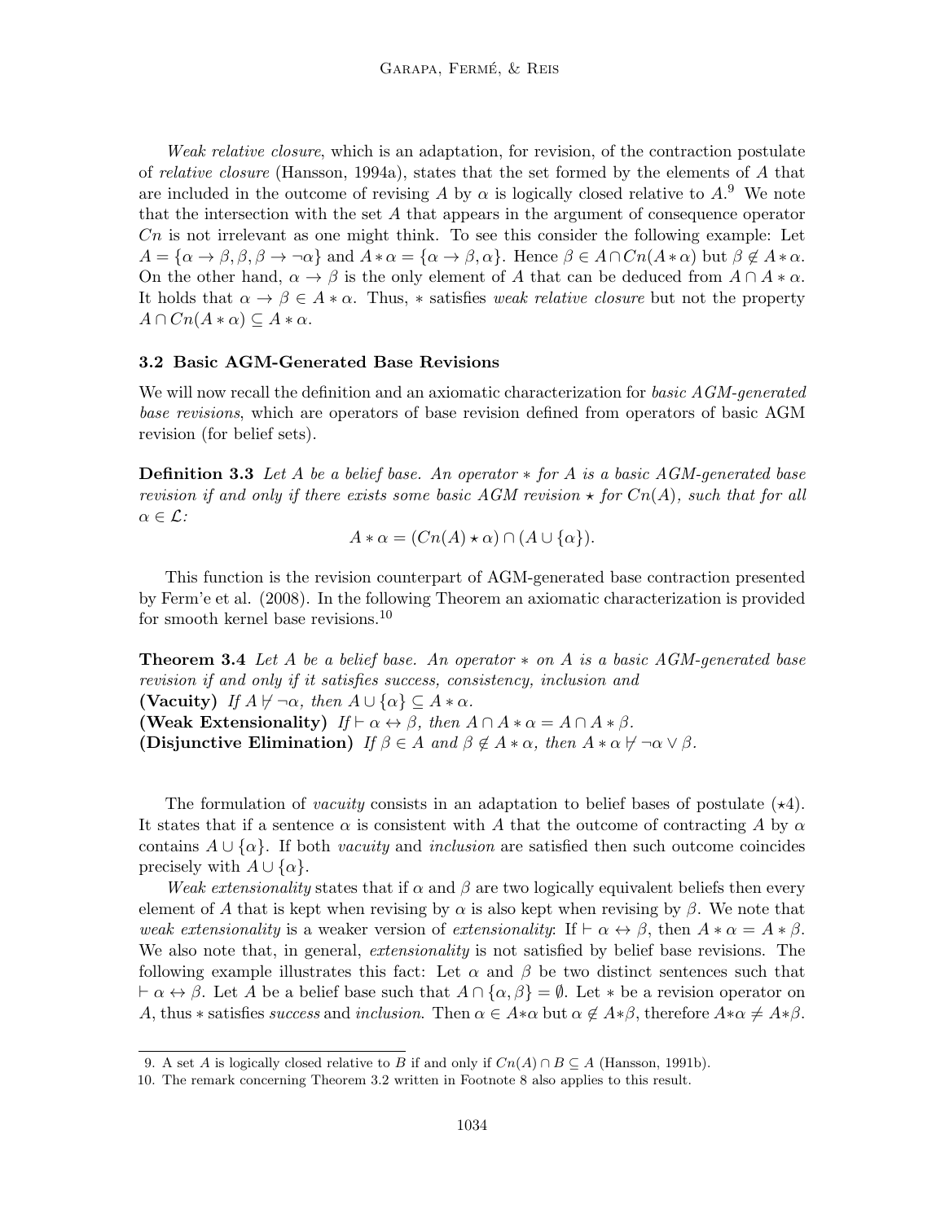*Weak relative closure*, which is an adaptation, for revision, of the contraction postulate of *relative closure* (Hansson, 1994a), states that the set formed by the elements of $A$ that are included in the outcome of revising $A$ by $\alpha$ is logically closed relative to $A$.[9] We note that the intersection with the set $A$ that appears in the argument of consequence operator $Cn$ is not irrelevant as one might think. To see this consider the following example: Let $A = \{\alpha \rightarrow \beta, \beta, \beta \rightarrow \neg\alpha\}$ and $A * \alpha = \{\alpha \rightarrow \beta, \alpha\}$. Hence $\beta \in A \cap Cn(A * \alpha)$ but $\beta \notin A * \alpha$. On the other hand, $\alpha \rightarrow \beta$ is the only element of $A$ that can be deduced from $A \cap A * \alpha$. It holds that $\alpha \rightarrow \beta \in A * \alpha$. Thus, $*$ satisfies *weak relative closure* but not the property $A \cap Cn(A * \alpha) \subseteq A * \alpha$.

### 3.2 Basic AGM-Generated Base Revisions

We will now recall the definition and an axiomatic characterization for *basic AGM-generated base revisions*, which are operators of base revision defined from operators of basic AGM revision (for belief sets).

**Definition 3.3** *Let $A$ be a belief base. An operator $*$ for $A$ is a basic AGM-generated base revision if and only if there exists some basic AGM revision $\star$ for $Cn(A)$, such that for all $\alpha \in \mathcal{L}$:*

$$A * \alpha = (Cn(A) \star \alpha) \cap (A \cup \{\alpha\}).$$

This function is the revision counterpart of AGM-generated base contraction presented by Ferm'e et al. (2008). In the following Theorem an axiomatic characterization is provided for smooth kernel base revisions.[10]

**Theorem 3.4** *Let $A$ be a belief base. An operator $*$ on $A$ is a basic AGM-generated base revision if and only if it satisfies success, consistency, inclusion and*

**(Vacuity)** *If $A \nvdash \neg\alpha$, then $A \cup \{\alpha\} \subseteq A * \alpha$.*

**(Weak Extensionality)** *If $\vdash \alpha \leftrightarrow \beta$, then $A \cap A * \alpha = A \cap A * \beta$.*

**(Disjunctive Elimination)** *If $\beta \in A$ and $\beta \notin A * \alpha$, then $A * \alpha \nvdash \neg\alpha \vee \beta$.*

The formulation of *vacuity* consists in an adaptation to belief bases of postulate ($\star$4). It states that if a sentence $\alpha$ is consistent with $A$ that the outcome of contracting $A$ by $\alpha$ contains $A \cup \{\alpha\}$. If both *vacuity* and *inclusion* are satisfied then such outcome coincides precisely with $A \cup \{\alpha\}$.

*Weak extensionality* states that if $\alpha$ and $\beta$ are two logically equivalent beliefs then every element of $A$ that is kept when revising by $\alpha$ is also kept when revising by $\beta$. We note that *weak extensionality* is a weaker version of *extensionality*: If $\vdash \alpha \leftrightarrow \beta$, then $A * \alpha = A * \beta$. We also note that, in general, *extensionality* is not satisfied by belief base revisions. The following example illustrates this fact: Let $\alpha$ and $\beta$ be two distinct sentences such that $\vdash \alpha \leftrightarrow \beta$. Let $A$ be a belief base such that $A \cap \{\alpha, \beta\} = \emptyset$. Let $*$ be a revision operator on $A$, thus $*$ satisfies *success* and *inclusion*. Then $\alpha \in A*\alpha$ but $\alpha \notin A*\beta$, therefore $A*\alpha \neq A*\beta$.

---

9. A set $A$ is logically closed relative to $B$ if and only if $Cn(A) \cap B \subseteq A$ (Hansson, 1991b).

10. The remark concerning Theorem 3.2 written in Footnote 8 also applies to this result.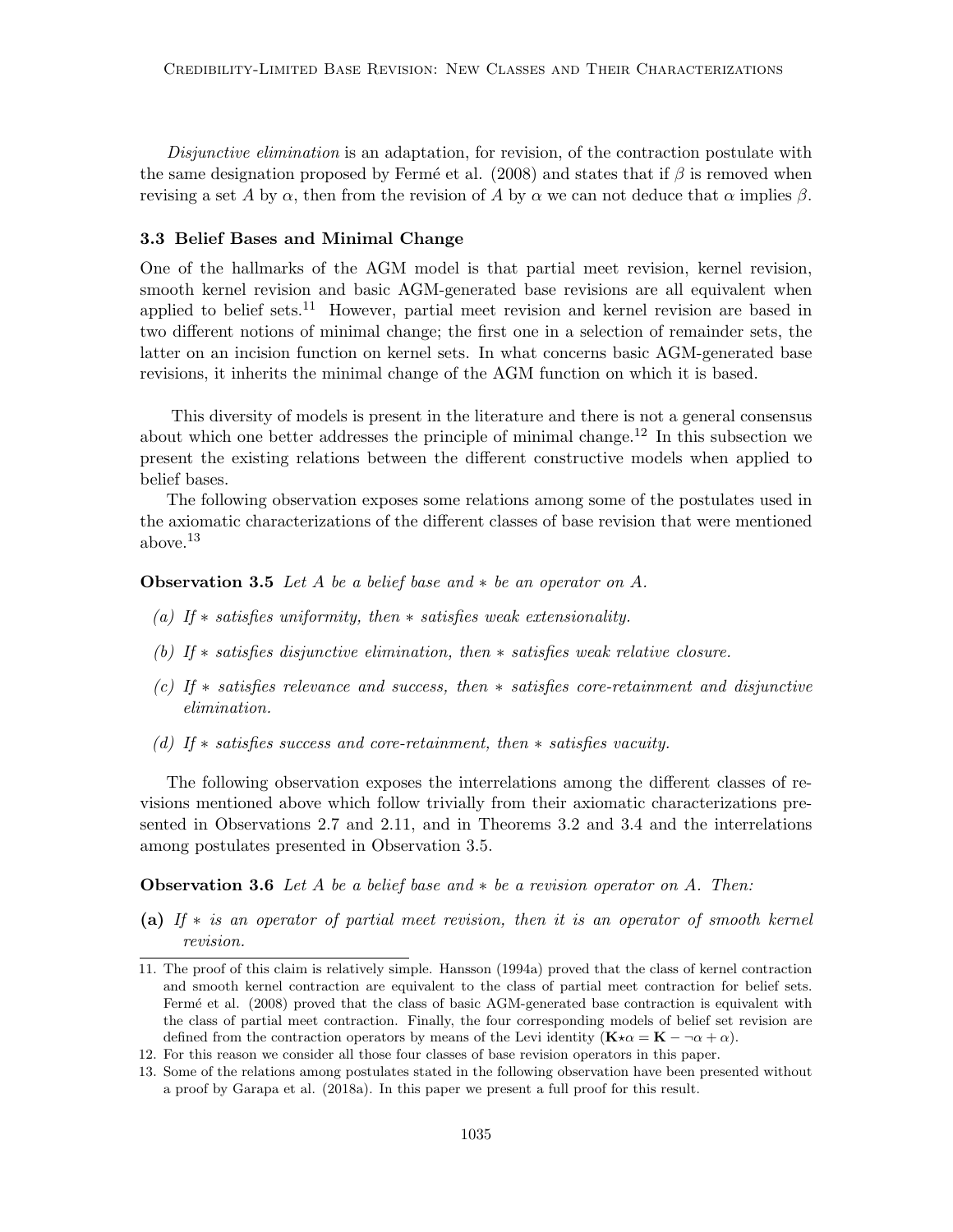*Disjunctive elimination* is an adaptation, for revision, of the contraction postulate with the same designation proposed by Fermé et al. (2008) and states that if $\beta$ is removed when revising a set $A$ by $\alpha$, then from the revision of $A$ by $\alpha$ we can not deduce that $\alpha$ implies $\beta$.

### 3.3 Belief Bases and Minimal Change

One of the hallmarks of the AGM model is that partial meet revision, kernel revision, smooth kernel revision and basic AGM-generated base revisions are all equivalent when applied to belief sets.[11] However, partial meet revision and kernel revision are based in two different notions of minimal change; the first one in a selection of remainder sets, the latter on an incision function on kernel sets. In what concerns basic AGM-generated base revisions, it inherits the minimal change of the AGM function on which it is based.

This diversity of models is present in the literature and there is not a general consensus about which one better addresses the principle of minimal change.[12] In this subsection we present the existing relations between the different constructive models when applied to belief bases.

The following observation exposes some relations among some of the postulates used in the axiomatic characterizations of the different classes of base revision that were mentioned above.[13]

**Observation 3.5** *Let $A$ be a belief base and $*$ be an operator on $A$.*

- *(a) If $*$ satisfies uniformity, then $*$ satisfies weak extensionality.*
- *(b) If $*$ satisfies disjunctive elimination, then $*$ satisfies weak relative closure.*
- *(c) If $*$ satisfies relevance and success, then $*$ satisfies core-retainment and disjunctive elimination.*
- *(d) If $*$ satisfies success and core-retainment, then $*$ satisfies vacuity.*

The following observation exposes the interrelations among the different classes of revisions mentioned above which follow trivially from their axiomatic characterizations presented in Observations 2.7 and 2.11, and in Theorems 3.2 and 3.4 and the interrelations among postulates presented in Observation 3.5.

**Observation 3.6** *Let $A$ be a belief base and $*$ be a revision operator on $A$. Then:*

**(a)** *If $*$ is an operator of partial meet revision, then it is an operator of smooth kernel revision.*

---

11. The proof of this claim is relatively simple. Hansson (1994a) proved that the class of kernel contraction and smooth kernel contraction are equivalent to the class of partial meet contraction for belief sets. Fermé et al. (2008) proved that the class of basic AGM-generated base contraction is equivalent with the class of partial meet contraction. Finally, the four corresponding models of belief set revision are defined from the contraction operators by means of the Levi identity ($\mathbf{K}\star\alpha = \mathbf{K} - \neg\alpha + \alpha$).

12. For this reason we consider all those four classes of base revision operators in this paper.

13. Some of the relations among postulates stated in the following observation have been presented without a proof by Garapa et al. (2018a). In this paper we present a full proof for this result.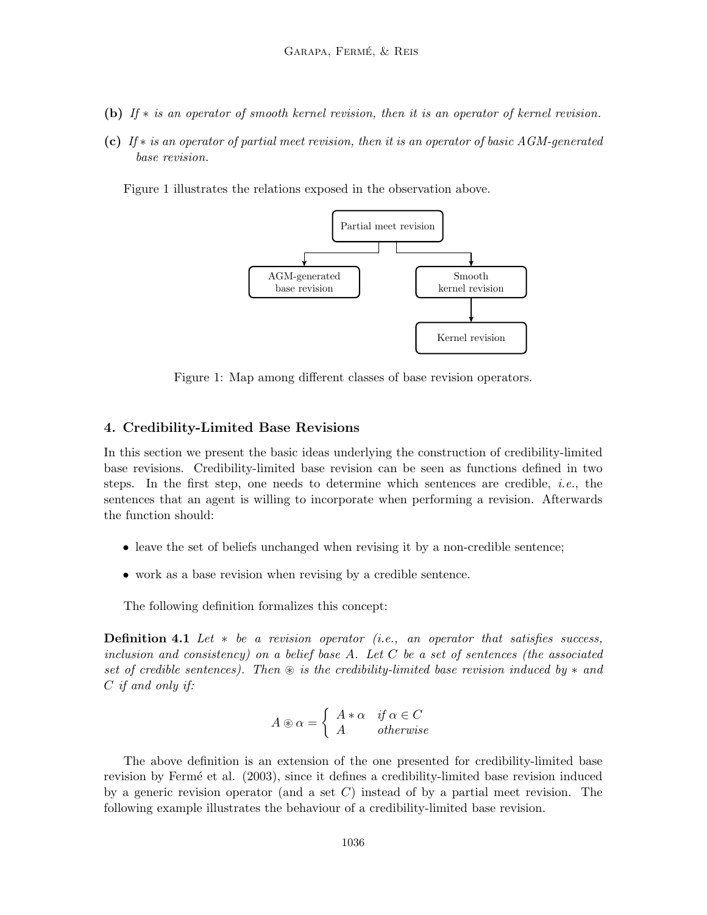**(b)** *If $*$ is an operator of smooth kernel revision, then it is an operator of kernel revision.*

**(c)** *If $*$ is an operator of partial meet revision, then it is an operator of basic AGM-generated base revision.*

Figure 1 illustrates the relations exposed in the observation above.

Partial meet revision

AGM-generated base revision

Smooth kernel revision

Kernel revision

Figure 1: Map among different classes of base revision operators.

## 4. Credibility-Limited Base Revisions

In this section we present the basic ideas underlying the construction of credibility-limited base revisions. Credibility-limited base revision can be seen as functions defined in two steps. In the first step, one needs to determine which sentences are credible, *i.e.*, the sentences that an agent is willing to incorporate when performing a revision. Afterwards the function should:

- leave the set of beliefs unchanged when revising it by a non-credible sentence;
- work as a base revision when revising by a credible sentence.

The following definition formalizes this concept:

**Definition 4.1** *Let $*$ be a revision operator (i.e., an operator that satisfies success, inclusion and consistency) on a belief base $A$. Let $C$ be a set of sentences (the associated set of credible sentences). Then $\circledast$ is the credibility-limited base revision induced by $*$ and $C$ if and only if:*

$$A \circledast \alpha = \begin{cases} A * \alpha & \text{if } \alpha \in C \\ A & \text{otherwise} \end{cases}$$

The above definition is an extension of the one presented for credibility-limited base revision by Fermé et al. (2003), since it defines a credibility-limited base revision induced by a generic revision operator (and a set $C$) instead of by a partial meet revision. The following example illustrates the behaviour of a credibility-limited base revision.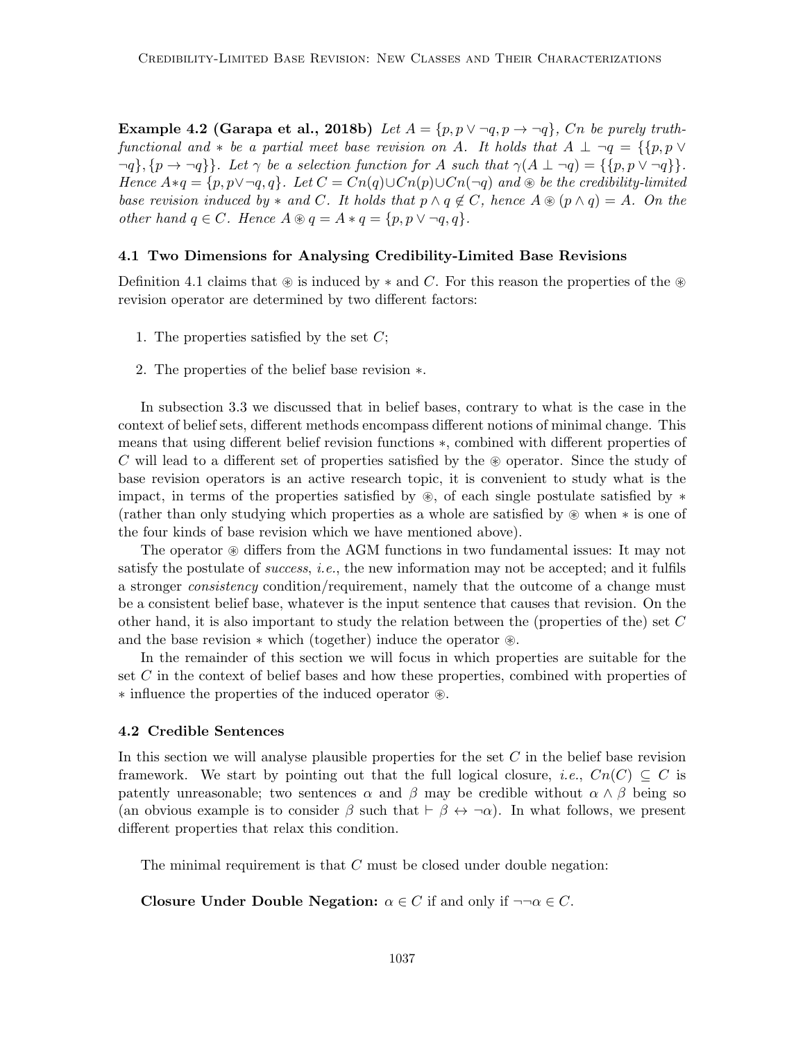**Example 4.2 (Garapa et al., 2018b)** *Let $A = \{p, p \vee \neg q, p \rightarrow \neg q\}$, $Cn$ be purely truth-functional and $*$ be a partial meet base revision on $A$. It holds that $A \perp \neg q = \{\{p, p \vee \neg q\}, \{p \rightarrow \neg q\}\}$. Let $\gamma$ be a selection function for $A$ such that $\gamma(A \perp \neg q) = \{\{p, p \vee \neg q\}\}$. Hence $A * q = \{p, p \vee \neg q, q\}$. Let $C = Cn(q) \cup Cn(p) \cup Cn(\neg q)$ and $\circledast$ be the credibility-limited base revision induced by $*$ and $C$. It holds that $p \wedge q \notin C$, hence $A \circledast (p \wedge q) = A$. On the other hand $q \in C$. Hence $A \circledast q = A * q = \{p, p \vee \neg q, q\}$.*

### 4.1 Two Dimensions for Analysing Credibility-Limited Base Revisions

Definition 4.1 claims that $\circledast$ is induced by $*$ and $C$. For this reason the properties of the $\circledast$ revision operator are determined by two different factors:

1. The properties satisfied by the set $C$;
2. The properties of the belief base revision $*$.

In subsection 3.3 we discussed that in belief bases, contrary to what is the case in the context of belief sets, different methods encompass different notions of minimal change. This means that using different belief revision functions $*$, combined with different properties of $C$ will lead to a different set of properties satisfied by the $\circledast$ operator. Since the study of base revision operators is an active research topic, it is convenient to study what is the impact, in terms of the properties satisfied by $\circledast$, of each single postulate satisfied by $*$ (rather than only studying which properties as a whole are satisfied by $\circledast$ when $*$ is one of the four kinds of base revision which we have mentioned above).

The operator $\circledast$ differs from the AGM functions in two fundamental issues: It may not satisfy the postulate of *success*, *i.e.*, the new information may not be accepted; and it fulfils a stronger *consistency* condition/requirement, namely that the outcome of a change must be a consistent belief base, whatever is the input sentence that causes that revision. On the other hand, it is also important to study the relation between the (properties of the) set $C$ and the base revision $*$ which (together) induce the operator $\circledast$.

In the remainder of this section we will focus in which properties are suitable for the set $C$ in the context of belief bases and how these properties, combined with properties of $*$ influence the properties of the induced operator $\circledast$.

### 4.2 Credible Sentences

In this section we will analyse plausible properties for the set $C$ in the belief base revision framework. We start by pointing out that the full logical closure, *i.e.*, $Cn(C) \subseteq C$ is patently unreasonable; two sentences $\alpha$ and $\beta$ may be credible without $\alpha \wedge \beta$ being so (an obvious example is to consider $\beta$ such that $\vdash \beta \leftrightarrow \neg\alpha$). In what follows, we present different properties that relax this condition.

The minimal requirement is that $C$ must be closed under double negation:

**Closure Under Double Negation:** $\alpha \in C$ if and only if $\neg\neg\alpha \in C$.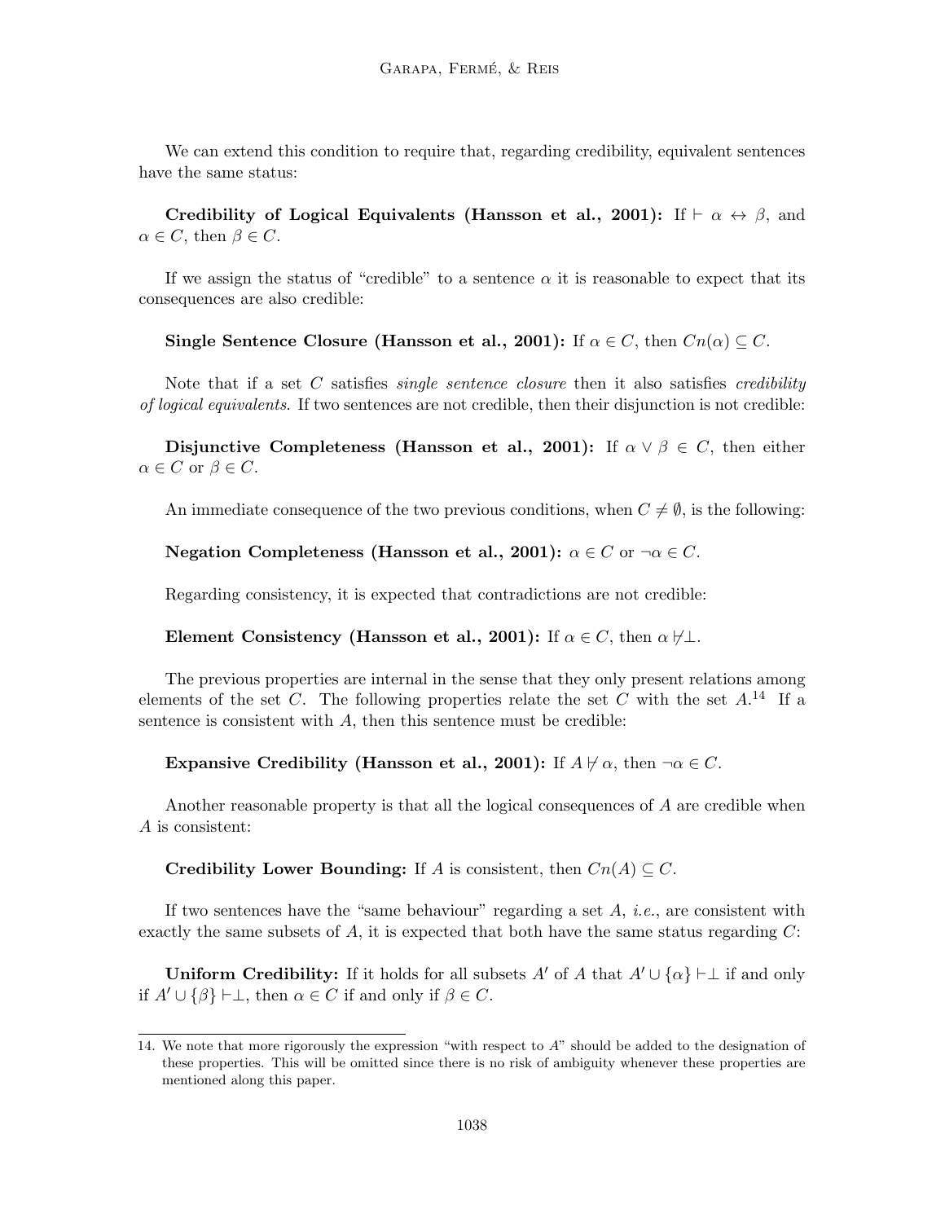We can extend this condition to require that, regarding credibility, equivalent sentences have the same status:

**Credibility of Logical Equivalents (Hansson et al., 2001):** If $\vdash \alpha \leftrightarrow \beta$, and $\alpha \in C$, then $\beta \in C$.

If we assign the status of "credible" to a sentence $\alpha$ it is reasonable to expect that its consequences are also credible:

**Single Sentence Closure (Hansson et al., 2001):** If $\alpha \in C$, then $Cn(\alpha) \subseteq C$.

Note that if a set $C$ satisfies *single sentence closure* then it also satisfies *credibility of logical equivalents*. If two sentences are not credible, then their disjunction is not credible:

**Disjunctive Completeness (Hansson et al., 2001):** If $\alpha \vee \beta \in C$, then either $\alpha \in C$ or $\beta \in C$.

An immediate consequence of the two previous conditions, when $C \neq \emptyset$, is the following:

**Negation Completeness (Hansson et al., 2001):** $\alpha \in C$ or $\neg\alpha \in C$.

Regarding consistency, it is expected that contradictions are not credible:

**Element Consistency (Hansson et al., 2001):** If $\alpha \in C$, then $\alpha \nvdash \bot$.

The previous properties are internal in the sense that they only present relations among elements of the set $C$. The following properties relate the set $C$ with the set $A$.[14] If a sentence is consistent with $A$, then this sentence must be credible:

**Expansive Credibility (Hansson et al., 2001):** If $A \nvdash \alpha$, then $\neg\alpha \in C$.

Another reasonable property is that all the logical consequences of $A$ are credible when $A$ is consistent:

**Credibility Lower Bounding:** If $A$ is consistent, then $Cn(A) \subseteq C$.

If two sentences have the "same behaviour" regarding a set $A$, *i.e.*, are consistent with exactly the same subsets of $A$, it is expected that both have the same status regarding $C$:

**Uniform Credibility:** If it holds for all subsets $A'$ of $A$ that $A' \cup \{\alpha\} \vdash \bot$ if and only if $A' \cup \{\beta\} \vdash \bot$, then $\alpha \in C$ if and only if $\beta \in C$.

14. We note that more rigorously the expression "with respect to $A$" should be added to the designation of these properties. This will be omitted since there is no risk of ambiguity whenever these properties are mentioned along this paper.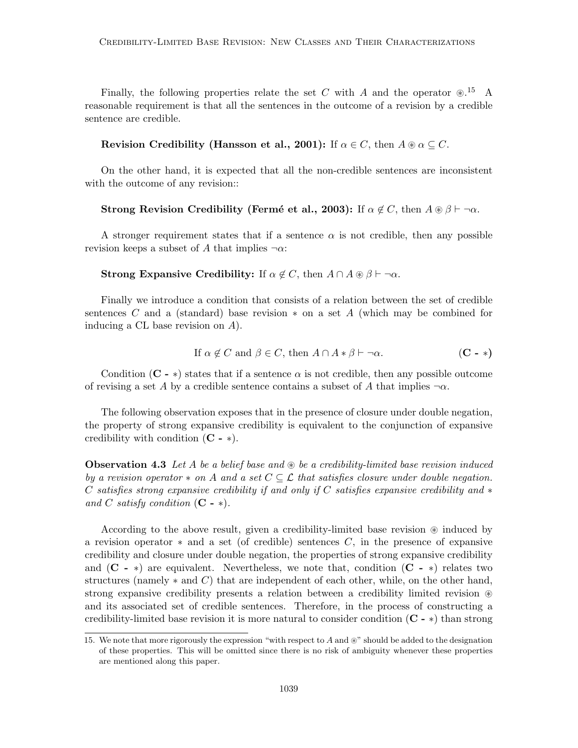Finally, the following properties relate the set $C$ with $A$ and the operator $\circledast$.[15] A reasonable requirement is that all the sentences in the outcome of a revision by a credible sentence are credible.

**Revision Credibility (Hansson et al., 2001):** If $\alpha \in C$, then $A \circledast \alpha \subseteq C$.

On the other hand, it is expected that all the non-credible sentences are inconsistent with the outcome of any revision::

**Strong Revision Credibility (Fermé et al., 2003):** If $\alpha \notin C$, then $A \circledast \beta \vdash \neg\alpha$.

A stronger requirement states that if a sentence $\alpha$ is not credible, then any possible revision keeps a subset of $A$ that implies $\neg\alpha$:

**Strong Expansive Credibility:** If $\alpha \notin C$, then $A \cap A \circledast \beta \vdash \neg\alpha$.

Finally we introduce a condition that consists of a relation between the set of credible sentences $C$ and a (standard) base revision $*$ on a set $A$ (which may be combined for inducing a CL base revision on $A$).

$$\text{If } \alpha \notin C \text{ and } \beta \in C, \text{ then } A \cap A * \beta \vdash \neg\alpha. \qquad \textbf{(C - *)}$$

Condition (**C -** $*$) states that if a sentence $\alpha$ is not credible, then any possible outcome of revising a set $A$ by a credible sentence contains a subset of $A$ that implies $\neg\alpha$.

The following observation exposes that in the presence of closure under double negation, the property of strong expansive credibility is equivalent to the conjunction of expansive credibility with condition (**C -** $*$).

**Observation 4.3** *Let $A$ be a belief base and $\circledast$ be a credibility-limited base revision induced by a revision operator $*$ on $A$ and a set $C \subseteq \mathcal{L}$ that satisfies closure under double negation. $C$ satisfies strong expansive credibility if and only if $C$ satisfies expansive credibility and $*$ and $C$ satisfy condition* (**C -** $*$).

According to the above result, given a credibility-limited base revision $\circledast$ induced by a revision operator $*$ and a set (of credible) sentences $C$, in the presence of expansive credibility and closure under double negation, the properties of strong expansive credibility and (**C -** $*$) are equivalent. Nevertheless, we note that, condition (**C -** $*$) relates two structures (namely $*$ and $C$) that are independent of each other, while, on the other hand, strong expansive credibility presents a relation between a credibility limited revision $\circledast$ and its associated set of credible sentences. Therefore, in the process of constructing a credibility-limited base revision it is more natural to consider condition (**C -** $*$) than strong

15. We note that more rigorously the expression "with respect to $A$ and $\circledast$" should be added to the designation of these properties. This will be omitted since there is no risk of ambiguity whenever these properties are mentioned along this paper.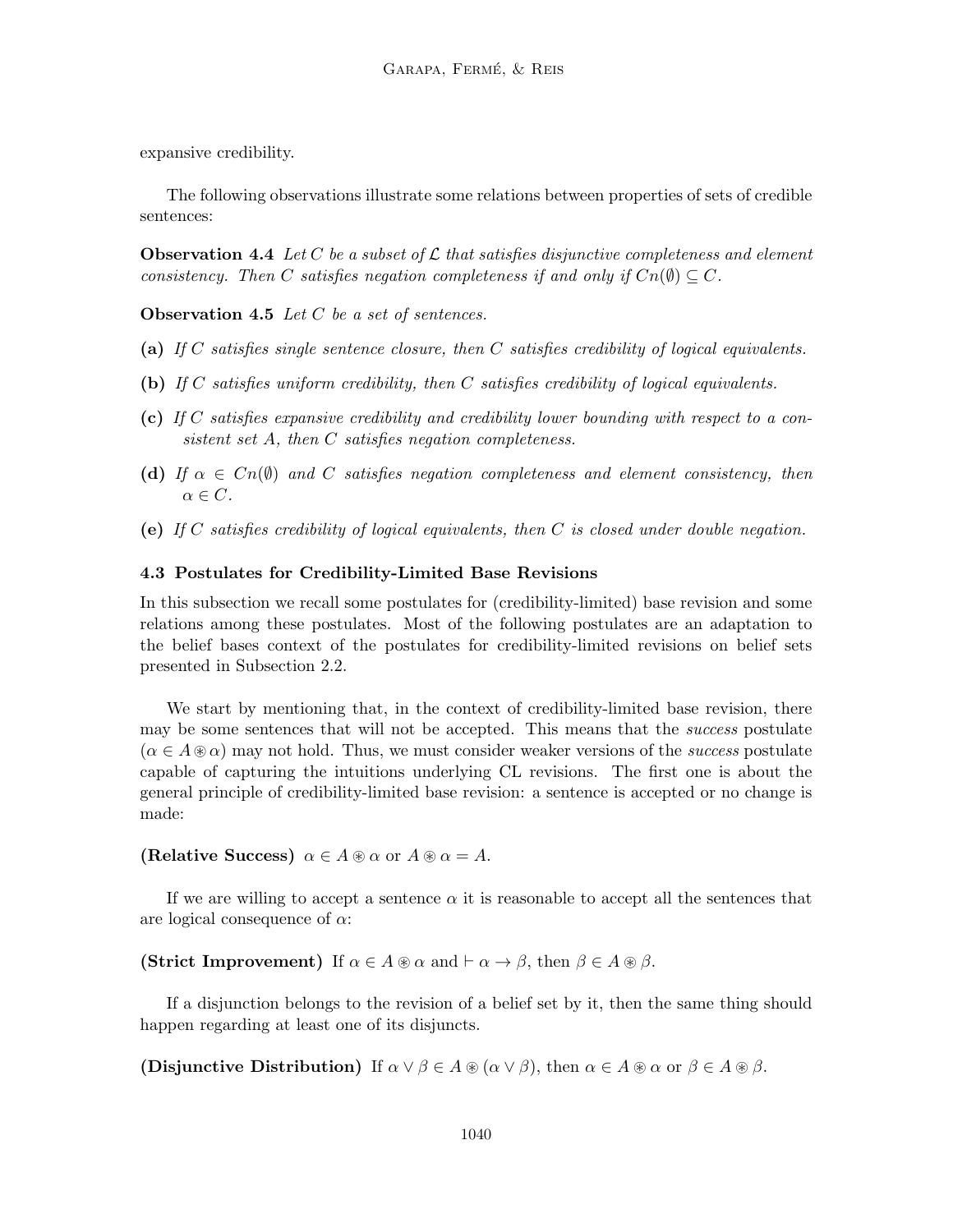expansive credibility.

The following observations illustrate some relations between properties of sets of credible sentences:

**Observation 4.4** *Let $C$ be a subset of $\mathcal{L}$ that satisfies disjunctive completeness and element consistency. Then $C$ satisfies negation completeness if and only if $Cn(\emptyset) \subseteq C$.*

**Observation 4.5** *Let $C$ be a set of sentences.*

**(a)** *If $C$ satisfies single sentence closure, then $C$ satisfies credibility of logical equivalents.*

**(b)** *If $C$ satisfies uniform credibility, then $C$ satisfies credibility of logical equivalents.*

**(c)** *If $C$ satisfies expansive credibility and credibility lower bounding with respect to a consistent set $A$, then $C$ satisfies negation completeness.*

**(d)** *If $\alpha \in Cn(\emptyset)$ and $C$ satisfies negation completeness and element consistency, then $\alpha \in C$.*

**(e)** *If $C$ satisfies credibility of logical equivalents, then $C$ is closed under double negation.*

### 4.3 Postulates for Credibility-Limited Base Revisions

In this subsection we recall some postulates for (credibility-limited) base revision and some relations among these postulates. Most of the following postulates are an adaptation to the belief bases context of the postulates for credibility-limited revisions on belief sets presented in Subsection 2.2.

We start by mentioning that, in the context of credibility-limited base revision, there may be some sentences that will not be accepted. This means that the *success* postulate ($\alpha \in A \circledast \alpha$) may not hold. Thus, we must consider weaker versions of the *success* postulate capable of capturing the intuitions underlying CL revisions. The first one is about the general principle of credibility-limited base revision: a sentence is accepted or no change is made:

**(Relative Success)** $\alpha \in A \circledast \alpha$ or $A \circledast \alpha = A$.

If we are willing to accept a sentence $\alpha$ it is reasonable to accept all the sentences that are logical consequence of $\alpha$:

**(Strict Improvement)** If $\alpha \in A \circledast \alpha$ and $\vdash \alpha \rightarrow \beta$, then $\beta \in A \circledast \beta$.

If a disjunction belongs to the revision of a belief set by it, then the same thing should happen regarding at least one of its disjuncts.

**(Disjunctive Distribution)** If $\alpha \vee \beta \in A \circledast (\alpha \vee \beta)$, then $\alpha \in A \circledast \alpha$ or $\beta \in A \circledast \beta$.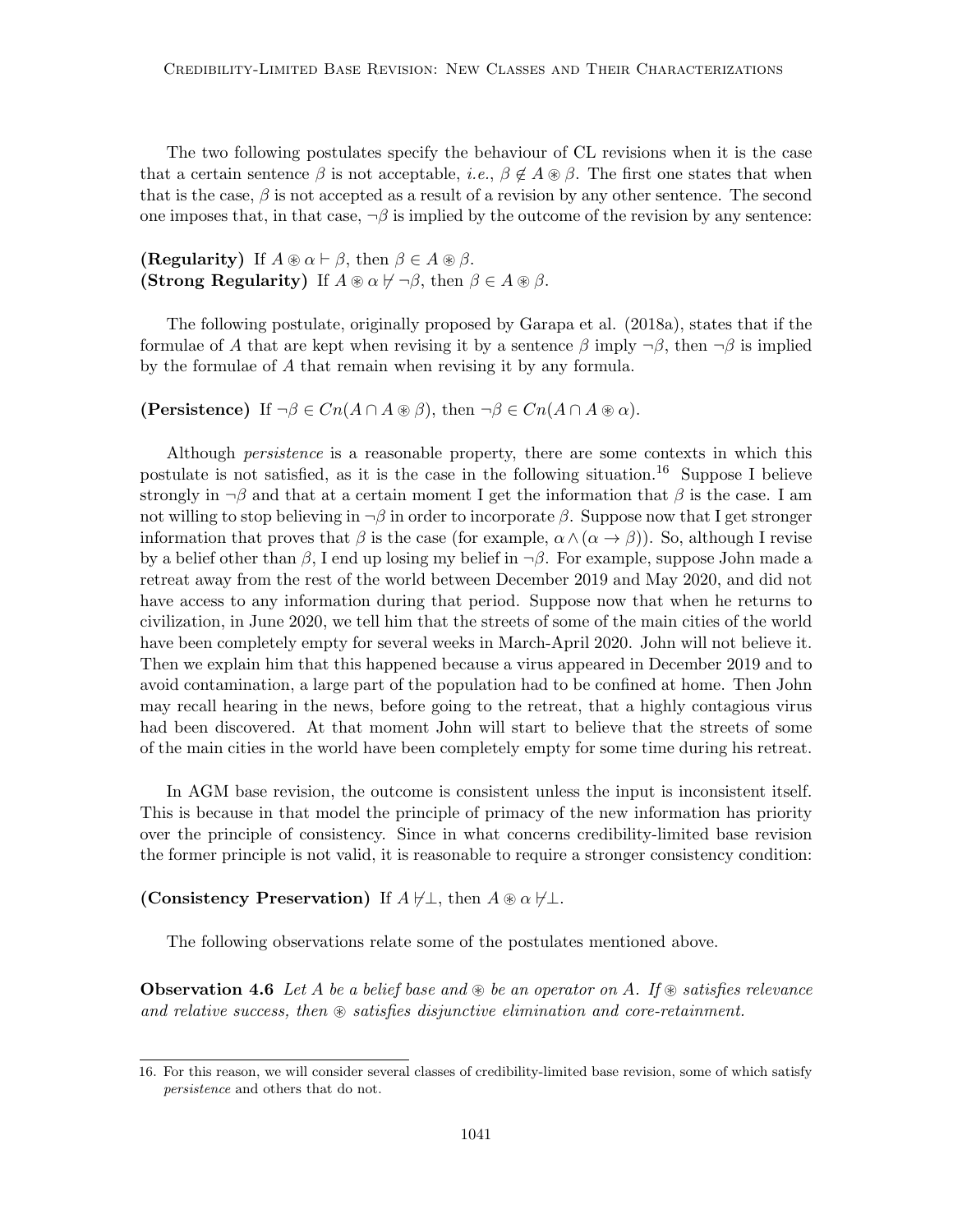The two following postulates specify the behaviour of CL revisions when it is the case that a certain sentence $\beta$ is not acceptable, *i.e.*, $\beta \notin A \circledast \beta$. The first one states that when that is the case, $\beta$ is not accepted as a result of a revision by any other sentence. The second one imposes that, in that case, $\neg\beta$ is implied by the outcome of the revision by any sentence:

**(Regularity)** If $A \circledast \alpha \vdash \beta$, then $\beta \in A \circledast \beta$.
**(Strong Regularity)** If $A \circledast \alpha \nvdash \neg\beta$, then $\beta \in A \circledast \beta$.

The following postulate, originally proposed by Garapa et al. (2018a), states that if the formulae of $A$ that are kept when revising it by a sentence $\beta$ imply $\neg\beta$, then $\neg\beta$ is implied by the formulae of $A$ that remain when revising it by any formula.

**(Persistence)** If $\neg\beta \in Cn(A \cap A \circledast \beta)$, then $\neg\beta \in Cn(A \cap A \circledast \alpha)$.

Although *persistence* is a reasonable property, there are some contexts in which this postulate is not satisfied, as it is the case in the following situation.[16] Suppose I believe strongly in $\neg\beta$ and that at a certain moment I get the information that $\beta$ is the case. I am not willing to stop believing in $\neg\beta$ in order to incorporate $\beta$. Suppose now that I get stronger information that proves that $\beta$ is the case (for example, $\alpha \wedge (\alpha \rightarrow \beta)$). So, although I revise by a belief other than $\beta$, I end up losing my belief in $\neg\beta$. For example, suppose John made a retreat away from the rest of the world between December 2019 and May 2020, and did not have access to any information during that period. Suppose now that when he returns to civilization, in June 2020, we tell him that the streets of some of the main cities of the world have been completely empty for several weeks in March-April 2020. John will not believe it. Then we explain him that this happened because a virus appeared in December 2019 and to avoid contamination, a large part of the population had to be confined at home. Then John may recall hearing in the news, before going to the retreat, that a highly contagious virus had been discovered. At that moment John will start to believe that the streets of some of the main cities in the world have been completely empty for some time during his retreat.

In AGM base revision, the outcome is consistent unless the input is inconsistent itself. This is because in that model the principle of primacy of the new information has priority over the principle of consistency. Since in what concerns credibility-limited base revision the former principle is not valid, it is reasonable to require a stronger consistency condition:

**(Consistency Preservation)** If $A \nvdash \bot$, then $A \circledast \alpha \nvdash \bot$.

The following observations relate some of the postulates mentioned above.

**Observation 4.6** *Let $A$ be a belief base and $\circledast$ be an operator on $A$. If $\circledast$ satisfies relevance and relative success, then $\circledast$ satisfies disjunctive elimination and core-retainment.*

16. For this reason, we will consider several classes of credibility-limited base revision, some of which satisfy *persistence* and others that do not.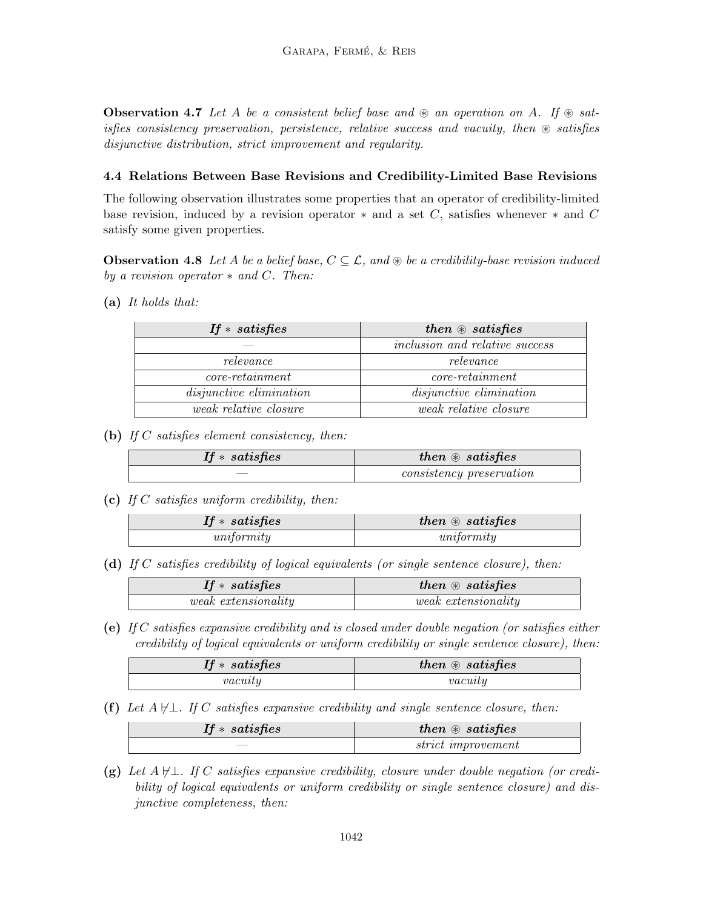**Observation 4.7** *Let $A$ be a consistent belief base and $\circledast$ an operation on $A$. If $\circledast$ satisfies consistency preservation, persistence, relative success and vacuity, then $\circledast$ satisfies disjunctive distribution, strict improvement and regularity.*

### 4.4 Relations Between Base Revisions and Credibility-Limited Base Revisions

The following observation illustrates some properties that an operator of credibility-limited base revision, induced by a revision operator $*$ and a set $C$, satisfies whenever $*$ and $C$ satisfy some given properties.

**Observation 4.8** *Let $A$ be a belief base, $C \subseteq \mathcal{L}$, and $\circledast$ be a credibility-base revision induced by a revision operator $*$ and $C$. Then:*

**(a)** *It holds that:*

| ***If $*$ satisfies*** | ***then $\circledast$ satisfies*** |
|---|---|
| — | *inclusion and relative success* |
| *relevance* | *relevance* |
| *core-retainment* | *core-retainment* |
| *disjunctive elimination* | *disjunctive elimination* |
| *weak relative closure* | *weak relative closure* |

**(b)** *If $C$ satisfies element consistency, then:*

| ***If $*$ satisfies*** | ***then $\circledast$ satisfies*** |
|---|---|
| — | *consistency preservation* |

**(c)** *If $C$ satisfies uniform credibility, then:*

| ***If $*$ satisfies*** | ***then $\circledast$ satisfies*** |
|---|---|
| *uniformity* | *uniformity* |

**(d)** *If $C$ satisfies credibility of logical equivalents (or single sentence closure), then:*

| ***If $*$ satisfies*** | ***then $\circledast$ satisfies*** |
|---|---|
| *weak extensionality* | *weak extensionality* |

**(e)** *If $C$ satisfies expansive credibility and is closed under double negation (or satisfies either credibility of logical equivalents or uniform credibility or single sentence closure), then:*

| ***If $*$ satisfies*** | ***then $\circledast$ satisfies*** |
|---|---|
| *vacuity* | *vacuity* |

**(f)** *Let $A \nvdash \perp$. If $C$ satisfies expansive credibility and single sentence closure, then:*

| ***If $*$ satisfies*** | ***then $\circledast$ satisfies*** |
|---|---|
| — | *strict improvement* |

**(g)** *Let $A \nvdash \perp$. If $C$ satisfies expansive credibility, closure under double negation (or credibility of logical equivalents or uniform credibility or single sentence closure) and disjunctive completeness, then:*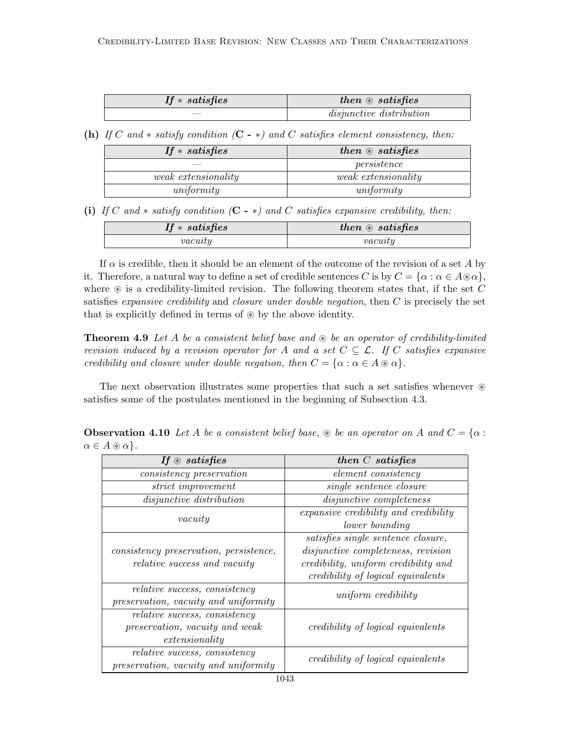| *If* $*$ *satisfies* | *then* $\circledast$ *satisfies* |
|---|---|
| — | *disjunctive distribution* |

**(h)** *If* $C$ *and* $*$ *satisfy condition* (**C -** $*$) *and* $C$ *satisfies element consistency, then:*

| *If* $*$ *satisfies* | *then* $\circledast$ *satisfies* |
|---|---|
| — | *persistence* |
| *weak extensionality* | *weak extensionality* |
| *uniformity* | *uniformity* |

**(i)** *If* $C$ *and* $*$ *satisfy condition* (**C -** $*$) *and* $C$ *satisfies expansive credibility, then:*

| *If* $*$ *satisfies* | *then* $\circledast$ *satisfies* |
|---|---|
| *vacuity* | *vacuity* |

If $\alpha$ is credible, then it should be an element of the outcome of the revision of a set $A$ by it. Therefore, a natural way to define a set of credible sentences $C$ is by $C = \{\alpha : \alpha \in A \circledast \alpha\}$, where $\circledast$ is a credibility-limited revision. The following theorem states that, if the set $C$ satisfies *expansive credibility* and *closure under double negation*, then $C$ is precisely the set that is explicitly defined in terms of $\circledast$ by the above identity.

**Theorem 4.9** *Let* $A$ *be a consistent belief base and* $\circledast$ *be an operator of credibility-limited revision induced by a revision operator for* $A$ *and a set* $C \subseteq \mathcal{L}$. *If* $C$ *satisfies expansive credibility and closure under double negation, then* $C = \{\alpha : \alpha \in A \circledast \alpha\}$.

The next observation illustrates some properties that such a set satisfies whenever $\circledast$ satisfies some of the postulates mentioned in the beginning of Subsection 4.3.

**Observation 4.10** *Let* $A$ *be a consistent belief base,* $\circledast$ *be an operator on* $A$ *and* $C = \{\alpha : \alpha \in A \circledast \alpha\}$.

| *If* $\circledast$ *satisfies* | *then* $C$ *satisfies* |
|---|---|
| *consistency preservation* | *element consistency* |
| *strict improvement* | *single sentence closure* |
| *disjunctive distribution* | *disjunctive completeness* |
| *vacuity* | *expansive credibility and credibility lower bounding* |
| *consistency preservation, persistence, relative success and vacuity* | *satisfies single sentence closure, disjunctive completeness, revision credibility, uniform credibility and credibility of logical equivalents* |
| *relative success, consistency preservation, vacuity and uniformity* | *uniform credibility* |
| *relative success, consistency preservation, vacuity and weak extensionality* | *credibility of logical equivalents* |
| *relative success, consistency preservation, vacuity and uniformity* | *credibility of logical equivalents* |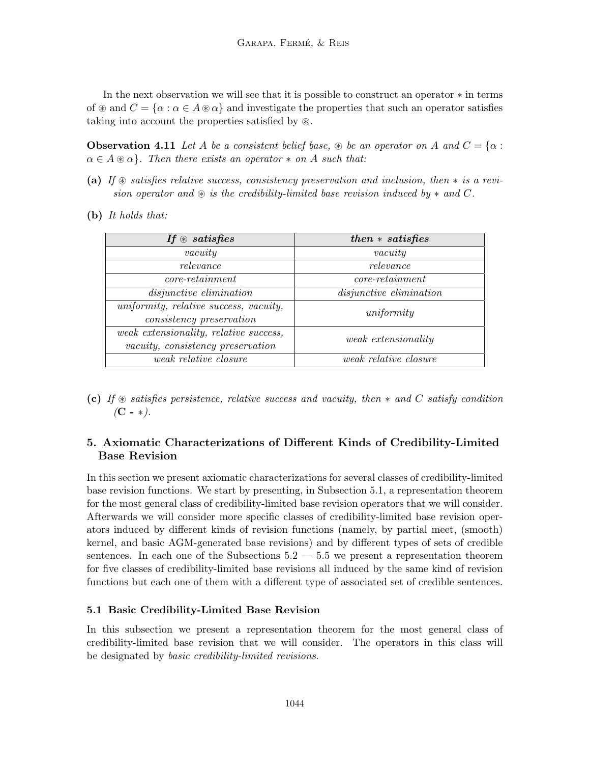In the next observation we will see that it is possible to construct an operator $*$ in terms of $\circledast$ and $C = \{\alpha : \alpha \in A \circledast \alpha\}$ and investigate the properties that such an operator satisfies taking into account the properties satisfied by $\circledast$.

**Observation 4.11** *Let $A$ be a consistent belief base, $\circledast$ be an operator on $A$ and $C = \{\alpha : \alpha \in A \circledast \alpha\}$. Then there exists an operator $*$ on $A$ such that:*

**(a)** *If $\circledast$ satisfies relative success, consistency preservation and inclusion, then $*$ is a revision operator and $\circledast$ is the credibility-limited base revision induced by $*$ and $C$.*

**(b)** *It holds that:*

| ***If $\circledast$ satisfies*** | ***then $*$ satisfies*** |
|---|---|
| *vacuity* | *vacuity* |
| *relevance* | *relevance* |
| *core-retainment* | *core-retainment* |
| *disjunctive elimination* | *disjunctive elimination* |
| *uniformity, relative success, vacuity, consistency preservation* | *uniformity* |
| *weak extensionality, relative success, vacuity, consistency preservation* | *weak extensionality* |
| *weak relative closure* | *weak relative closure* |

**(c)** *If $\circledast$ satisfies persistence, relative success and vacuity, then $*$ and $C$ satisfy condition (**C - $*$**).*

## 5. Axiomatic Characterizations of Different Kinds of Credibility-Limited Base Revision

In this section we present axiomatic characterizations for several classes of credibility-limited base revision functions. We start by presenting, in Subsection 5.1, a representation theorem for the most general class of credibility-limited base revision operators that we will consider. Afterwards we will consider more specific classes of credibility-limited base revision operators induced by different kinds of revision functions (namely, by partial meet, (smooth) kernel, and basic AGM-generated base revisions) and by different types of sets of credible sentences. In each one of the Subsections 5.2 — 5.5 we present a representation theorem for five classes of credibility-limited base revisions all induced by the same kind of revision functions but each one of them with a different type of associated set of credible sentences.

### 5.1 Basic Credibility-Limited Base Revision

In this subsection we present a representation theorem for the most general class of credibility-limited base revision that we will consider. The operators in this class will be designated by *basic credibility-limited revisions*.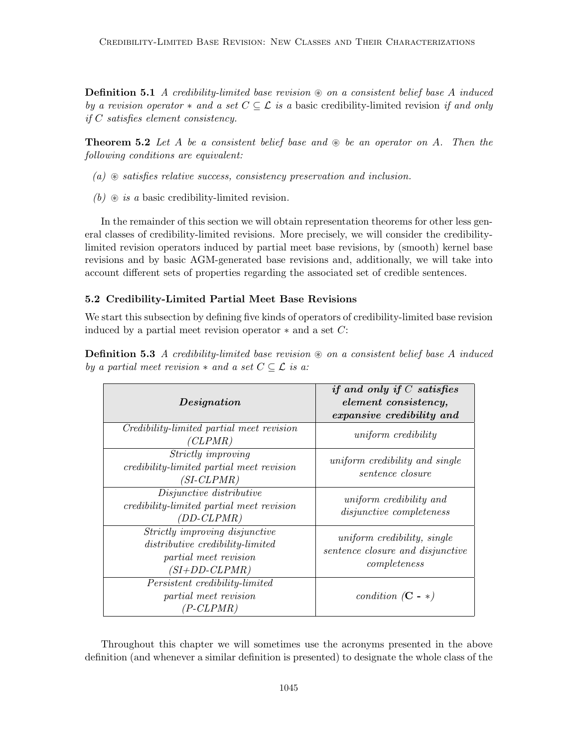**Definition 5.1** *A credibility-limited base revision $\circledast$ on a consistent belief base $A$ induced by a revision operator $*$ and a set $C \subseteq \mathcal{L}$ is a* basic credibility-limited revision *if and only if $C$ satisfies element consistency.*

**Theorem 5.2** *Let $A$ be a consistent belief base and $\circledast$ be an operator on $A$. Then the following conditions are equivalent:*

*(a) $\circledast$ satisfies relative success, consistency preservation and inclusion.*

*(b) $\circledast$ is a* basic credibility-limited revision.

In the remainder of this section we will obtain representation theorems for other less general classes of credibility-limited revisions. More precisely, we will consider the credibility-limited revision operators induced by partial meet base revisions, by (smooth) kernel base revisions and by basic AGM-generated base revisions and, additionally, we will take into account different sets of properties regarding the associated set of credible sentences.

### 5.2 Credibility-Limited Partial Meet Base Revisions

We start this subsection by defining five kinds of operators of credibility-limited base revision induced by a partial meet revision operator $*$ and a set $C$:

**Definition 5.3** *A credibility-limited base revision $\circledast$ on a consistent belief base $A$ induced by a partial meet revision $*$ and a set $C \subseteq \mathcal{L}$ is a:*

| ***Designation*** | ***if and only if $C$ satisfies element consistency, expansive credibility and*** |
|---|---|
| *Credibility-limited partial meet revision (CLPMR)* | *uniform credibility* |
| *Strictly improving credibility-limited partial meet revision (SI-CLPMR)* | *uniform credibility and single sentence closure* |
| *Disjunctive distributive credibility-limited partial meet revision (DD-CLPMR)* | *uniform credibility and disjunctive completeness* |
| *Strictly improving disjunctive distributive credibility-limited partial meet revision (SI+DD-CLPMR)* | *uniform credibility, single sentence closure and disjunctive completeness* |
| *Persistent credibility-limited partial meet revision (P-CLPMR)* | *condition (**C - $*$**)* |

Throughout this chapter we will sometimes use the acronyms presented in the above definition (and whenever a similar definition is presented) to designate the whole class of the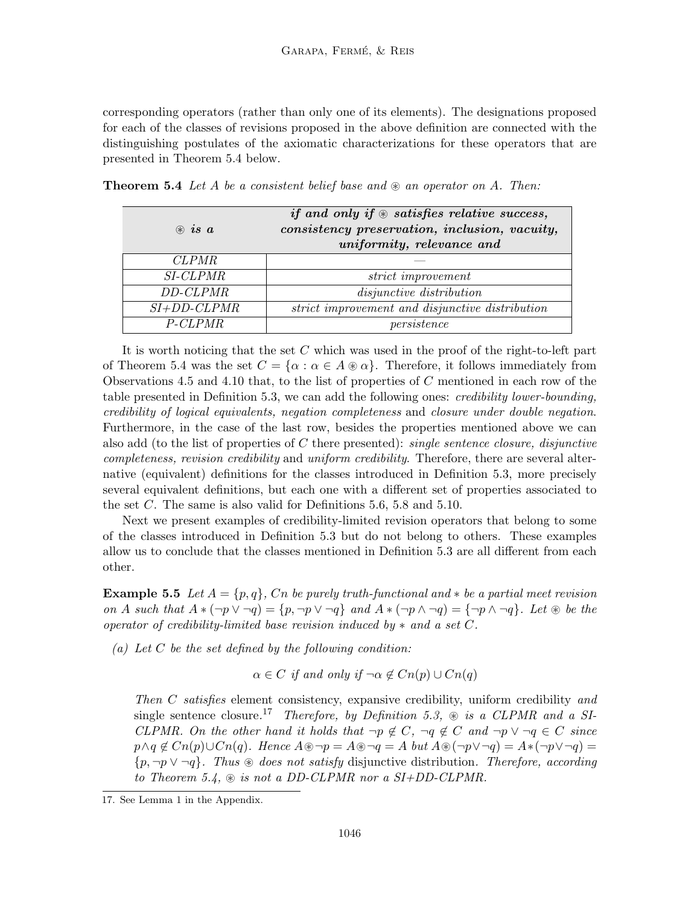corresponding operators (rather than only one of its elements). The designations proposed for each of the classes of revisions proposed in the above definition are connected with the distinguishing postulates of the axiomatic characterizations for these operators that are presented in Theorem 5.4 below.

**Theorem 5.4** *Let $A$ be a consistent belief base and $\circledast$ an operator on $A$. Then:*

| *$\circledast$ is a* | *if and only if $\circledast$ satisfies relative success, consistency preservation, inclusion, vacuity, uniformity, relevance and* |
|---|---|
| *CLPMR* | — |
| *SI-CLPMR* | *strict improvement* |
| *DD-CLPMR* | *disjunctive distribution* |
| *SI+DD-CLPMR* | *strict improvement and disjunctive distribution* |
| *P-CLPMR* | *persistence* |

It is worth noticing that the set $C$ which was used in the proof of the right-to-left part of Theorem 5.4 was the set $C = \{\alpha : \alpha \in A \circledast \alpha\}$. Therefore, it follows immediately from Observations 4.5 and 4.10 that, to the list of properties of $C$ mentioned in each row of the table presented in Definition 5.3, we can add the following ones: *credibility lower-bounding, credibility of logical equivalents, negation completeness* and *closure under double negation*. Furthermore, in the case of the last row, besides the properties mentioned above we can also add (to the list of properties of $C$ there presented): *single sentence closure, disjunctive completeness, revision credibility* and *uniform credibility*. Therefore, there are several alternative (equivalent) definitions for the classes introduced in Definition 5.3, more precisely several equivalent definitions, but each one with a different set of properties associated to the set $C$. The same is also valid for Definitions 5.6, 5.8 and 5.10.

Next we present examples of credibility-limited revision operators that belong to some of the classes introduced in Definition 5.3 but do not belong to others. These examples allow us to conclude that the classes mentioned in Definition 5.3 are all different from each other.

**Example 5.5** *Let $A = \{p, q\}$, $Cn$ be purely truth-functional and $*$ be a partial meet revision on $A$ such that $A * (\neg p \vee \neg q) = \{p, \neg p \vee \neg q\}$ and $A * (\neg p \wedge \neg q) = \{\neg p \wedge \neg q\}$. Let $\circledast$ be the operator of credibility-limited base revision induced by $*$ and a set $C$.*

*(a) Let $C$ be the set defined by the following condition:*

$$\alpha \in C \text{ if and only if } \neg\alpha \notin Cn(p) \cup Cn(q)$$

*Then $C$ satisfies* element consistency, expansive credibility, uniform credibility *and* single sentence closure.[17] *Therefore, by Definition 5.3, $\circledast$ is a CLPMR and a SI-CLPMR. On the other hand it holds that $\neg p \notin C$, $\neg q \notin C$ and $\neg p \vee \neg q \in C$ since $p \wedge q \notin Cn(p) \cup Cn(q)$. Hence $A \circledast \neg p = A \circledast \neg q = A$ but $A \circledast (\neg p \vee \neg q) = A * (\neg p \vee \neg q) = \{p, \neg p \vee \neg q\}$. Thus $\circledast$ does not satisfy* disjunctive distribution. *Therefore, according to Theorem 5.4, $\circledast$ is not a DD-CLPMR nor a SI+DD-CLPMR.*

17. See Lemma 1 in the Appendix.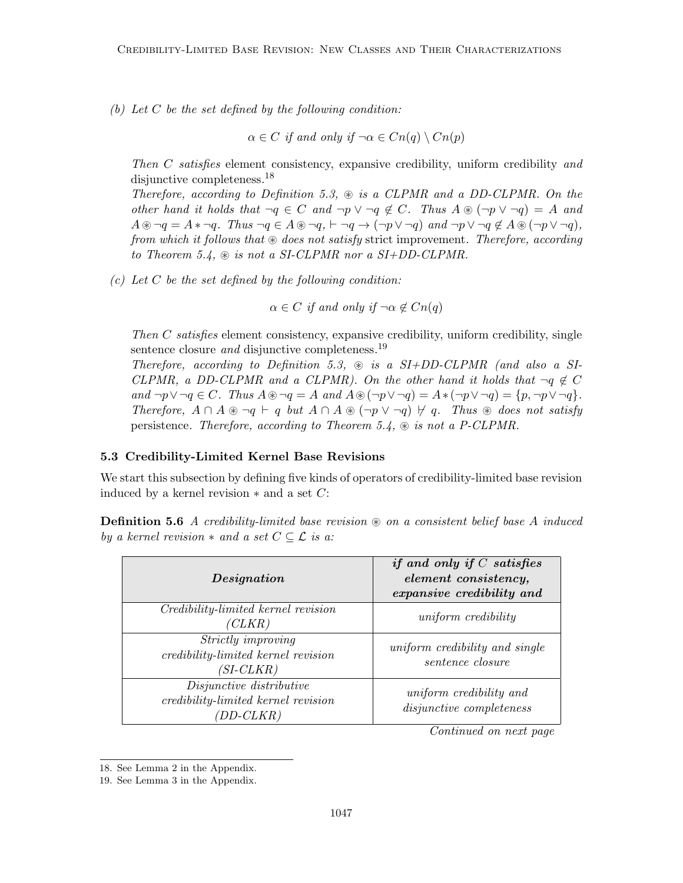*(b) Let $C$ be the set defined by the following condition:*

$$\alpha \in C \text{ if and only if } \neg\alpha \in Cn(q) \setminus Cn(p)$$

*Then $C$ satisfies* element consistency, expansive credibility, uniform credibility *and* disjunctive completeness.[18]

*Therefore, according to Definition 5.3, $\circledast$ is a CLPMR and a DD-CLPMR. On the other hand it holds that $\neg q \in C$ and $\neg p \vee \neg q \notin C$. Thus $A \circledast (\neg p \vee \neg q) = A$ and $A \circledast \neg q = A * \neg q$. Thus $\neg q \in A \circledast \neg q$, $\vdash \neg q \to (\neg p \vee \neg q)$ and $\neg p \vee \neg q \notin A \circledast (\neg p \vee \neg q)$, from which it follows that $\circledast$ does not satisfy* strict improvement*. Therefore, according to Theorem 5.4, $\circledast$ is not a SI-CLPMR nor a SI+DD-CLPMR.*

*(c) Let $C$ be the set defined by the following condition:*

$$\alpha \in C \text{ if and only if } \neg\alpha \notin Cn(q)$$

*Then $C$ satisfies* element consistency, expansive credibility, uniform credibility, single sentence closure *and* disjunctive completeness.[19]

*Therefore, according to Definition 5.3, $\circledast$ is a SI+DD-CLPMR (and also a SI-CLPMR, a DD-CLPMR and a CLPMR). On the other hand it holds that $\neg q \notin C$ and $\neg p \vee \neg q \in C$. Thus $A \circledast \neg q = A$ and $A \circledast (\neg p \vee \neg q) = A * (\neg p \vee \neg q) = \{p, \neg p \vee \neg q\}$. Therefore, $A \cap A \circledast \neg q \vdash q$ but $A \cap A \circledast (\neg p \vee \neg q) \nvdash q$. Thus $\circledast$ does not satisfy* persistence*. Therefore, according to Theorem 5.4, $\circledast$ is not a P-CLPMR.*

### 5.3 Credibility-Limited Kernel Base Revisions

We start this subsection by defining five kinds of operators of credibility-limited base revision induced by a kernel revision $*$ and a set $C$:

**Definition 5.6** *A credibility-limited base revision $\circledast$ on a consistent belief base $A$ induced by a kernel revision $*$ and a set $C \subseteq \mathcal{L}$ is a:*

| ***Designation*** | ***if and only if $C$ satisfies element consistency, expansive credibility and*** |
|---|---|
| *Credibility-limited kernel revision (CLKR)* | *uniform credibility* |
| *Strictly improving credibility-limited kernel revision (SI-CLKR)* | *uniform credibility and single sentence closure* |
| *Disjunctive distributive credibility-limited kernel revision (DD-CLKR)* | *uniform credibility and disjunctive completeness* |

*Continued on next page*

18. See Lemma 2 in the Appendix.
19. See Lemma 3 in the Appendix.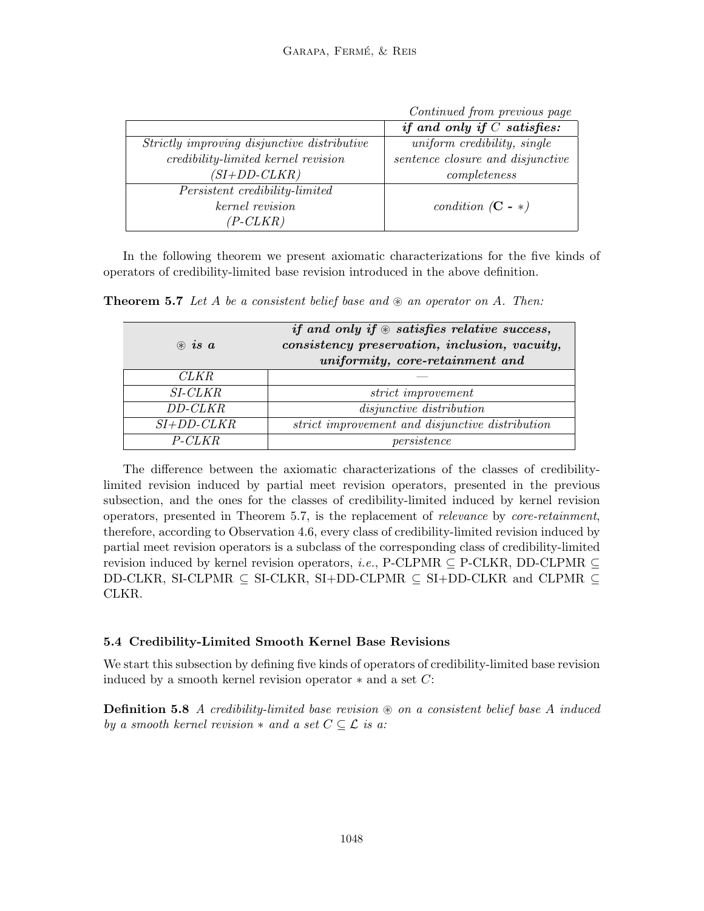*Continued from previous page*

| | ***if and only if $C$ satisfies:*** |
|---|---|
| *Strictly improving disjunctive distributive credibility-limited kernel revision (SI+DD-CLKR)* | *uniform credibility, single sentence closure and disjunctive completeness* |
| *Persistent credibility-limited kernel revision (P-CLKR)* | *condition* (**C** - $*$) |

In the following theorem we present axiomatic characterizations for the five kinds of operators of credibility-limited base revision introduced in the above definition.

**Theorem 5.7** *Let $A$ be a consistent belief base and $\circledast$ an operator on $A$. Then:*

| ***$\circledast$ is a*** | ***if and only if $\circledast$ satisfies relative success, consistency preservation, inclusion, vacuity, uniformity, core-retainment and*** |
|---|---|
| *CLKR* | — |
| *SI-CLKR* | *strict improvement* |
| *DD-CLKR* | *disjunctive distribution* |
| *SI+DD-CLKR* | *strict improvement and disjunctive distribution* |
| *P-CLKR* | *persistence* |

The difference between the axiomatic characterizations of the classes of credibility-limited revision induced by partial meet revision operators, presented in the previous subsection, and the ones for the classes of credibility-limited induced by kernel revision operators, presented in Theorem 5.7, is the replacement of *relevance* by *core-retainment*, therefore, according to Observation 4.6, every class of credibility-limited revision induced by partial meet revision operators is a subclass of the corresponding class of credibility-limited revision induced by kernel revision operators, *i.e.*, P-CLPMR $\subseteq$ P-CLKR, DD-CLPMR $\subseteq$ DD-CLKR, SI-CLPMR $\subseteq$ SI-CLKR, SI+DD-CLPMR $\subseteq$ SI+DD-CLKR and CLPMR $\subseteq$ CLKR.

### 5.4 Credibility-Limited Smooth Kernel Base Revisions

We start this subsection by defining five kinds of operators of credibility-limited base revision induced by a smooth kernel revision operator $*$ and a set $C$:

**Definition 5.8** *A credibility-limited base revision $\circledast$ on a consistent belief base $A$ induced by a smooth kernel revision $*$ and a set $C \subseteq \mathcal{L}$ is a:*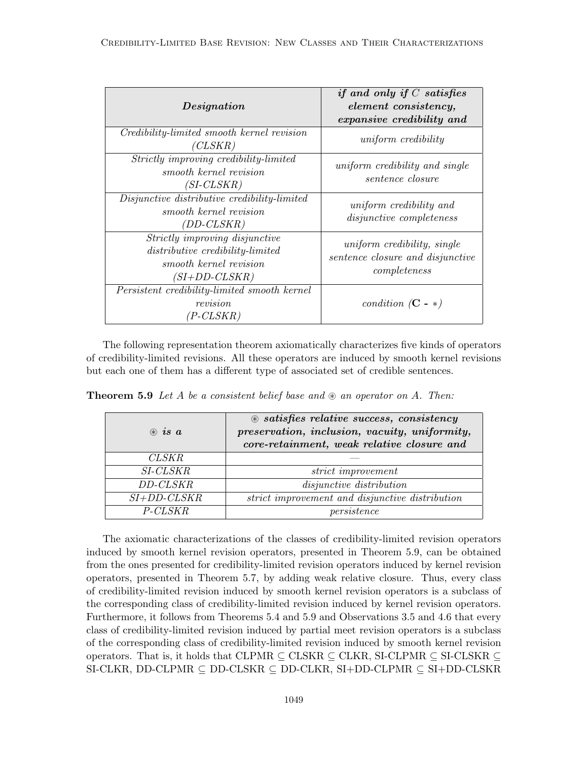| *Designation* | ***if and only if*** $C$ ***satisfies element consistency, expansive credibility and*** |
|---|---|
| *Credibility-limited smooth kernel revision (CLSKR)* | *uniform credibility* |
| *Strictly improving credibility-limited smooth kernel revision (SI-CLSKR)* | *uniform credibility and single sentence closure* |
| *Disjunctive distributive credibility-limited smooth kernel revision (DD-CLSKR)* | *uniform credibility and disjunctive completeness* |
| *Strictly improving disjunctive distributive credibility-limited smooth kernel revision (SI+DD-CLSKR)* | *uniform credibility, single sentence closure and disjunctive completeness* |
| *Persistent credibility-limited smooth kernel revision (P-CLSKR)* | *condition* (**C -** $*$) |

The following representation theorem axiomatically characterizes five kinds of operators of credibility-limited revisions. All these operators are induced by smooth kernel revisions but each one of them has a different type of associated set of credible sentences.

**Theorem 5.9** *Let $A$ be a consistent belief base and $\circledast$ an operator on $A$. Then:*

| $\circledast$ ***is a*** | $\circledast$ ***satisfies relative success, consistency preservation, inclusion, vacuity, uniformity, core-retainment, weak relative closure and*** |
|---|---|
| *CLSKR* | — |
| *SI-CLSKR* | *strict improvement* |
| *DD-CLSKR* | *disjunctive distribution* |
| *SI+DD-CLSKR* | *strict improvement and disjunctive distribution* |
| *P-CLSKR* | *persistence* |

The axiomatic characterizations of the classes of credibility-limited revision operators induced by smooth kernel revision operators, presented in Theorem 5.9, can be obtained from the ones presented for credibility-limited revision operators induced by kernel revision operators, presented in Theorem 5.7, by adding weak relative closure. Thus, every class of credibility-limited revision induced by smooth kernel revision operators is a subclass of the corresponding class of credibility-limited revision induced by kernel revision operators. Furthermore, it follows from Theorems 5.4 and 5.9 and Observations 3.5 and 4.6 that every class of credibility-limited revision induced by partial meet revision operators is a subclass of the corresponding class of credibility-limited revision induced by smooth kernel revision operators. That is, it holds that CLPMR $\subseteq$ CLSKR $\subseteq$ CLKR, SI-CLPMR $\subseteq$ SI-CLSKR $\subseteq$ SI-CLKR, DD-CLPMR $\subseteq$ DD-CLSKR $\subseteq$ DD-CLKR, SI+DD-CLPMR $\subseteq$ SI+DD-CLSKR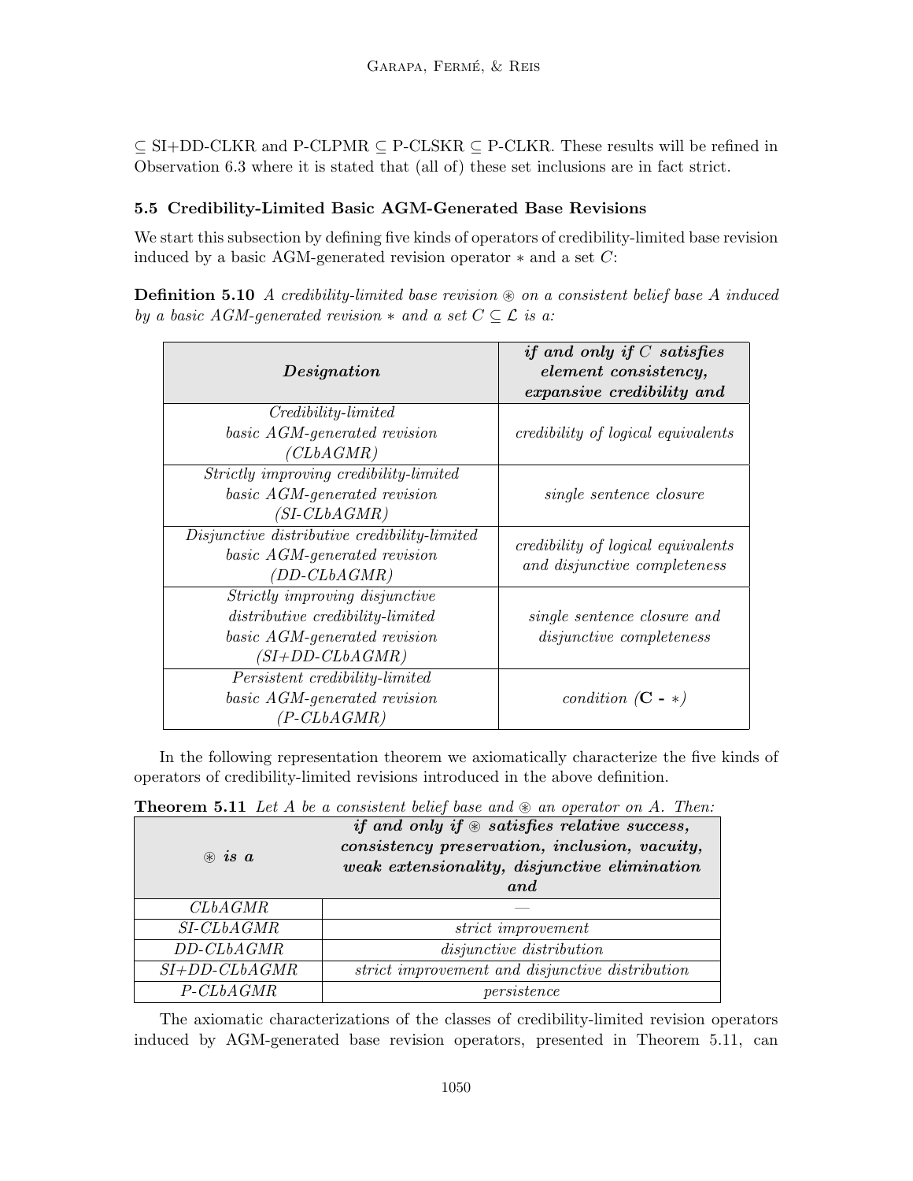$\subseteq$ SI+DD-CLKR and P-CLPMR $\subseteq$ P-CLSKR $\subseteq$ P-CLKR. These results will be refined in Observation 6.3 where it is stated that (all of) these set inclusions are in fact strict.

### 5.5 Credibility-Limited Basic AGM-Generated Base Revisions

We start this subsection by defining five kinds of operators of credibility-limited base revision induced by a basic AGM-generated revision operator $*$ and a set $C$:

**Definition 5.10** *A credibility-limited base revision $\circledast$ on a consistent belief base $A$ induced by a basic AGM-generated revision $*$ and a set $C \subseteq \mathcal{L}$ is a:*

| ***Designation*** | ***if and only if $C$ satisfies element consistency, expansive credibility and*** |
|---|---|
| *Credibility-limited basic AGM-generated revision (CLbAGMR)* | *credibility of logical equivalents* |
| *Strictly improving credibility-limited basic AGM-generated revision (SI-CLbAGMR)* | *single sentence closure* |
| *Disjunctive distributive credibility-limited basic AGM-generated revision (DD-CLbAGMR)* | *credibility of logical equivalents and disjunctive completeness* |
| *Strictly improving disjunctive distributive credibility-limited basic AGM-generated revision (SI+DD-CLbAGMR)* | *single sentence closure and disjunctive completeness* |
| *Persistent credibility-limited basic AGM-generated revision (P-CLbAGMR)* | *condition (**C -** $*$)* |

In the following representation theorem we axiomatically characterize the five kinds of operators of credibility-limited revisions introduced in the above definition.

**Theorem 5.11** *Let $A$ be a consistent belief base and $\circledast$ an operator on $A$. Then:*

| ***$\circledast$ is a*** | ***if and only if $\circledast$ satisfies relative success, consistency preservation, inclusion, vacuity, weak extensionality, disjunctive elimination and*** |
|---|---|
| *CLbAGMR* | — |
| *SI-CLbAGMR* | *strict improvement* |
| *DD-CLbAGMR* | *disjunctive distribution* |
| *SI+DD-CLbAGMR* | *strict improvement and disjunctive distribution* |
| *P-CLbAGMR* | *persistence* |

The axiomatic characterizations of the classes of credibility-limited revision operators induced by AGM-generated base revision operators, presented in Theorem 5.11, can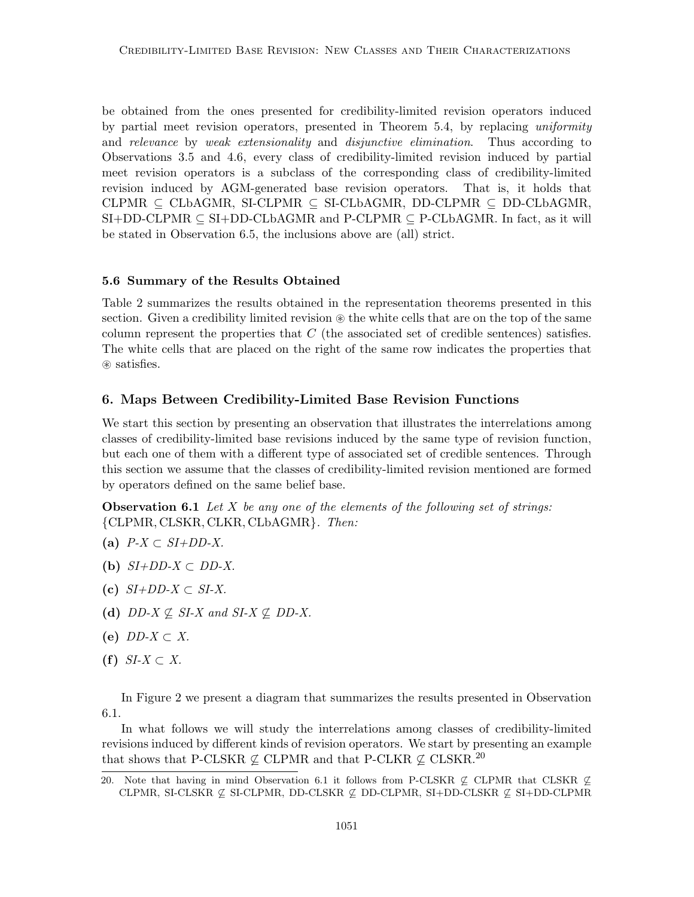be obtained from the ones presented for credibility-limited revision operators induced by partial meet revision operators, presented in Theorem 5.4, by replacing *uniformity* and *relevance* by *weak extensionality* and *disjunctive elimination*. Thus according to Observations 3.5 and 4.6, every class of credibility-limited revision induced by partial meet revision operators is a subclass of the corresponding class of credibility-limited revision induced by AGM-generated base revision operators. That is, it holds that CLPMR $\subseteq$ CLbAGMR, SI-CLPMR $\subseteq$ SI-CLbAGMR, DD-CLPMR $\subseteq$ DD-CLbAGMR, SI+DD-CLPMR $\subseteq$ SI+DD-CLbAGMR and P-CLPMR $\subseteq$ P-CLbAGMR. In fact, as it will be stated in Observation 6.5, the inclusions above are (all) strict.

### 5.6 Summary of the Results Obtained

Table 2 summarizes the results obtained in the representation theorems presented in this section. Given a credibility limited revision $\circledast$ the white cells that are on the top of the same column represent the properties that $C$ (the associated set of credible sentences) satisfies. The white cells that are placed on the right of the same row indicates the properties that $\circledast$ satisfies.

## 6. Maps Between Credibility-Limited Base Revision Functions

We start this section by presenting an observation that illustrates the interrelations among classes of credibility-limited base revisions induced by the same type of revision function, but each one of them with a different type of associated set of credible sentences. Through this section we assume that the classes of credibility-limited revision mentioned are formed by operators defined on the same belief base.

**Observation 6.1** *Let X be any one of the elements of the following set of strings:* {CLPMR, CLSKR, CLKR, CLbAGMR}*. Then:*

**(a)** *P-X $\subset$ SI+DD-X.*

**(b)** *SI+DD-X $\subset$ DD-X.*

**(c)** *SI+DD-X $\subset$ SI-X.*

**(d)** *DD-X $\not\subseteq$ SI-X and SI-X $\not\subseteq$ DD-X.*

**(e)** *DD-X $\subset$ X.*

**(f)** *SI-X $\subset$ X.*

In Figure 2 we present a diagram that summarizes the results presented in Observation 6.1.

In what follows we will study the interrelations among classes of credibility-limited revisions induced by different kinds of revision operators. We start by presenting an example that shows that P-CLSKR $\not\subseteq$ CLPMR and that P-CLKR $\not\subseteq$ CLSKR.[20]

20. Note that having in mind Observation 6.1 it follows from P-CLSKR $\not\subseteq$ CLPMR that CLSKR $\not\subseteq$ CLPMR, SI-CLSKR $\not\subseteq$ SI-CLPMR, DD-CLSKR $\not\subseteq$ DD-CLPMR, SI+DD-CLSKR $\not\subseteq$ SI+DD-CLPMR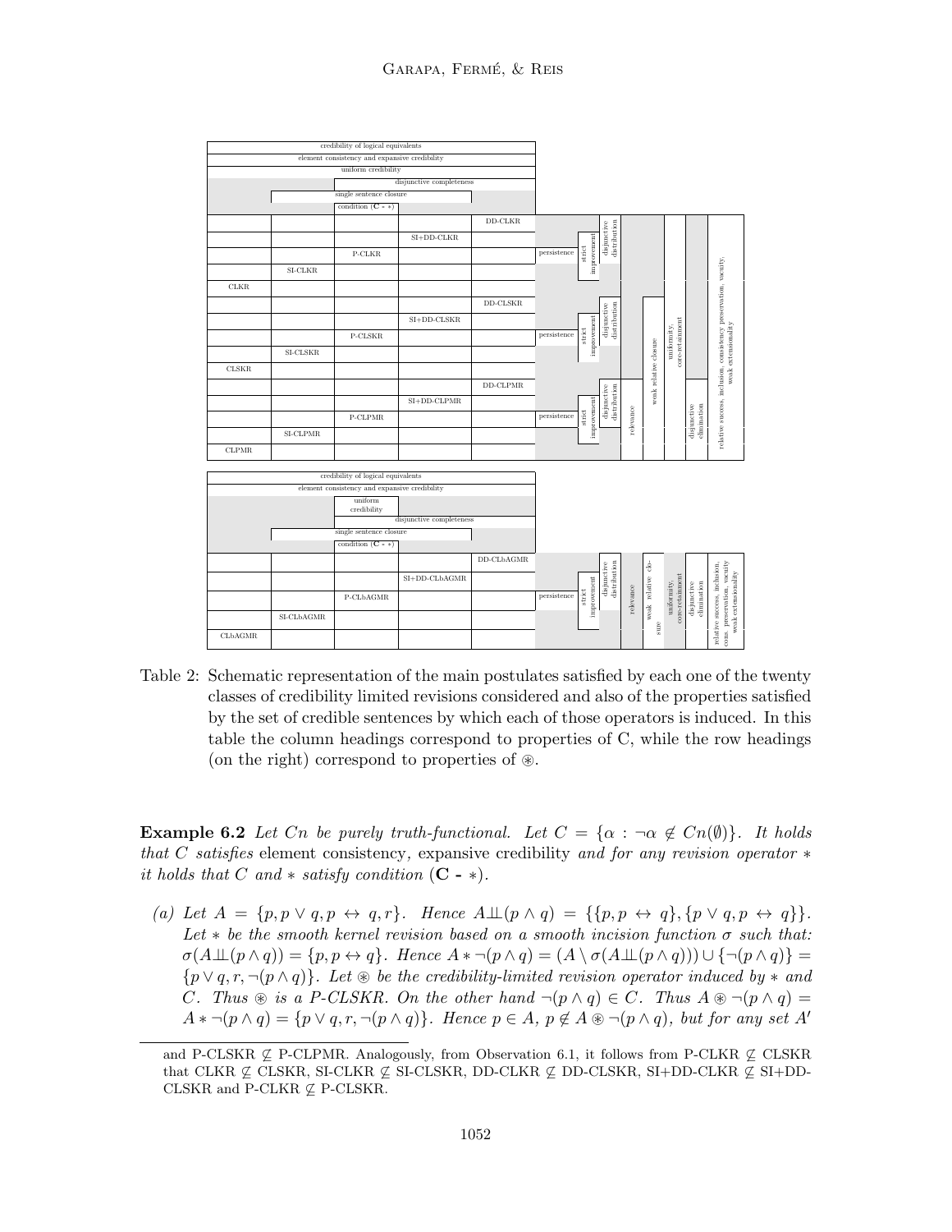| credibility of logical equivalents | | | | | | | | | | | | | |
|---|---|---|---|---|---|---|---|---|---|---|---|---|---|
| element consistency and expansive credibility | | | | | | | | | | | | | |
| uniform credibility | | | | | | | | | | | | | |
| | | disjunctive completeness | | | | | | | | | | | |
| | single sentence closure | | | | | | | | | | | | |
| | | condition (C - ∗) | | | | | | | | | | | |
| | | | | DD-CLKR | | | disjunctive distribution | | | | | relative success, inclusion, consistency preservation, vacuity, weak extensionality |
| | | | SI+DD-CLKR | | | strict improvement | | | | | | |
| | | P-CLKR | | | persistence | | | | | | | |
| | SI-CLKR | | | | | | | | | | | |
| CLKR | | | | | | | | | | | | |
| | | | | DD-CLSKR | | | disjunctive distribution | | | | | |
| | | | SI+DD-CLSKR | | | strict improvement | | | weak relative closure | uniformity, core-retainment | | |
| | | P-CLSKR | | | persistence | | | | | | | |
| | SI-CLSKR | | | | | | | | | | | |
| CLSKR | | | | | | | | | | | | |
| | | | | DD-CLPMR | | | disjunctive distribution | | | | | |
| | | | SI+DD-CLPMR | | | strict improvement | | relevance | | | disjunctive elimination | |
| | | P-CLPMR | | | persistence | | | | | | | |
| | SI-CLPMR | | | | | | | | | | | |
| CLPMR | | | | | | | | | | | | |

| credibility of logical equivalents | | | | | | | | | | | | |
|---|---|---|---|---|---|---|---|---|---|---|---|---|
| element consistency and expansive credibility | | | | | | | | | | | | |
| | | uniform credibility | | | | | | | | | | |
| | | | disjunctive completeness | | | | | | | | | |
| | single sentence closure | | | | | | | | | | | |
| | | condition (C - ∗) | | | | | | | | | | |
| | | | | DD-CLbAGMR | | | disjunctive distribution | | | | | relative success, inclusion, cons. preservation, vacuity weak extensionality |
| | | | SI+DD-CLbAGMR | | | strict improvement | | relevance | weak relative closure | uniformity, core-retainment | disjunctive elimination | |
| | | P-CLbAGMR | | | persistence | | | | | | | |
| | SI-CLbAGMR | | | | | | | | | | | |
| CLbAGMR | | | | | | | | | | | | |

Table 2: Schematic representation of the main postulates satisfied by each one of the twenty classes of credibility limited revisions considered and also of the properties satisfied by the set of credible sentences by which each of those operators is induced. In this table the column headings correspond to properties of C, while the row headings (on the right) correspond to properties of $\circledast$.

**Example 6.2** *Let Cn be purely truth-functional. Let $C = \{\alpha : \neg\alpha \notin Cn(\emptyset)\}$. It holds that C satisfies* element consistency, expansive credibility *and for any revision operator $*$ it holds that C and $*$ satisfy condition* (**C - ∗**).

*(a) Let $A = \{p, p \vee q, p \leftrightarrow q, r\}$. Hence $A \perp\!\!\!\perp (p \wedge q) = \{\{p, p \leftrightarrow q\}, \{p \vee q, p \leftrightarrow q\}\}$. Let $*$ be the smooth kernel revision based on a smooth incision function $\sigma$ such that: $\sigma(A \perp\!\!\!\perp (p \wedge q)) = \{p, p \leftrightarrow q\}$. Hence $A * \neg(p \wedge q) = (A \setminus \sigma(A \perp\!\!\!\perp (p \wedge q))) \cup \{\neg(p \wedge q)\} = \{p \vee q, r, \neg(p \wedge q)\}$. Let $\circledast$ be the credibility-limited revision operator induced by $*$ and C. Thus $\circledast$ is a P-CLSKR. On the other hand $\neg(p \wedge q) \in C$. Thus $A \circledast \neg(p \wedge q) = A * \neg(p \wedge q) = \{p \vee q, r, \neg(p \wedge q)\}$. Hence $p \in A$, $p \notin A \circledast \neg(p \wedge q)$, but for any set $A'$*

---

and P-CLSKR $\not\subseteq$ P-CLPMR. Analogously, from Observation 6.1, it follows from P-CLKR $\not\subseteq$ CLSKR that CLKR $\not\subseteq$ CLSKR, SI-CLKR $\not\subseteq$ SI-CLSKR, DD-CLKR $\not\subseteq$ DD-CLSKR, SI+DD-CLKR $\not\subseteq$ SI+DD-CLSKR and P-CLKR $\not\subseteq$ P-CLSKR.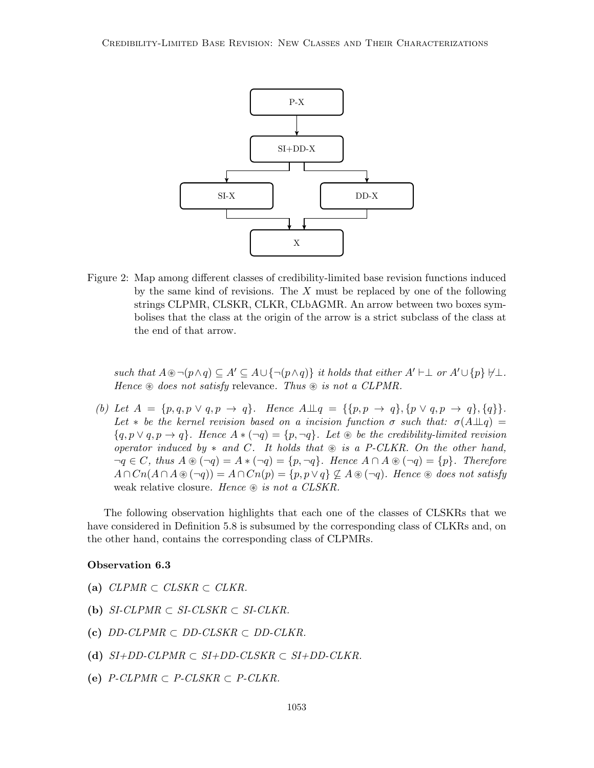P-X

SI+DD-X

SI-X

DD-X

X

Figure 2: Map among different classes of credibility-limited base revision functions induced by the same kind of revisions. The $X$ must be replaced by one of the following strings CLPMR, CLSKR, CLKR, CLbAGMR. An arrow between two boxes symbolises that the class at the origin of the arrow is a strict subclass of the class at the end of that arrow.

*such that $A \circledast \neg(p \wedge q) \subseteq A' \subseteq A \cup \{\neg(p \wedge q)\}$ it holds that either $A' \vdash \perp$ or $A' \cup \{p\} \nvdash \perp$. Hence $\circledast$ does not satisfy* relevance. *Thus $\circledast$ is not a CLPMR.*

*(b) Let $A = \{p, q, p \vee q, p \to q\}$. Hence $A \perp\!\!\!\perp q = \{\{p, p \to q\}, \{p \vee q, p \to q\}, \{q\}\}$. Let $*$ be the kernel revision based on a incision function $\sigma$ such that: $\sigma(A \perp\!\!\!\perp q) = \{q, p \vee q, p \to q\}$. Hence $A * (\neg q) = \{p, \neg q\}$. Let $\circledast$ be the credibility-limited revision operator induced by $*$ and $C$. It holds that $\circledast$ is a P-CLKR. On the other hand, $\neg q \in C$, thus $A \circledast (\neg q) = A * (\neg q) = \{p, \neg q\}$. Hence $A \cap A \circledast (\neg q) = \{p\}$. Therefore $A \cap Cn(A \cap A \circledast (\neg q)) = A \cap Cn(p) = \{p, p \vee q\} \nsubseteq A \circledast (\neg q)$. Hence $\circledast$ does not satisfy* weak relative closure. *Hence $\circledast$ is not a CLSKR.*

The following observation highlights that each one of the classes of CLSKRs that we have considered in Definition 5.8 is subsumed by the corresponding class of CLKRs and, on the other hand, contains the corresponding class of CLPMRs.

**Observation 6.3**

**(a)** *CLPMR $\subset$ CLSKR $\subset$ CLKR.*

**(b)** *SI-CLPMR $\subset$ SI-CLSKR $\subset$ SI-CLKR.*

**(c)** *DD-CLPMR $\subset$ DD-CLSKR $\subset$ DD-CLKR.*

**(d)** *SI+DD-CLPMR $\subset$ SI+DD-CLSKR $\subset$ SI+DD-CLKR.*

**(e)** *P-CLPMR $\subset$ P-CLSKR $\subset$ P-CLKR.*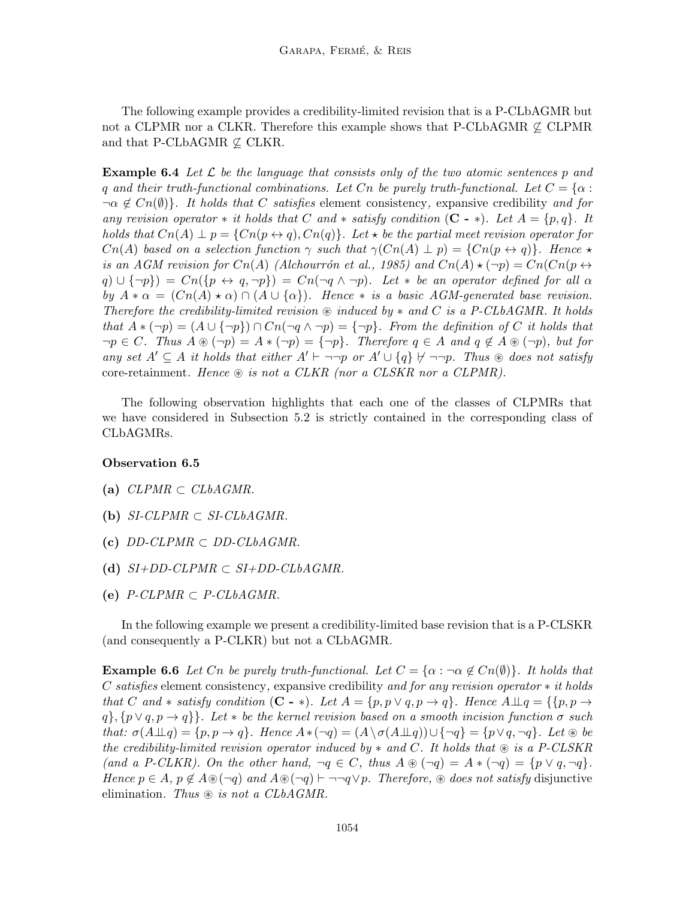The following example provides a credibility-limited revision that is a P-CLbAGMR but not a CLPMR nor a CLKR. Therefore this example shows that P-CLbAGMR $\not\subseteq$ CLPMR and that P-CLbAGMR $\not\subseteq$ CLKR.

**Example 6.4** *Let $\mathcal{L}$ be the language that consists only of the two atomic sentences $p$ and $q$ and their truth-functional combinations. Let $Cn$ be purely truth-functional. Let $C = \{\alpha : \neg\alpha \notin Cn(\emptyset)\}$. It holds that $C$ satisfies* element consistency, expansive credibility *and for any revision operator $*$ it holds that $C$ and $*$ satisfy condition* (**C - $*$**). *Let $A = \{p, q\}$. It holds that $Cn(A) \perp p = \{Cn(p \leftrightarrow q), Cn(q)\}$. Let $\star$ be the partial meet revision operator for $Cn(A)$ based on a selection function $\gamma$ such that $\gamma(Cn(A) \perp p) = \{Cn(p \leftrightarrow q)\}$. Hence $\star$ is an AGM revision for $Cn(A)$ (Alchourrón et al., 1985) and $Cn(A) \star (\neg p) = Cn(Cn(p \leftrightarrow q) \cup \{\neg p\}) = Cn(\{p \leftrightarrow q, \neg p\}) = Cn(\neg q \wedge \neg p)$. Let $*$ be an operator defined for all $\alpha$ by $A * \alpha = (Cn(A) \star \alpha) \cap (A \cup \{\alpha\})$. Hence $*$ is a basic AGM-generated base revision. Therefore the credibility-limited revision $\circledast$ induced by $*$ and $C$ is a P-CLbAGMR. It holds that $A * (\neg p) = (A \cup \{\neg p\}) \cap Cn(\neg q \wedge \neg p) = \{\neg p\}$. From the definition of $C$ it holds that $\neg p \in C$. Thus $A \circledast (\neg p) = A * (\neg p) = \{\neg p\}$. Therefore $q \in A$ and $q \notin A \circledast (\neg p)$, but for any set $A' \subseteq A$ it holds that either $A' \vdash \neg\neg p$ or $A' \cup \{q\} \nvdash \neg\neg p$. Thus $\circledast$ does not satisfy* core-retainment. *Hence $\circledast$ is not a CLKR (nor a CLSKR nor a CLPMR).*

The following observation highlights that each one of the classes of CLPMRs that we have considered in Subsection 5.2 is strictly contained in the corresponding class of CLbAGMRs.

**Observation 6.5**

**(a)** *CLPMR $\subset$ CLbAGMR.*

**(b)** *SI-CLPMR $\subset$ SI-CLbAGMR.*

**(c)** *DD-CLPMR $\subset$ DD-CLbAGMR.*

**(d)** *SI+DD-CLPMR $\subset$ SI+DD-CLbAGMR.*

**(e)** *P-CLPMR $\subset$ P-CLbAGMR.*

In the following example we present a credibility-limited base revision that is a P-CLSKR (and consequently a P-CLKR) but not a CLbAGMR.

**Example 6.6** *Let $Cn$ be purely truth-functional. Let $C = \{\alpha : \neg\alpha \notin Cn(\emptyset)\}$. It holds that $C$ satisfies* element consistency, expansive credibility *and for any revision operator $*$ it holds that $C$ and $*$ satisfy condition* (**C - $*$**). *Let $A = \{p, p \vee q, p \rightarrow q\}$. Hence $A \perp\!\!\!\perp q = \{\{p, p \rightarrow q\}, \{p \vee q, p \rightarrow q\}\}$. Let $*$ be the kernel revision based on a smooth incision function $\sigma$ such that: $\sigma(A \perp\!\!\!\perp q) = \{p, p \rightarrow q\}$. Hence $A * (\neg q) = (A \setminus \sigma(A \perp\!\!\!\perp q)) \cup \{\neg q\} = \{p \vee q, \neg q\}$. Let $\circledast$ be the credibility-limited revision operator induced by $*$ and $C$. It holds that $\circledast$ is a P-CLSKR (and a P-CLKR). On the other hand, $\neg q \in C$, thus $A \circledast (\neg q) = A * (\neg q) = \{p \vee q, \neg q\}$. Hence $p \in A$, $p \notin A \circledast (\neg q)$ and $A \circledast (\neg q) \vdash \neg\neg q \vee p$. Therefore, $\circledast$ does not satisfy* disjunctive elimination. *Thus $\circledast$ is not a CLbAGMR.*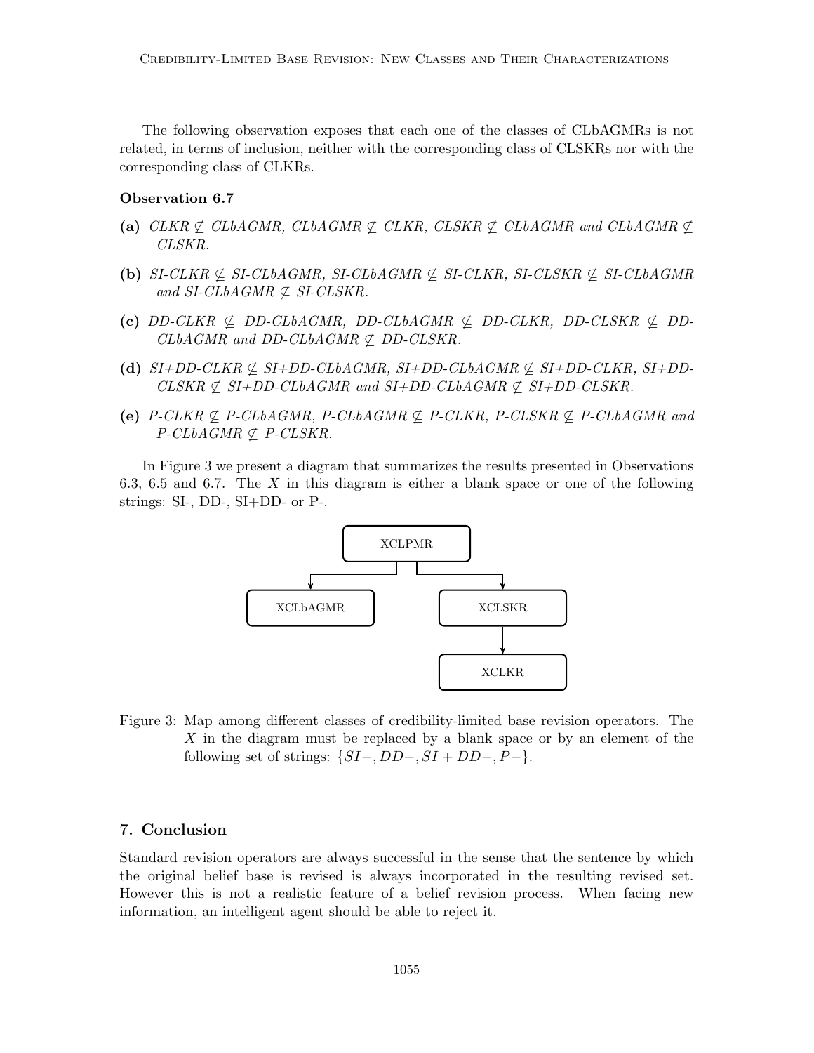The following observation exposes that each one of the classes of CLbAGMRs is not related, in terms of inclusion, neither with the corresponding class of CLSKRs nor with the corresponding class of CLKRs.

**Observation 6.7**

**(a)** *CLKR $\not\subseteq$ CLbAGMR, CLbAGMR $\not\subseteq$ CLKR, CLSKR $\not\subseteq$ CLbAGMR and CLbAGMR $\not\subseteq$ CLSKR.*

**(b)** *SI-CLKR $\not\subseteq$ SI-CLbAGMR, SI-CLbAGMR $\not\subseteq$ SI-CLKR, SI-CLSKR $\not\subseteq$ SI-CLbAGMR and SI-CLbAGMR $\not\subseteq$ SI-CLSKR.*

**(c)** *DD-CLKR $\not\subseteq$ DD-CLbAGMR, DD-CLbAGMR $\not\subseteq$ DD-CLKR, DD-CLSKR $\not\subseteq$ DD-CLbAGMR and DD-CLbAGMR $\not\subseteq$ DD-CLSKR.*

**(d)** *SI+DD-CLKR $\not\subseteq$ SI+DD-CLbAGMR, SI+DD-CLbAGMR $\not\subseteq$ SI+DD-CLKR, SI+DD-CLSKR $\not\subseteq$ SI+DD-CLbAGMR and SI+DD-CLbAGMR $\not\subseteq$ SI+DD-CLSKR.*

**(e)** *P-CLKR $\not\subseteq$ P-CLbAGMR, P-CLbAGMR $\not\subseteq$ P-CLKR, P-CLSKR $\not\subseteq$ P-CLbAGMR and P-CLbAGMR $\not\subseteq$ P-CLSKR.*

In Figure 3 we present a diagram that summarizes the results presented in Observations 6.3, 6.5 and 6.7. The $X$ in this diagram is either a blank space or one of the following strings: SI-, DD-, SI+DD- or P-.

XCLPMR

XCLbAGMR

XCLSKR

XCLKR

Figure 3: Map among different classes of credibility-limited base revision operators. The $X$ in the diagram must be replaced by a blank space or by an element of the following set of strings: $\{SI-, DD-, SI+DD-, P-\}$.

## 7. Conclusion

Standard revision operators are always successful in the sense that the sentence by which the original belief base is revised is always incorporated in the resulting revised set. However this is not a realistic feature of a belief revision process. When facing new information, an intelligent agent should be able to reject it.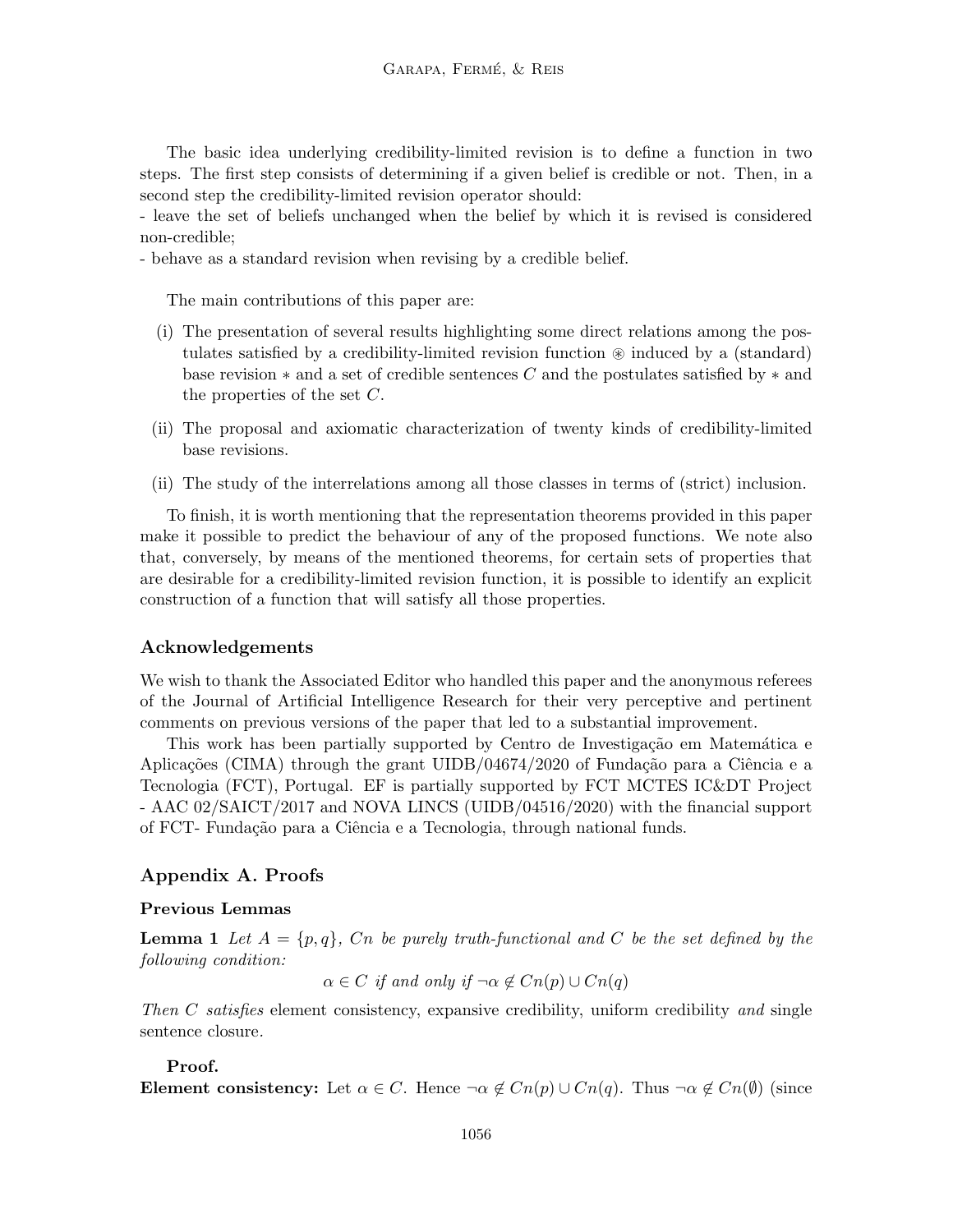The basic idea underlying credibility-limited revision is to define a function in two steps. The first step consists of determining if a given belief is credible or not. Then, in a second step the credibility-limited revision operator should:
- leave the set of beliefs unchanged when the belief by which it is revised is considered non-credible;
- behave as a standard revision when revising by a credible belief.

The main contributions of this paper are:

(i) The presentation of several results highlighting some direct relations among the postulates satisfied by a credibility-limited revision function $\circledast$ induced by a (standard) base revision $*$ and a set of credible sentences $C$ and the postulates satisfied by $*$ and the properties of the set $C$.

(ii) The proposal and axiomatic characterization of twenty kinds of credibility-limited base revisions.

(ii) The study of the interrelations among all those classes in terms of (strict) inclusion.

To finish, it is worth mentioning that the representation theorems provided in this paper make it possible to predict the behaviour of any of the proposed functions. We note also that, conversely, by means of the mentioned theorems, for certain sets of properties that are desirable for a credibility-limited revision function, it is possible to identify an explicit construction of a function that will satisfy all those properties.

## Acknowledgements

We wish to thank the Associated Editor who handled this paper and the anonymous referees of the Journal of Artificial Intelligence Research for their very perceptive and pertinent comments on previous versions of the paper that led to a substantial improvement.

This work has been partially supported by Centro de Investigação em Matemática e Aplicações (CIMA) through the grant UIDB/04674/2020 of Fundação para a Ciência e a Tecnologia (FCT), Portugal. EF is partially supported by FCT MCTES IC&DT Project - AAC 02/SAICT/2017 and NOVA LINCS (UIDB/04516/2020) with the financial support of FCT- Fundação para a Ciência e a Tecnologia, through national funds.

## Appendix A. Proofs

### Previous Lemmas

**Lemma 1** *Let $A = \{p, q\}$, $Cn$ be purely truth-functional and $C$ be the set defined by the following condition:*

$$\alpha \in C \text{ if and only if } \neg\alpha \notin Cn(p) \cup Cn(q)$$

*Then $C$ satisfies* element consistency, expansive credibility, uniform credibility *and* single sentence closure*.*

**Proof.**
**Element consistency:** Let $\alpha \in C$. Hence $\neg\alpha \notin Cn(p) \cup Cn(q)$. Thus $\neg\alpha \notin Cn(\emptyset)$ (since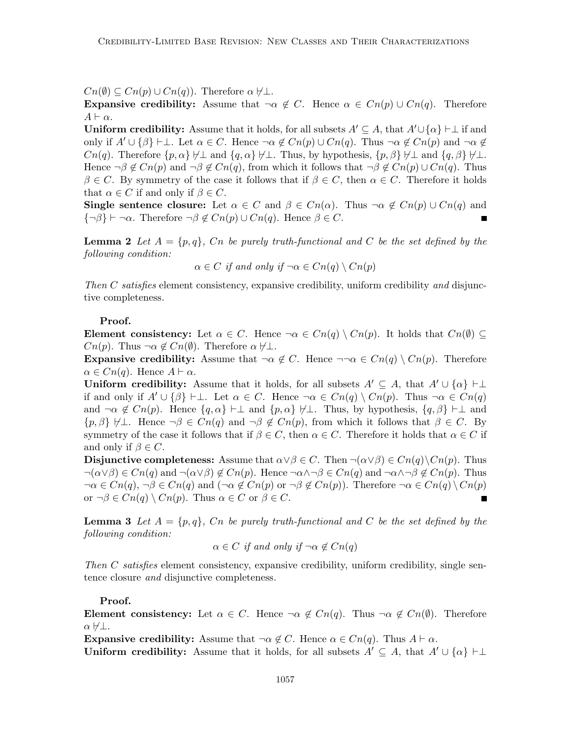$Cn(\emptyset) \subseteq Cn(p) \cup Cn(q)$). Therefore $\alpha \not\vdash \bot$.

**Expansive credibility:** Assume that $\neg\alpha \notin C$. Hence $\alpha \in Cn(p) \cup Cn(q)$. Therefore $A \vdash \alpha$.

**Uniform credibility:** Assume that it holds, for all subsets $A' \subseteq A$, that $A' \cup \{\alpha\} \vdash \bot$ if and only if $A' \cup \{\beta\} \vdash \bot$. Let $\alpha \in C$. Hence $\neg\alpha \notin Cn(p) \cup Cn(q)$. Thus $\neg\alpha \notin Cn(p)$ and $\neg\alpha \notin Cn(q)$. Therefore $\{p, \alpha\} \not\vdash \bot$ and $\{q, \alpha\} \not\vdash \bot$. Thus, by hypothesis, $\{p, \beta\} \not\vdash \bot$ and $\{q, \beta\} \not\vdash \bot$. Hence $\neg\beta \notin Cn(p)$ and $\neg\beta \notin Cn(q)$, from which it follows that $\neg\beta \notin Cn(p) \cup Cn(q)$. Thus $\beta \in C$. By symmetry of the case it follows that if $\beta \in C$, then $\alpha \in C$. Therefore it holds that $\alpha \in C$ if and only if $\beta \in C$.

**Single sentence closure:** Let $\alpha \in C$ and $\beta \in Cn(\alpha)$. Thus $\neg\alpha \notin Cn(p) \cup Cn(q)$ and $\{\neg\beta\} \vdash \neg\alpha$. Therefore $\neg\beta \notin Cn(p) \cup Cn(q)$. Hence $\beta \in C$. ∎

**Lemma 2** *Let $A = \{p, q\}$, $Cn$ be purely truth-functional and $C$ be the set defined by the following condition:*

$$\alpha \in C \text{ if and only if } \neg\alpha \in Cn(q) \setminus Cn(p)$$

*Then $C$ satisfies* element consistency, expansive credibility, uniform credibility *and* disjunctive completeness*.*

**Proof.**

**Element consistency:** Let $\alpha \in C$. Hence $\neg\alpha \in Cn(q) \setminus Cn(p)$. It holds that $Cn(\emptyset) \subseteq Cn(p)$. Thus $\neg\alpha \notin Cn(\emptyset)$. Therefore $\alpha \not\vdash \bot$.

**Expansive credibility:** Assume that $\neg\alpha \notin C$. Hence $\neg\neg\alpha \in Cn(q) \setminus Cn(p)$. Therefore $\alpha \in Cn(q)$. Hence $A \vdash \alpha$.

**Uniform credibility:** Assume that it holds, for all subsets $A' \subseteq A$, that $A' \cup \{\alpha\} \vdash \bot$ if and only if $A' \cup \{\beta\} \vdash \bot$. Let $\alpha \in C$. Hence $\neg\alpha \in Cn(q) \setminus Cn(p)$. Thus $\neg\alpha \in Cn(q)$ and $\neg\alpha \notin Cn(p)$. Hence $\{q, \alpha\} \vdash \bot$ and $\{p, \alpha\} \not\vdash \bot$. Thus, by hypothesis, $\{q, \beta\} \vdash \bot$ and $\{p, \beta\} \not\vdash \bot$. Hence $\neg\beta \in Cn(q)$ and $\neg\beta \notin Cn(p)$, from which it follows that $\beta \in C$. By symmetry of the case it follows that if $\beta \in C$, then $\alpha \in C$. Therefore it holds that $\alpha \in C$ if and only if $\beta \in C$.

**Disjunctive completeness:** Assume that $\alpha \vee \beta \in C$. Then $\neg(\alpha \vee \beta) \in Cn(q) \setminus Cn(p)$. Thus $\neg(\alpha \vee \beta) \in Cn(q)$ and $\neg(\alpha \vee \beta) \notin Cn(p)$. Hence $\neg\alpha \wedge \neg\beta \in Cn(q)$ and $\neg\alpha \wedge \neg\beta \notin Cn(p)$. Thus $\neg\alpha \in Cn(q)$, $\neg\beta \in Cn(q)$ and ($\neg\alpha \notin Cn(p)$ or $\neg\beta \notin Cn(p)$). Therefore $\neg\alpha \in Cn(q) \setminus Cn(p)$ or $\neg\beta \in Cn(q) \setminus Cn(p)$. Thus $\alpha \in C$ or $\beta \in C$. ∎

**Lemma 3** *Let $A = \{p, q\}$, $Cn$ be purely truth-functional and $C$ be the set defined by the following condition:*

$$\alpha \in C \text{ if and only if } \neg\alpha \notin Cn(q)$$

*Then $C$ satisfies* element consistency, expansive credibility, uniform credibility, single sentence closure *and* disjunctive completeness*.*

**Proof.**

**Element consistency:** Let $\alpha \in C$. Hence $\neg\alpha \notin Cn(q)$. Thus $\neg\alpha \notin Cn(\emptyset)$. Therefore $\alpha \not\vdash \bot$.

**Expansive credibility:** Assume that $\neg\alpha \notin C$. Hence $\alpha \in Cn(q)$. Thus $A \vdash \alpha$.

**Uniform credibility:** Assume that it holds, for all subsets $A' \subseteq A$, that $A' \cup \{\alpha\} \vdash \bot$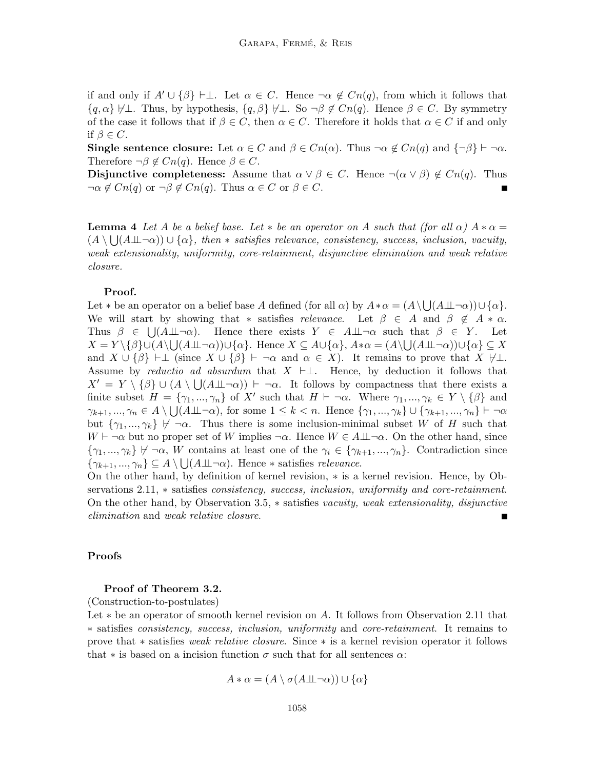if and only if $A' \cup \{\beta\} \vdash \bot$. Let $\alpha \in C$. Hence $\neg\alpha \notin Cn(q)$, from which it follows that $\{q, \alpha\} \not\vdash \bot$. Thus, by hypothesis, $\{q, \beta\} \not\vdash \bot$. So $\neg\beta \notin Cn(q)$. Hence $\beta \in C$. By symmetry of the case it follows that if $\beta \in C$, then $\alpha \in C$. Therefore it holds that $\alpha \in C$ if and only if $\beta \in C$.

**Single sentence closure:** Let $\alpha \in C$ and $\beta \in Cn(\alpha)$. Thus $\neg\alpha \notin Cn(q)$ and $\{\neg\beta\} \vdash \neg\alpha$. Therefore $\neg\beta \notin Cn(q)$. Hence $\beta \in C$.

**Disjunctive completeness:** Assume that $\alpha \vee \beta \in C$. Hence $\neg(\alpha \vee \beta) \notin Cn(q)$. Thus $\neg\alpha \notin Cn(q)$ or $\neg\beta \notin Cn(q)$. Thus $\alpha \in C$ or $\beta \in C$. ∎

**Lemma 4** *Let $A$ be a belief base. Let $*$ be an operator on $A$ such that (for all $\alpha$) $A * \alpha = (A \setminus \bigcup(A \perp\!\!\!\perp \neg\alpha)) \cup \{\alpha\}$, then $*$ satisfies relevance, consistency, success, inclusion, vacuity, weak extensionality, uniformity, core-retainment, disjunctive elimination and weak relative closure.*

**Proof.**

Let $*$ be an operator on a belief base $A$ defined (for all $\alpha$) by $A * \alpha = (A \setminus \bigcup(A \perp\!\!\!\perp \neg\alpha)) \cup \{\alpha\}$. We will start by showing that $*$ satisfies *relevance*. Let $\beta \in A$ and $\beta \notin A * \alpha$. Thus $\beta \in \bigcup(A \perp\!\!\!\perp \neg\alpha)$. Hence there exists $Y \in A \perp\!\!\!\perp \neg\alpha$ such that $\beta \in Y$. Let $X = Y \setminus \{\beta\} \cup (A \setminus \bigcup(A \perp\!\!\!\perp \neg\alpha)) \cup \{\alpha\}$. Hence $X \subseteq A \cup \{\alpha\}$, $A * \alpha = (A \setminus \bigcup(A \perp\!\!\!\perp \neg\alpha)) \cup \{\alpha\} \subseteq X$ and $X \cup \{\beta\} \vdash \bot$ (since $X \cup \{\beta\} \vdash \neg\alpha$ and $\alpha \in X$). It remains to prove that $X \not\vdash \bot$. Assume by *reductio ad absurdum* that $X \vdash \bot$. Hence, by deduction it follows that $X' = Y \setminus \{\beta\} \cup (A \setminus \bigcup(A \perp\!\!\!\perp \neg\alpha)) \vdash \neg\alpha$. It follows by compactness that there exists a finite subset $H = \{\gamma_1, ..., \gamma_n\}$ of $X'$ such that $H \vdash \neg\alpha$. Where $\gamma_1, ..., \gamma_k \in Y \setminus \{\beta\}$ and $\gamma_{k+1}, ..., \gamma_n \in A \setminus \bigcup(A \perp\!\!\!\perp \neg\alpha)$, for some $1 \leq k < n$. Hence $\{\gamma_1, ..., \gamma_k\} \cup \{\gamma_{k+1}, ..., \gamma_n\} \vdash \neg\alpha$ but $\{\gamma_1, ..., \gamma_k\} \not\vdash \neg\alpha$. Thus there is some inclusion-minimal subset $W$ of $H$ such that $W \vdash \neg\alpha$ but no proper set of $W$ implies $\neg\alpha$. Hence $W \in A \perp\!\!\!\perp \neg\alpha$. On the other hand, since $\{\gamma_1, ..., \gamma_k\} \not\vdash \neg\alpha$, $W$ contains at least one of the $\gamma_i \in \{\gamma_{k+1}, ..., \gamma_n\}$. Contradiction since $\{\gamma_{k+1}, ..., \gamma_n\} \subseteq A \setminus \bigcup(A \perp\!\!\!\perp \neg\alpha)$. Hence $*$ satisfies *relevance*.

On the other hand, by definition of kernel revision, $*$ is a kernel revision. Hence, by Observations 2.11, $*$ satisfies *consistency, success, inclusion, uniformity and core-retainment*. On the other hand, by Observation 3.5, $*$ satisfies *vacuity, weak extensionality, disjunctive elimination* and *weak relative closure*. ∎

**Proofs**

**Proof of Theorem 3.2.**

(Construction-to-postulates)

Let $*$ be an operator of smooth kernel revision on $A$. It follows from Observation 2.11 that $*$ satisfies *consistency, success, inclusion, uniformity* and *core-retainment*. It remains to prove that $*$ satisfies *weak relative closure*. Since $*$ is a kernel revision operator it follows that $*$ is based on a incision function $\sigma$ such that for all sentences $\alpha$:

$$A * \alpha = (A \setminus \sigma(A \perp\!\!\!\perp \neg\alpha)) \cup \{\alpha\}$$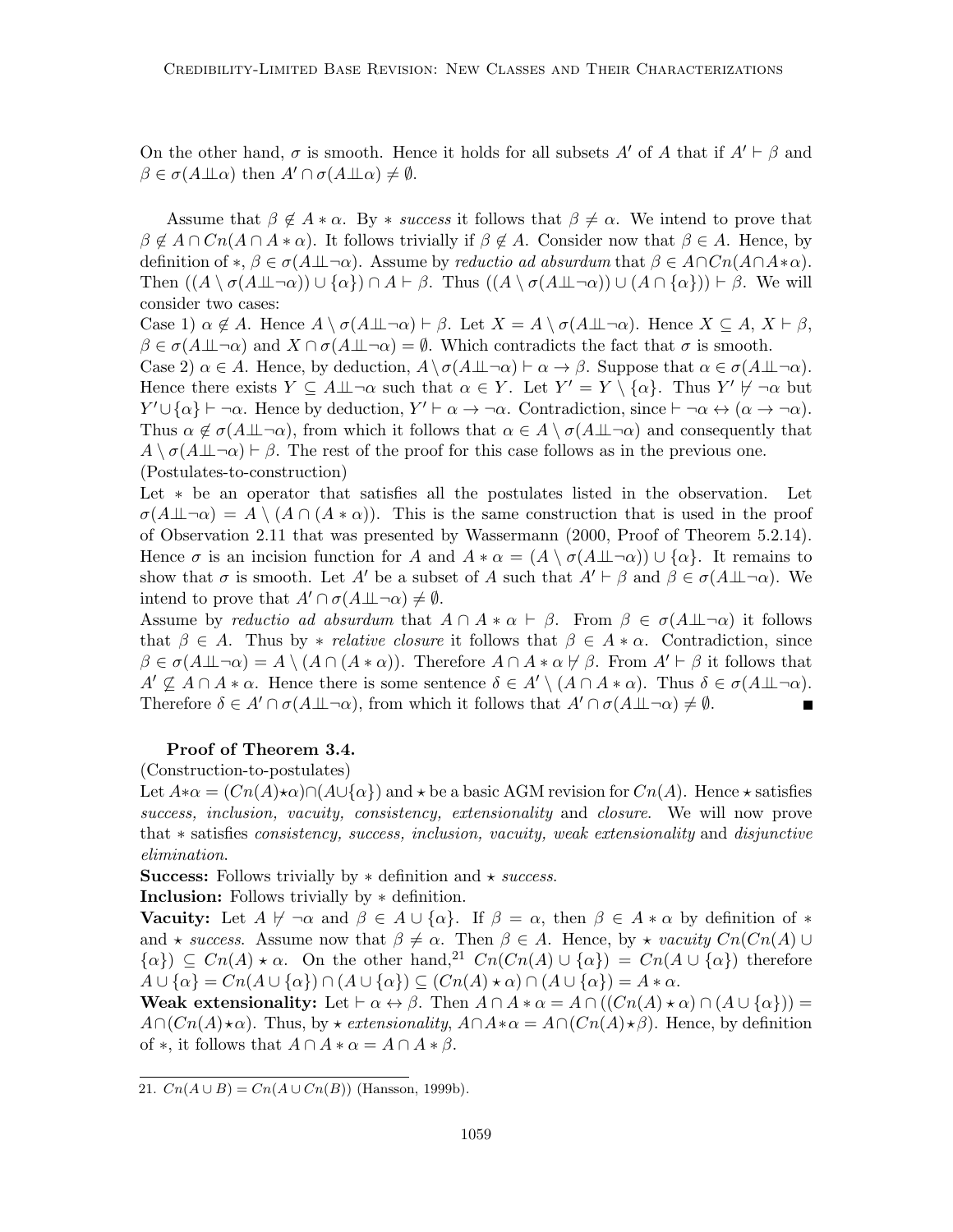On the other hand, $\sigma$ is smooth. Hence it holds for all subsets $A'$ of $A$ that if $A' \vdash \beta$ and $\beta \in \sigma(A \perp\!\!\!\perp \alpha)$ then $A' \cap \sigma(A \perp\!\!\!\perp \alpha) \neq \emptyset$.

Assume that $\beta \notin A * \alpha$. By $*$ *success* it follows that $\beta \neq \alpha$. We intend to prove that $\beta \notin A \cap Cn(A \cap A * \alpha)$. It follows trivially if $\beta \notin A$. Consider now that $\beta \in A$. Hence, by definition of $*$, $\beta \in \sigma(A \perp\!\!\!\perp \neg\alpha)$. Assume by *reductio ad absurdum* that $\beta \in A \cap Cn(A \cap A * \alpha)$. Then $((A \setminus \sigma(A \perp\!\!\!\perp \neg\alpha)) \cup \{\alpha\}) \cap A \vdash \beta$. Thus $((A \setminus \sigma(A \perp\!\!\!\perp \neg\alpha)) \cup (A \cap \{\alpha\})) \vdash \beta$. We will consider two cases:

Case 1) $\alpha \notin A$. Hence $A \setminus \sigma(A \perp\!\!\!\perp \neg\alpha) \vdash \beta$. Let $X = A \setminus \sigma(A \perp\!\!\!\perp \neg\alpha)$. Hence $X \subseteq A$, $X \vdash \beta$, $\beta \in \sigma(A \perp\!\!\!\perp \neg\alpha)$ and $X \cap \sigma(A \perp\!\!\!\perp \neg\alpha) = \emptyset$. Which contradicts the fact that $\sigma$ is smooth.

Case 2) $\alpha \in A$. Hence, by deduction, $A \setminus \sigma(A \perp\!\!\!\perp \neg\alpha) \vdash \alpha \to \beta$. Suppose that $\alpha \in \sigma(A \perp\!\!\!\perp \neg\alpha)$. Hence there exists $Y \subseteq A \perp\!\!\!\perp \neg\alpha$ such that $\alpha \in Y$. Let $Y' = Y \setminus \{\alpha\}$. Thus $Y' \nvdash \neg\alpha$ but $Y' \cup \{\alpha\} \vdash \neg\alpha$. Hence by deduction, $Y' \vdash \alpha \to \neg\alpha$. Contradiction, since $\vdash \neg\alpha \leftrightarrow (\alpha \to \neg\alpha)$. Thus $\alpha \notin \sigma(A \perp\!\!\!\perp \neg\alpha)$, from which it follows that $\alpha \in A \setminus \sigma(A \perp\!\!\!\perp \neg\alpha)$ and consequently that $A \setminus \sigma(A \perp\!\!\!\perp \neg\alpha) \vdash \beta$. The rest of the proof for this case follows as in the previous one.

(Postulates-to-construction)

Let $*$ be an operator that satisfies all the postulates listed in the observation. Let $\sigma(A \perp\!\!\!\perp \neg\alpha) = A \setminus (A \cap (A * \alpha))$. This is the same construction that is used in the proof of Observation 2.11 that was presented by Wassermann (2000, Proof of Theorem 5.2.14). Hence $\sigma$ is an incision function for $A$ and $A * \alpha = (A \setminus \sigma(A \perp\!\!\!\perp \neg\alpha)) \cup \{\alpha\}$. It remains to show that $\sigma$ is smooth. Let $A'$ be a subset of $A$ such that $A' \vdash \beta$ and $\beta \in \sigma(A \perp\!\!\!\perp \neg\alpha)$. We intend to prove that $A' \cap \sigma(A \perp\!\!\!\perp \neg\alpha) \neq \emptyset$.

Assume by *reductio ad absurdum* that $A \cap A * \alpha \vdash \beta$. From $\beta \in \sigma(A \perp\!\!\!\perp \neg\alpha)$ it follows that $\beta \in A$. Thus by $*$ *relative closure* it follows that $\beta \in A * \alpha$. Contradiction, since $\beta \in \sigma(A \perp\!\!\!\perp \neg\alpha) = A \setminus (A \cap (A * \alpha))$. Therefore $A \cap A * \alpha \nvdash \beta$. From $A' \vdash \beta$ it follows that $A' \nsubseteq A \cap A * \alpha$. Hence there is some sentence $\delta \in A' \setminus (A \cap A * \alpha)$. Thus $\delta \in \sigma(A \perp\!\!\!\perp \neg\alpha)$. Therefore $\delta \in A' \cap \sigma(A \perp\!\!\!\perp \neg\alpha)$, from which it follows that $A' \cap \sigma(A \perp\!\!\!\perp \neg\alpha) \neq \emptyset$. ∎

**Proof of Theorem 3.4.**

(Construction-to-postulates)

Let $A*\alpha = (Cn(A) \star \alpha) \cap (A \cup \{\alpha\})$ and $\star$ be a basic AGM revision for $Cn(A)$. Hence $\star$ satisfies *success, inclusion, vacuity, consistency, extensionality* and *closure*. We will now prove that $*$ satisfies *consistency, success, inclusion, vacuity, weak extensionality* and *disjunctive elimination*.

**Success:** Follows trivially by $*$ definition and $\star$ *success*.

**Inclusion:** Follows trivially by $*$ definition.

**Vacuity:** Let $A \nvdash \neg\alpha$ and $\beta \in A \cup \{\alpha\}$. If $\beta = \alpha$, then $\beta \in A * \alpha$ by definition of $*$ and $\star$ *success*. Assume now that $\beta \neq \alpha$. Then $\beta \in A$. Hence, by $\star$ *vacuity* $Cn(Cn(A) \cup \{\alpha\}) \subseteq Cn(A) \star \alpha$. On the other hand,[21] $Cn(Cn(A) \cup \{\alpha\}) = Cn(A \cup \{\alpha\})$ therefore $A \cup \{\alpha\} = Cn(A \cup \{\alpha\}) \cap (A \cup \{\alpha\}) \subseteq (Cn(A) \star \alpha) \cap (A \cup \{\alpha\}) = A * \alpha$.

**Weak extensionality:** Let $\vdash \alpha \leftrightarrow \beta$. Then $A \cap A * \alpha = A \cap ((Cn(A) \star \alpha) \cap (A \cup \{\alpha\})) = A \cap (Cn(A) \star \alpha)$. Thus, by $\star$ *extensionality*, $A \cap A * \alpha = A \cap (Cn(A) \star \beta)$. Hence, by definition of $*$, it follows that $A \cap A * \alpha = A \cap A * \beta$.

---

21. $Cn(A \cup B) = Cn(A \cup Cn(B))$ (Hansson, 1999b).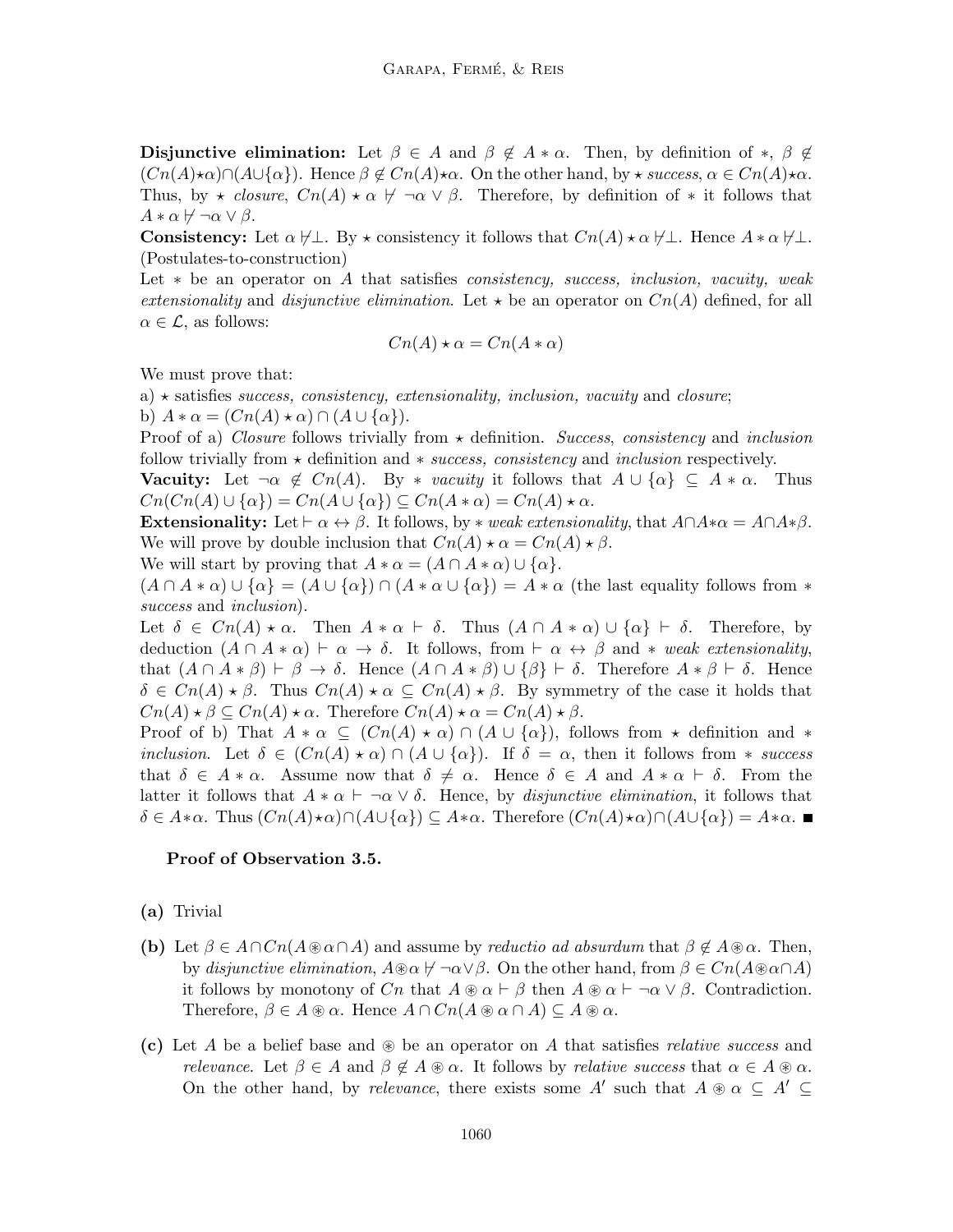**Disjunctive elimination:** Let $\beta \in A$ and $\beta \notin A * \alpha$. Then, by definition of $*$, $\beta \notin (Cn(A) \star \alpha) \cap (A \cup \{\alpha\})$. Hence $\beta \notin Cn(A) \star \alpha$. On the other hand, by $\star$ *success*, $\alpha \in Cn(A) \star \alpha$. Thus, by $\star$ *closure*, $Cn(A) \star \alpha \nvdash \neg\alpha \vee \beta$. Therefore, by definition of $*$ it follows that $A * \alpha \nvdash \neg\alpha \vee \beta$.

**Consistency:** Let $\alpha \nvdash \bot$. By $\star$ consistency it follows that $Cn(A) \star \alpha \nvdash \bot$. Hence $A * \alpha \nvdash \bot$.

(Postulates-to-construction)

Let $*$ be an operator on $A$ that satisfies *consistency, success, inclusion, vacuity, weak extensionality* and *disjunctive elimination*. Let $\star$ be an operator on $Cn(A)$ defined, for all $\alpha \in \mathcal{L}$, as follows:

$$Cn(A) \star \alpha = Cn(A * \alpha)$$

We must prove that:

a) $\star$ satisfies *success, consistency, extensionality, inclusion, vacuity* and *closure*;

b) $A * \alpha = (Cn(A) \star \alpha) \cap (A \cup \{\alpha\})$.

Proof of a) *Closure* follows trivially from $\star$ definition. *Success*, *consistency* and *inclusion* follow trivially from $\star$ definition and $*$ *success, consistency* and *inclusion* respectively.

**Vacuity:** Let $\neg\alpha \notin Cn(A)$. By $*$ *vacuity* it follows that $A \cup \{\alpha\} \subseteq A * \alpha$. Thus $Cn(Cn(A) \cup \{\alpha\}) = Cn(A \cup \{\alpha\}) \subseteq Cn(A * \alpha) = Cn(A) \star \alpha$.

**Extensionality:** Let $\vdash \alpha \leftrightarrow \beta$. It follows, by $*$ *weak extensionality*, that $A \cap A * \alpha = A \cap A * \beta$. We will prove by double inclusion that $Cn(A) \star \alpha = Cn(A) \star \beta$.

We will start by proving that $A * \alpha = (A \cap A * \alpha) \cup \{\alpha\}$.

$(A \cap A * \alpha) \cup \{\alpha\} = (A \cup \{\alpha\}) \cap (A * \alpha \cup \{\alpha\}) = A * \alpha$ (the last equality follows from $*$ *success* and *inclusion*).

Let $\delta \in Cn(A) \star \alpha$. Then $A * \alpha \vdash \delta$. Thus $(A \cap A * \alpha) \cup \{\alpha\} \vdash \delta$. Therefore, by deduction $(A \cap A * \alpha) \vdash \alpha \rightarrow \delta$. It follows, from $\vdash \alpha \leftrightarrow \beta$ and $*$ *weak extensionality*, that $(A \cap A * \beta) \vdash \beta \rightarrow \delta$. Hence $(A \cap A * \beta) \cup \{\beta\} \vdash \delta$. Therefore $A * \beta \vdash \delta$. Hence $\delta \in Cn(A) \star \beta$. Thus $Cn(A) \star \alpha \subseteq Cn(A) \star \beta$. By symmetry of the case it holds that $Cn(A) \star \beta \subseteq Cn(A) \star \alpha$. Therefore $Cn(A) \star \alpha = Cn(A) \star \beta$.

Proof of b) That $A * \alpha \subseteq (Cn(A) \star \alpha) \cap (A \cup \{\alpha\})$, follows from $\star$ definition and $*$ *inclusion*. Let $\delta \in (Cn(A) \star \alpha) \cap (A \cup \{\alpha\})$. If $\delta = \alpha$, then it follows from $*$ *success* that $\delta \in A * \alpha$. Assume now that $\delta \neq \alpha$. Hence $\delta \in A$ and $A * \alpha \vdash \delta$. From the latter it follows that $A * \alpha \vdash \neg\alpha \vee \delta$. Hence, by *disjunctive elimination*, it follows that $\delta \in A * \alpha$. Thus $(Cn(A) \star \alpha) \cap (A \cup \{\alpha\}) \subseteq A * \alpha$. Therefore $(Cn(A) \star \alpha) \cap (A \cup \{\alpha\}) = A * \alpha$. ■

**Proof of Observation 3.5.**

**(a)** Trivial

**(b)** Let $\beta \in A \cap Cn(A \circledast \alpha \cap A)$ and assume by *reductio ad absurdum* that $\beta \notin A \circledast \alpha$. Then, by *disjunctive elimination*, $A \circledast \alpha \nvdash \neg\alpha \vee \beta$. On the other hand, from $\beta \in Cn(A \circledast \alpha \cap A)$ it follows by monotony of $Cn$ that $A \circledast \alpha \vdash \beta$ then $A \circledast \alpha \vdash \neg\alpha \vee \beta$. Contradiction. Therefore, $\beta \in A \circledast \alpha$. Hence $A \cap Cn(A \circledast \alpha \cap A) \subseteq A \circledast \alpha$.

**(c)** Let $A$ be a belief base and $\circledast$ be an operator on $A$ that satisfies *relative success* and *relevance*. Let $\beta \in A$ and $\beta \notin A \circledast \alpha$. It follows by *relative success* that $\alpha \in A \circledast \alpha$. On the other hand, by *relevance*, there exists some $A'$ such that $A \circledast \alpha \subseteq A' \subseteq$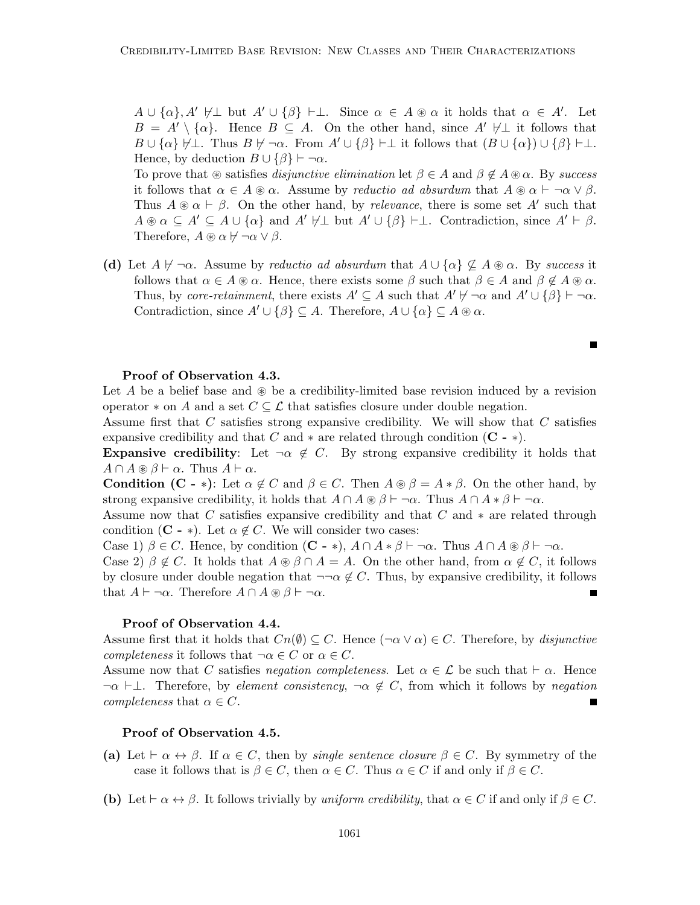$A \cup \{\alpha\}, A' \nvdash \bot$ but $A' \cup \{\beta\} \vdash \bot$. Since $\alpha \in A \circledast \alpha$ it holds that $\alpha \in A'$. Let $B = A' \setminus \{\alpha\}$. Hence $B \subseteq A$. On the other hand, since $A' \nvdash \bot$ it follows that $B \cup \{\alpha\} \nvdash \bot$. Thus $B \nvdash \neg\alpha$. From $A' \cup \{\beta\} \vdash \bot$ it follows that $(B \cup \{\alpha\}) \cup \{\beta\} \vdash \bot$. Hence, by deduction $B \cup \{\beta\} \vdash \neg\alpha$.

To prove that $\circledast$ satisfies *disjunctive elimination* let $\beta \in A$ and $\beta \notin A \circledast \alpha$. By *success* it follows that $\alpha \in A \circledast \alpha$. Assume by *reductio ad absurdum* that $A \circledast \alpha \vdash \neg\alpha \vee \beta$. Thus $A \circledast \alpha \vdash \beta$. On the other hand, by *relevance*, there is some set $A'$ such that $A \circledast \alpha \subseteq A' \subseteq A \cup \{\alpha\}$ and $A' \nvdash \bot$ but $A' \cup \{\beta\} \vdash \bot$. Contradiction, since $A' \vdash \beta$. Therefore, $A \circledast \alpha \nvdash \neg\alpha \vee \beta$.

**(d)** Let $A \nvdash \neg\alpha$. Assume by *reductio ad absurdum* that $A \cup \{\alpha\} \nsubseteq A \circledast \alpha$. By *success* it follows that $\alpha \in A \circledast \alpha$. Hence, there exists some $\beta$ such that $\beta \in A$ and $\beta \notin A \circledast \alpha$. Thus, by *core-retainment*, there exists $A' \subseteq A$ such that $A' \nvdash \neg\alpha$ and $A' \cup \{\beta\} \vdash \neg\alpha$. Contradiction, since $A' \cup \{\beta\} \subseteq A$. Therefore, $A \cup \{\alpha\} \subseteq A \circledast \alpha$. ∎

**Proof of Observation 4.3.**

Let $A$ be a belief base and $\circledast$ be a credibility-limited base revision induced by a revision operator $*$ on $A$ and a set $C \subseteq \mathcal{L}$ that satisfies closure under double negation.

Assume first that $C$ satisfies strong expansive credibility. We will show that $C$ satisfies expansive credibility and that $C$ and $*$ are related through condition **(C - $*$)**.

**Expansive credibility**: Let $\neg\alpha \notin C$. By strong expansive credibility it holds that $A \cap A \circledast \beta \vdash \alpha$. Thus $A \vdash \alpha$.

**Condition (C - $*$)**: Let $\alpha \notin C$ and $\beta \in C$. Then $A \circledast \beta = A * \beta$. On the other hand, by strong expansive credibility, it holds that $A \cap A \circledast \beta \vdash \neg\alpha$. Thus $A \cap A * \beta \vdash \neg\alpha$.

Assume now that $C$ satisfies expansive credibility and that $C$ and $*$ are related through condition **(C - $*$)**. Let $\alpha \notin C$. We will consider two cases:

Case 1) $\beta \in C$. Hence, by condition **(C - $*$)**, $A \cap A * \beta \vdash \neg\alpha$. Thus $A \cap A \circledast \beta \vdash \neg\alpha$.

Case 2) $\beta \notin C$. It holds that $A \circledast \beta \cap A = A$. On the other hand, from $\alpha \notin C$, it follows by closure under double negation that $\neg\neg\alpha \notin C$. Thus, by expansive credibility, it follows that $A \vdash \neg\alpha$. Therefore $A \cap A \circledast \beta \vdash \neg\alpha$. ∎

**Proof of Observation 4.4.**

Assume first that it holds that $Cn(\emptyset) \subseteq C$. Hence $(\neg\alpha \vee \alpha) \in C$. Therefore, by *disjunctive completeness* it follows that $\neg\alpha \in C$ or $\alpha \in C$.

Assume now that $C$ satisfies *negation completeness*. Let $\alpha \in \mathcal{L}$ be such that $\vdash \alpha$. Hence $\neg\alpha \vdash \bot$. Therefore, by *element consistency*, $\neg\alpha \notin C$, from which it follows by *negation completeness* that $\alpha \in C$. ∎

**Proof of Observation 4.5.**

**(a)** Let $\vdash \alpha \leftrightarrow \beta$. If $\alpha \in C$, then by *single sentence closure* $\beta \in C$. By symmetry of the case it follows that is $\beta \in C$, then $\alpha \in C$. Thus $\alpha \in C$ if and only if $\beta \in C$.

**(b)** Let $\vdash \alpha \leftrightarrow \beta$. It follows trivially by *uniform credibility*, that $\alpha \in C$ if and only if $\beta \in C$.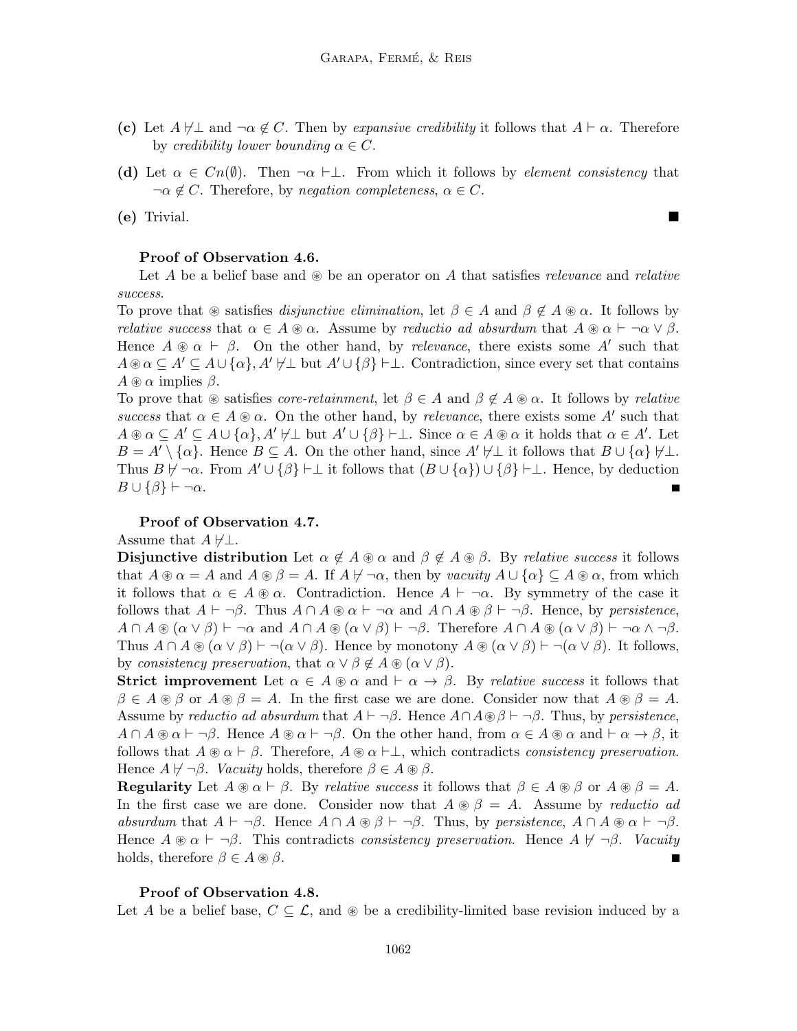**(c)** Let $A \nvdash \bot$ and $\neg\alpha \notin C$. Then by *expansive credibility* it follows that $A \vdash \alpha$. Therefore by *credibility lower bounding* $\alpha \in C$.

**(d)** Let $\alpha \in Cn(\emptyset)$. Then $\neg\alpha \vdash \bot$. From which it follows by *element consistency* that $\neg\alpha \notin C$. Therefore, by *negation completeness*, $\alpha \in C$.

**(e)** Trivial. ■

**Proof of Observation 4.6.**

Let $A$ be a belief base and $\circledast$ be an operator on $A$ that satisfies *relevance* and *relative success*.

To prove that $\circledast$ satisfies *disjunctive elimination*, let $\beta \in A$ and $\beta \notin A \circledast \alpha$. It follows by *relative success* that $\alpha \in A \circledast \alpha$. Assume by *reductio ad absurdum* that $A \circledast \alpha \vdash \neg\alpha \vee \beta$. Hence $A \circledast \alpha \vdash \beta$. On the other hand, by *relevance*, there exists some $A'$ such that $A \circledast \alpha \subseteq A' \subseteq A \cup \{\alpha\}$, $A' \nvdash \bot$ but $A' \cup \{\beta\} \vdash \bot$. Contradiction, since every set that contains $A \circledast \alpha$ implies $\beta$.

To prove that $\circledast$ satisfies *core-retainment*, let $\beta \in A$ and $\beta \notin A \circledast \alpha$. It follows by *relative success* that $\alpha \in A \circledast \alpha$. On the other hand, by *relevance*, there exists some $A'$ such that $A \circledast \alpha \subseteq A' \subseteq A \cup \{\alpha\}$, $A' \nvdash \bot$ but $A' \cup \{\beta\} \vdash \bot$. Since $\alpha \in A \circledast \alpha$ it holds that $\alpha \in A'$. Let $B = A' \setminus \{\alpha\}$. Hence $B \subseteq A$. On the other hand, since $A' \nvdash \bot$ it follows that $B \cup \{\alpha\} \nvdash \bot$. Thus $B \nvdash \neg\alpha$. From $A' \cup \{\beta\} \vdash \bot$ it follows that $(B \cup \{\alpha\}) \cup \{\beta\} \vdash \bot$. Hence, by deduction $B \cup \{\beta\} \vdash \neg\alpha$. ■

**Proof of Observation 4.7.**

Assume that $A \nvdash \bot$.

**Disjunctive distribution** Let $\alpha \notin A \circledast \alpha$ and $\beta \notin A \circledast \beta$. By *relative success* it follows that $A \circledast \alpha = A$ and $A \circledast \beta = A$. If $A \nvdash \neg\alpha$, then by *vacuity* $A \cup \{\alpha\} \subseteq A \circledast \alpha$, from which it follows that $\alpha \in A \circledast \alpha$. Contradiction. Hence $A \vdash \neg\alpha$. By symmetry of the case it follows that $A \vdash \neg\beta$. Thus $A \cap A \circledast \alpha \vdash \neg\alpha$ and $A \cap A \circledast \beta \vdash \neg\beta$. Hence, by *persistence*, $A \cap A \circledast (\alpha \vee \beta) \vdash \neg\alpha$ and $A \cap A \circledast (\alpha \vee \beta) \vdash \neg\beta$. Therefore $A \cap A \circledast (\alpha \vee \beta) \vdash \neg\alpha \wedge \neg\beta$. Thus $A \cap A \circledast (\alpha \vee \beta) \vdash \neg(\alpha \vee \beta)$. Hence by monotony $A \circledast (\alpha \vee \beta) \vdash \neg(\alpha \vee \beta)$. It follows, by *consistency preservation*, that $\alpha \vee \beta \notin A \circledast (\alpha \vee \beta)$.

**Strict improvement** Let $\alpha \in A \circledast \alpha$ and $\vdash \alpha \rightarrow \beta$. By *relative success* it follows that $\beta \in A \circledast \beta$ or $A \circledast \beta = A$. In the first case we are done. Consider now that $A \circledast \beta = A$. Assume by *reductio ad absurdum* that $A \vdash \neg\beta$. Hence $A \cap A \circledast \beta \vdash \neg\beta$. Thus, by *persistence*, $A \cap A \circledast \alpha \vdash \neg\beta$. Hence $A \circledast \alpha \vdash \neg\beta$. On the other hand, from $\alpha \in A \circledast \alpha$ and $\vdash \alpha \rightarrow \beta$, it follows that $A \circledast \alpha \vdash \beta$. Therefore, $A \circledast \alpha \vdash \bot$, which contradicts *consistency preservation*. Hence $A \nvdash \neg\beta$. *Vacuity* holds, therefore $\beta \in A \circledast \beta$.

**Regularity** Let $A \circledast \alpha \vdash \beta$. By *relative success* it follows that $\beta \in A \circledast \beta$ or $A \circledast \beta = A$. In the first case we are done. Consider now that $A \circledast \beta = A$. Assume by *reductio ad absurdum* that $A \vdash \neg\beta$. Hence $A \cap A \circledast \beta \vdash \neg\beta$. Thus, by *persistence*, $A \cap A \circledast \alpha \vdash \neg\beta$. Hence $A \circledast \alpha \vdash \neg\beta$. This contradicts *consistency preservation*. Hence $A \nvdash \neg\beta$. *Vacuity* holds, therefore $\beta \in A \circledast \beta$. ■

**Proof of Observation 4.8.**

Let $A$ be a belief base, $C \subseteq \mathcal{L}$, and $\circledast$ be a credibility-limited base revision induced by a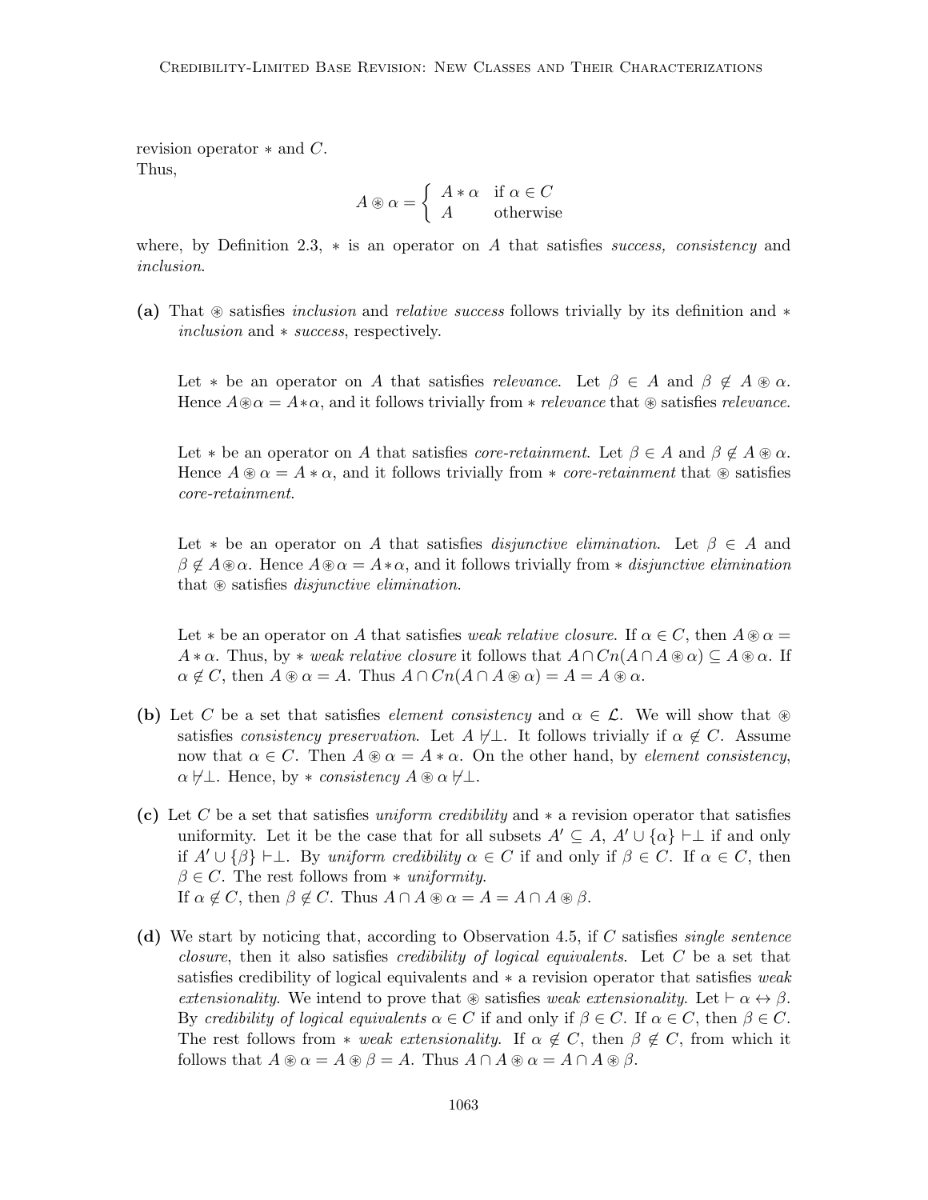revision operator $*$ and $C$.
Thus,

$$A \circledast \alpha = \begin{cases} A * \alpha & \text{if } \alpha \in C \\ A & \text{otherwise} \end{cases}$$

where, by Definition 2.3, $*$ is an operator on $A$ that satisfies *success, consistency* and *inclusion*.

**(a)** That $\circledast$ satisfies *inclusion* and *relative success* follows trivially by its definition and $*$ *inclusion* and $*$ *success*, respectively.

Let $*$ be an operator on $A$ that satisfies *relevance*. Let $\beta \in A$ and $\beta \notin A \circledast \alpha$. Hence $A \circledast \alpha = A * \alpha$, and it follows trivially from $*$ *relevance* that $\circledast$ satisfies *relevance*.

Let $*$ be an operator on $A$ that satisfies *core-retainment*. Let $\beta \in A$ and $\beta \notin A \circledast \alpha$. Hence $A \circledast \alpha = A * \alpha$, and it follows trivially from $*$ *core-retainment* that $\circledast$ satisfies *core-retainment*.

Let $*$ be an operator on $A$ that satisfies *disjunctive elimination*. Let $\beta \in A$ and $\beta \notin A \circledast \alpha$. Hence $A \circledast \alpha = A * \alpha$, and it follows trivially from $*$ *disjunctive elimination* that $\circledast$ satisfies *disjunctive elimination*.

Let $*$ be an operator on $A$ that satisfies *weak relative closure*. If $\alpha \in C$, then $A \circledast \alpha = A * \alpha$. Thus, by $*$ *weak relative closure* it follows that $A \cap Cn(A \cap A \circledast \alpha) \subseteq A \circledast \alpha$. If $\alpha \notin C$, then $A \circledast \alpha = A$. Thus $A \cap Cn(A \cap A \circledast \alpha) = A = A \circledast \alpha$.

**(b)** Let $C$ be a set that satisfies *element consistency* and $\alpha \in \mathcal{L}$. We will show that $\circledast$ satisfies *consistency preservation*. Let $A \nvdash \bot$. It follows trivially if $\alpha \notin C$. Assume now that $\alpha \in C$. Then $A \circledast \alpha = A * \alpha$. On the other hand, by *element consistency*, $\alpha \nvdash \bot$. Hence, by $*$ *consistency* $A \circledast \alpha \nvdash \bot$.

**(c)** Let $C$ be a set that satisfies *uniform credibility* and $*$ a revision operator that satisfies uniformity. Let it be the case that for all subsets $A' \subseteq A$, $A' \cup \{\alpha\} \vdash \bot$ if and only if $A' \cup \{\beta\} \vdash \bot$. By *uniform credibility* $\alpha \in C$ if and only if $\beta \in C$. If $\alpha \in C$, then $\beta \in C$. The rest follows from $*$ *uniformity*.
If $\alpha \notin C$, then $\beta \notin C$. Thus $A \cap A \circledast \alpha = A = A \cap A \circledast \beta$.

**(d)** We start by noticing that, according to Observation 4.5, if $C$ satisfies *single sentence closure*, then it also satisfies *credibility of logical equivalents*. Let $C$ be a set that satisfies credibility of logical equivalents and $*$ a revision operator that satisfies *weak extensionality*. We intend to prove that $\circledast$ satisfies *weak extensionality*. Let $\vdash \alpha \leftrightarrow \beta$. By *credibility of logical equivalents* $\alpha \in C$ if and only if $\beta \in C$. If $\alpha \in C$, then $\beta \in C$. The rest follows from $*$ *weak extensionality*. If $\alpha \notin C$, then $\beta \notin C$, from which it follows that $A \circledast \alpha = A \circledast \beta = A$. Thus $A \cap A \circledast \alpha = A \cap A \circledast \beta$.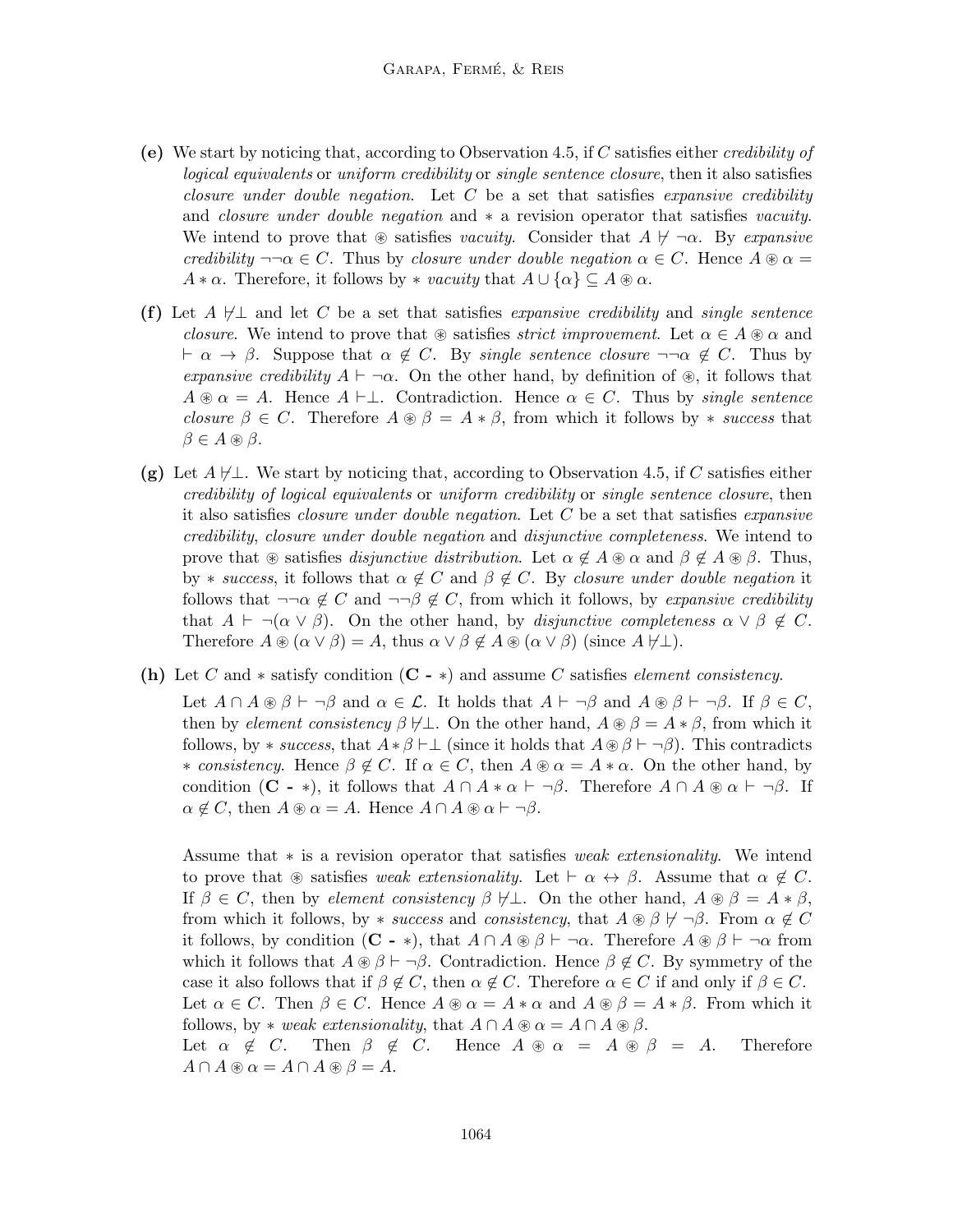**(e)** We start by noticing that, according to Observation 4.5, if $C$ satisfies either *credibility of logical equivalents* or *uniform credibility* or *single sentence closure*, then it also satisfies *closure under double negation*. Let $C$ be a set that satisfies *expansive credibility* and *closure under double negation* and $*$ a revision operator that satisfies *vacuity*. We intend to prove that $\circledast$ satisfies *vacuity*. Consider that $A \nvdash \neg\alpha$. By *expansive credibility* $\neg\neg\alpha \in C$. Thus by *closure under double negation* $\alpha \in C$. Hence $A \circledast \alpha = A * \alpha$. Therefore, it follows by $*$ *vacuity* that $A \cup \{\alpha\} \subseteq A \circledast \alpha$.

**(f)** Let $A \nvdash \bot$ and let $C$ be a set that satisfies *expansive credibility* and *single sentence closure*. We intend to prove that $\circledast$ satisfies *strict improvement*. Let $\alpha \in A \circledast \alpha$ and $\vdash \alpha \rightarrow \beta$. Suppose that $\alpha \notin C$. By *single sentence closure* $\neg\neg\alpha \notin C$. Thus by *expansive credibility* $A \vdash \neg\alpha$. On the other hand, by definition of $\circledast$, it follows that $A \circledast \alpha = A$. Hence $A \vdash \bot$. Contradiction. Hence $\alpha \in C$. Thus by *single sentence closure* $\beta \in C$. Therefore $A \circledast \beta = A * \beta$, from which it follows by $*$ *success* that $\beta \in A \circledast \beta$.

**(g)** Let $A \nvdash \bot$. We start by noticing that, according to Observation 4.5, if $C$ satisfies either *credibility of logical equivalents* or *uniform credibility* or *single sentence closure*, then it also satisfies *closure under double negation*. Let $C$ be a set that satisfies *expansive credibility*, *closure under double negation* and *disjunctive completeness*. We intend to prove that $\circledast$ satisfies *disjunctive distribution*. Let $\alpha \notin A \circledast \alpha$ and $\beta \notin A \circledast \beta$. Thus, by $*$ *success*, it follows that $\alpha \notin C$ and $\beta \notin C$. By *closure under double negation* it follows that $\neg\neg\alpha \notin C$ and $\neg\neg\beta \notin C$, from which it follows, by *expansive credibility* that $A \vdash \neg(\alpha \vee \beta)$. On the other hand, by *disjunctive completeness* $\alpha \vee \beta \notin C$. Therefore $A \circledast (\alpha \vee \beta) = A$, thus $\alpha \vee \beta \notin A \circledast (\alpha \vee \beta)$ (since $A \nvdash \bot$).

**(h)** Let $C$ and $*$ satisfy condition **(C - $*$)** and assume $C$ satisfies *element consistency*.

Let $A \cap A \circledast \beta \vdash \neg\beta$ and $\alpha \in \mathcal{L}$. It holds that $A \vdash \neg\beta$ and $A \circledast \beta \vdash \neg\beta$. If $\beta \in C$, then by *element consistency* $\beta \nvdash \bot$. On the other hand, $A \circledast \beta = A * \beta$, from which it follows, by $*$ *success*, that $A * \beta \vdash \bot$ (since it holds that $A \circledast \beta \vdash \neg\beta$). This contradicts $*$ *consistency*. Hence $\beta \notin C$. If $\alpha \in C$, then $A \circledast \alpha = A * \alpha$. On the other hand, by condition **(C - $*$)**, it follows that $A \cap A * \alpha \vdash \neg\beta$. Therefore $A \cap A \circledast \alpha \vdash \neg\beta$. If $\alpha \notin C$, then $A \circledast \alpha = A$. Hence $A \cap A \circledast \alpha \vdash \neg\beta$.

Assume that $*$ is a revision operator that satisfies *weak extensionality*. We intend to prove that $\circledast$ satisfies *weak extensionality*. Let $\vdash \alpha \leftrightarrow \beta$. Assume that $\alpha \notin C$. If $\beta \in C$, then by *element consistency* $\beta \nvdash \bot$. On the other hand, $A \circledast \beta = A * \beta$, from which it follows, by $*$ *success* and *consistency*, that $A \circledast \beta \nvdash \neg\beta$. From $\alpha \notin C$ it follows, by condition **(C - $*$)**, that $A \cap A \circledast \beta \vdash \neg\alpha$. Therefore $A \circledast \beta \vdash \neg\alpha$ from which it follows that $A \circledast \beta \vdash \neg\beta$. Contradiction. Hence $\beta \notin C$. By symmetry of the case it also follows that if $\beta \notin C$, then $\alpha \notin C$. Therefore $\alpha \in C$ if and only if $\beta \in C$.
Let $\alpha \in C$. Then $\beta \in C$. Hence $A \circledast \alpha = A * \alpha$ and $A \circledast \beta = A * \beta$. From which it follows, by $*$ *weak extensionality*, that $A \cap A \circledast \alpha = A \cap A \circledast \beta$.
Let $\alpha \notin C$. Then $\beta \notin C$. Hence $A \circledast \alpha = A \circledast \beta = A$. Therefore $A \cap A \circledast \alpha = A \cap A \circledast \beta = A$.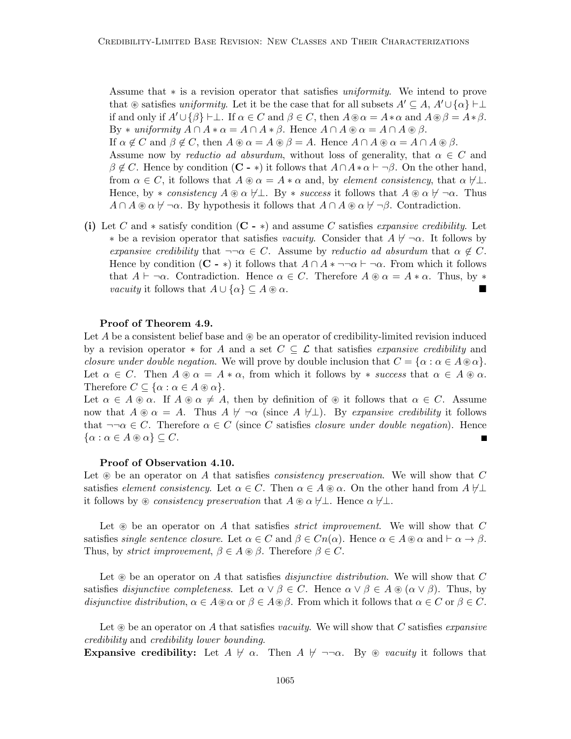Assume that $*$ is a revision operator that satisfies *uniformity*. We intend to prove that $\circledast$ satisfies *uniformity*. Let it be the case that for all subsets $A' \subseteq A$, $A' \cup \{\alpha\} \vdash \perp$ if and only if $A' \cup \{\beta\} \vdash \perp$. If $\alpha \in C$ and $\beta \in C$, then $A \circledast \alpha = A * \alpha$ and $A \circledast \beta = A * \beta$. By $*$ *uniformity* $A \cap A * \alpha = A \cap A * \beta$. Hence $A \cap A \circledast \alpha = A \cap A \circledast \beta$.
If $\alpha \notin C$ and $\beta \notin C$, then $A \circledast \alpha = A \circledast \beta = A$. Hence $A \cap A \circledast \alpha = A \cap A \circledast \beta$.
Assume now by *reductio ad absurdum*, without loss of generality, that $\alpha \in C$ and $\beta \notin C$. Hence by condition (**C - $*$**) it follows that $A \cap A * \alpha \vdash \neg\beta$. On the other hand, from $\alpha \in C$, it follows that $A \circledast \alpha = A * \alpha$ and, by *element consistency*, that $\alpha \nvdash \perp$. Hence, by $*$ *consistency* $A \circledast \alpha \nvdash \perp$. By $*$ *success* it follows that $A \circledast \alpha \nvdash \neg\alpha$. Thus $A \cap A \circledast \alpha \nvdash \neg\alpha$. By hypothesis it follows that $A \cap A \circledast \alpha \nvdash \neg\beta$. Contradiction.

**(i)** Let $C$ and $*$ satisfy condition (**C - $*$**) and assume $C$ satisfies *expansive credibility*. Let $*$ be a revision operator that satisfies *vacuity*. Consider that $A \nvdash \neg\alpha$. It follows by *expansive credibility* that $\neg\neg\alpha \in C$. Assume by *reductio ad absurdum* that $\alpha \notin C$. Hence by condition (**C - $*$**) it follows that $A \cap A * \neg\neg\alpha \vdash \neg\alpha$. From which it follows that $A \vdash \neg\alpha$. Contradiction. Hence $\alpha \in C$. Therefore $A \circledast \alpha = A * \alpha$. Thus, by $*$ *vacuity* it follows that $A \cup \{\alpha\} \subseteq A \circledast \alpha$. ■

**Proof of Theorem 4.9.**
Let $A$ be a consistent belief base and $\circledast$ be an operator of credibility-limited revision induced by a revision operator $*$ for $A$ and a set $C \subseteq \mathcal{L}$ that satisfies *expansive credibility* and *closure under double negation*. We will prove by double inclusion that $C = \{\alpha : \alpha \in A \circledast \alpha\}$.
Let $\alpha \in C$. Then $A \circledast \alpha = A * \alpha$, from which it follows by $*$ *success* that $\alpha \in A \circledast \alpha$. Therefore $C \subseteq \{\alpha : \alpha \in A \circledast \alpha\}$.
Let $\alpha \in A \circledast \alpha$. If $A \circledast \alpha \neq A$, then by definition of $\circledast$ it follows that $\alpha \in C$. Assume now that $A \circledast \alpha = A$. Thus $A \nvdash \neg\alpha$ (since $A \nvdash \perp$). By *expansive credibility* it follows that $\neg\neg\alpha \in C$. Therefore $\alpha \in C$ (since $C$ satisfies *closure under double negation*). Hence $\{\alpha : \alpha \in A \circledast \alpha\} \subseteq C$. ■

**Proof of Observation 4.10.**
Let $\circledast$ be an operator on $A$ that satisfies *consistency preservation*. We will show that $C$ satisfies *element consistency*. Let $\alpha \in C$. Then $\alpha \in A \circledast \alpha$. On the other hand from $A \nvdash \perp$ it follows by $\circledast$ *consistency preservation* that $A \circledast \alpha \nvdash \perp$. Hence $\alpha \nvdash \perp$.

Let $\circledast$ be an operator on $A$ that satisfies *strict improvement*. We will show that $C$ satisfies *single sentence closure*. Let $\alpha \in C$ and $\beta \in Cn(\alpha)$. Hence $\alpha \in A \circledast \alpha$ and $\vdash \alpha \to \beta$. Thus, by *strict improvement*, $\beta \in A \circledast \beta$. Therefore $\beta \in C$.

Let $\circledast$ be an operator on $A$ that satisfies *disjunctive distribution*. We will show that $C$ satisfies *disjunctive completeness*. Let $\alpha \vee \beta \in C$. Hence $\alpha \vee \beta \in A \circledast (\alpha \vee \beta)$. Thus, by *disjunctive distribution*, $\alpha \in A \circledast \alpha$ or $\beta \in A \circledast \beta$. From which it follows that $\alpha \in C$ or $\beta \in C$.

Let $\circledast$ be an operator on $A$ that satisfies *vacuity*. We will show that $C$ satisfies *expansive credibility* and *credibility lower bounding*.
**Expansive credibility:** Let $A \nvdash \alpha$. Then $A \nvdash \neg\neg\alpha$. By $\circledast$ *vacuity* it follows that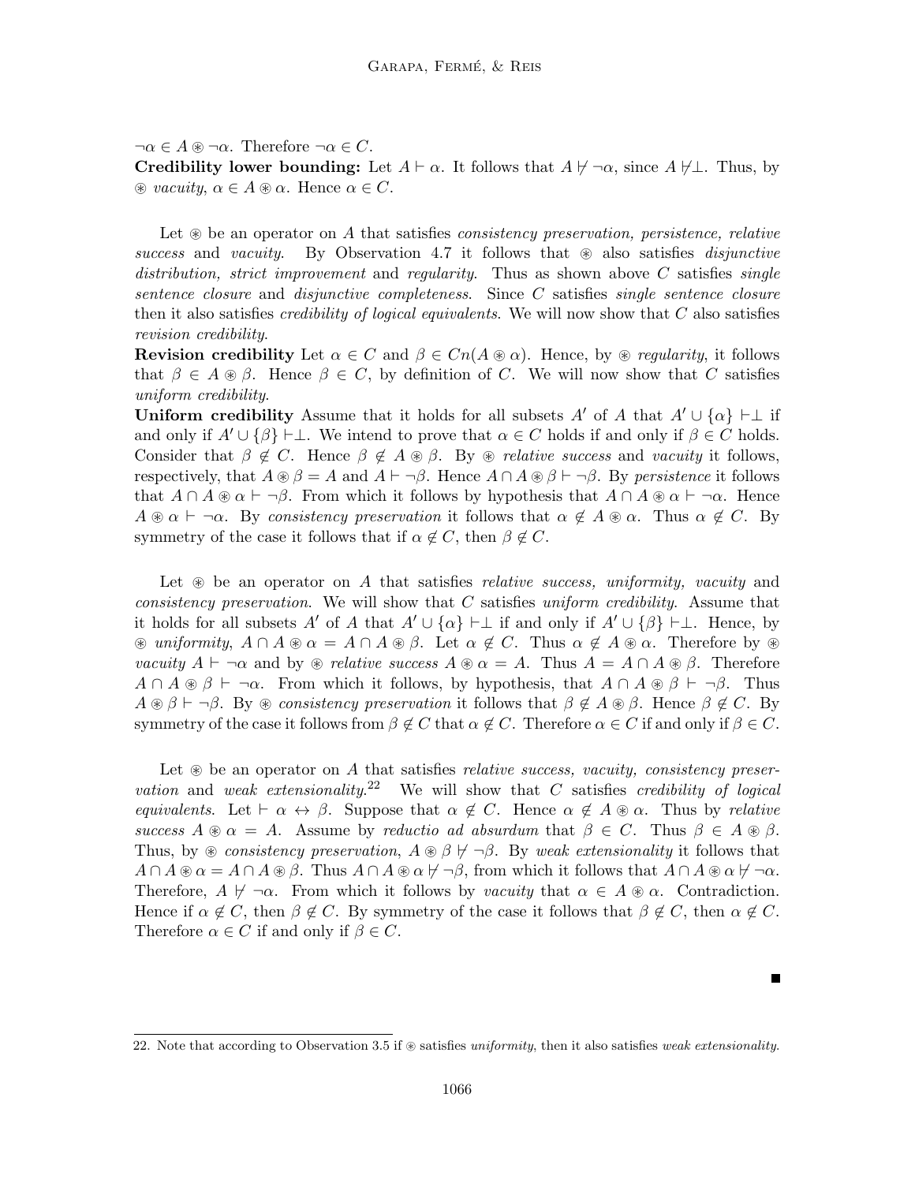$\neg\alpha \in A \circledast \neg\alpha$. Therefore $\neg\alpha \in C$.

**Credibility lower bounding:** Let $A \vdash \alpha$. It follows that $A \nvdash \neg\alpha$, since $A \nvdash \bot$. Thus, by $\circledast$ *vacuity*, $\alpha \in A \circledast \alpha$. Hence $\alpha \in C$.

Let $\circledast$ be an operator on $A$ that satisfies *consistency preservation, persistence, relative success* and *vacuity*. By Observation 4.7 it follows that $\circledast$ also satisfies *disjunctive distribution, strict improvement* and *regularity*. Thus as shown above $C$ satisfies *single sentence closure* and *disjunctive completeness*. Since $C$ satisfies *single sentence closure* then it also satisfies *credibility of logical equivalents*. We will now show that $C$ also satisfies *revision credibility*.

**Revision credibility** Let $\alpha \in C$ and $\beta \in Cn(A \circledast \alpha)$. Hence, by $\circledast$ *regularity*, it follows that $\beta \in A \circledast \beta$. Hence $\beta \in C$, by definition of $C$. We will now show that $C$ satisfies *uniform credibility*.

**Uniform credibility** Assume that it holds for all subsets $A'$ of $A$ that $A' \cup \{\alpha\} \vdash \bot$ if and only if $A' \cup \{\beta\} \vdash \bot$. We intend to prove that $\alpha \in C$ holds if and only if $\beta \in C$ holds. Consider that $\beta \notin C$. Hence $\beta \notin A \circledast \beta$. By $\circledast$ *relative success* and *vacuity* it follows, respectively, that $A \circledast \beta = A$ and $A \vdash \neg\beta$. Hence $A \cap A \circledast \beta \vdash \neg\beta$. By *persistence* it follows that $A \cap A \circledast \alpha \vdash \neg\beta$. From which it follows by hypothesis that $A \cap A \circledast \alpha \vdash \neg\alpha$. Hence $A \circledast \alpha \vdash \neg\alpha$. By *consistency preservation* it follows that $\alpha \notin A \circledast \alpha$. Thus $\alpha \notin C$. By symmetry of the case it follows that if $\alpha \notin C$, then $\beta \notin C$.

Let $\circledast$ be an operator on $A$ that satisfies *relative success, uniformity, vacuity* and *consistency preservation*. We will show that $C$ satisfies *uniform credibility*. Assume that it holds for all subsets $A'$ of $A$ that $A' \cup \{\alpha\} \vdash \bot$ if and only if $A' \cup \{\beta\} \vdash \bot$. Hence, by $\circledast$ *uniformity*, $A \cap A \circledast \alpha = A \cap A \circledast \beta$. Let $\alpha \notin C$. Thus $\alpha \notin A \circledast \alpha$. Therefore by $\circledast$ *vacuity* $A \vdash \neg\alpha$ and by $\circledast$ *relative success* $A \circledast \alpha = A$. Thus $A = A \cap A \circledast \beta$. Therefore $A \cap A \circledast \beta \vdash \neg\alpha$. From which it follows, by hypothesis, that $A \cap A \circledast \beta \vdash \neg\beta$. Thus $A \circledast \beta \vdash \neg\beta$. By $\circledast$ *consistency preservation* it follows that $\beta \notin A \circledast \beta$. Hence $\beta \notin C$. By symmetry of the case it follows from $\beta \notin C$ that $\alpha \notin C$. Therefore $\alpha \in C$ if and only if $\beta \in C$.

Let $\circledast$ be an operator on $A$ that satisfies *relative success, vacuity, consistency preservation* and *weak extensionality*.[22] We will show that $C$ satisfies *credibility of logical equivalents*. Let $\vdash \alpha \leftrightarrow \beta$. Suppose that $\alpha \notin C$. Hence $\alpha \notin A \circledast \alpha$. Thus by *relative success* $A \circledast \alpha = A$. Assume by *reductio ad absurdum* that $\beta \in C$. Thus $\beta \in A \circledast \beta$. Thus, by $\circledast$ *consistency preservation*, $A \circledast \beta \nvdash \neg\beta$. By *weak extensionality* it follows that $A \cap A \circledast \alpha = A \cap A \circledast \beta$. Thus $A \cap A \circledast \alpha \nvdash \neg\beta$, from which it follows that $A \cap A \circledast \alpha \nvdash \neg\alpha$. Therefore, $A \nvdash \neg\alpha$. From which it follows by *vacuity* that $\alpha \in A \circledast \alpha$. Contradiction. Hence if $\alpha \notin C$, then $\beta \notin C$. By symmetry of the case it follows that $\beta \notin C$, then $\alpha \notin C$. Therefore $\alpha \in C$ if and only if $\beta \in C$.

■

22. Note that according to Observation 3.5 if $\circledast$ satisfies *uniformity*, then it also satisfies *weak extensionality*.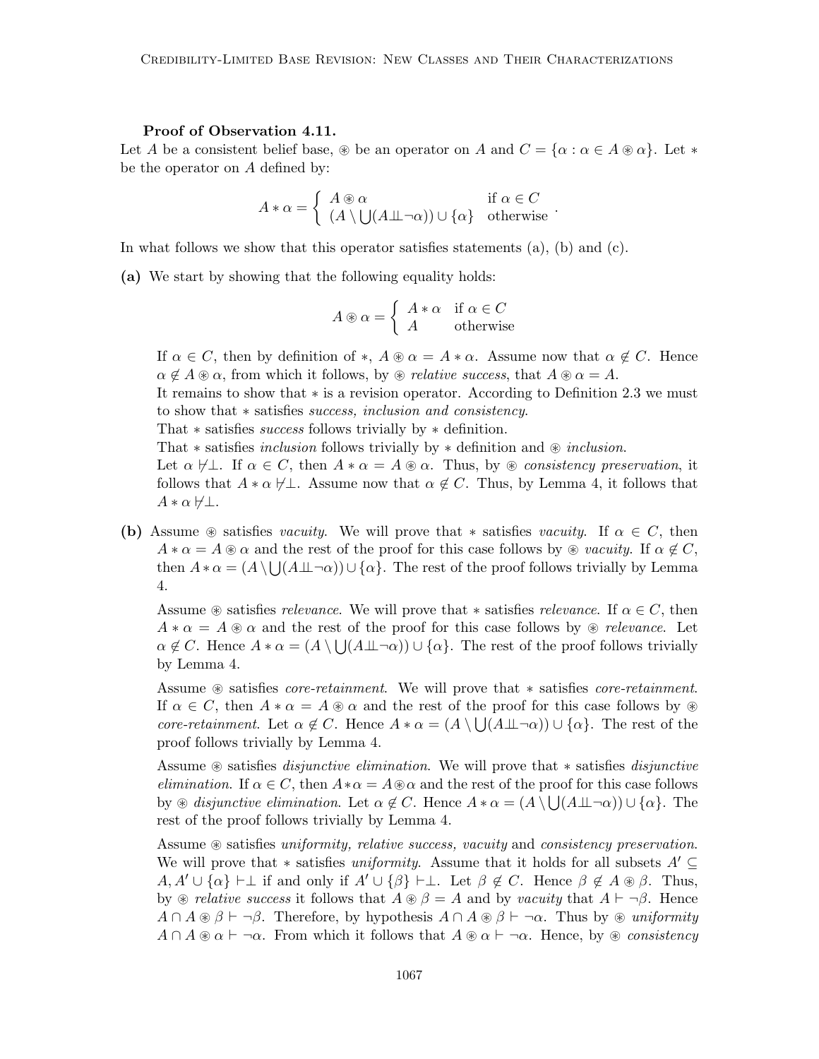**Proof of Observation 4.11.**

Let $A$ be a consistent belief base, $\circledast$ be an operator on $A$ and $C = \{\alpha : \alpha \in A \circledast \alpha\}$. Let $*$ be the operator on $A$ defined by:

$$A * \alpha = \begin{cases} A \circledast \alpha & \text{if } \alpha \in C \\ (A \setminus \bigcup(A \perp\!\!\!\perp \neg\alpha)) \cup \{\alpha\} & \text{otherwise} \end{cases}.$$

In what follows we show that this operator satisfies statements (a), (b) and (c).

**(a)** We start by showing that the following equality holds:

$$A \circledast \alpha = \begin{cases} A * \alpha & \text{if } \alpha \in C \\ A & \text{otherwise} \end{cases}$$

If $\alpha \in C$, then by definition of $*$, $A \circledast \alpha = A * \alpha$. Assume now that $\alpha \notin C$. Hence $\alpha \notin A \circledast \alpha$, from which it follows, by $\circledast$ *relative success*, that $A \circledast \alpha = A$.

It remains to show that $*$ is a revision operator. According to Definition 2.3 we must to show that $*$ satisfies *success, inclusion and consistency*.

That $*$ satisfies *success* follows trivially by $*$ definition.

That $*$ satisfies *inclusion* follows trivially by $*$ definition and $\circledast$ *inclusion*.

Let $\alpha \nvdash \perp$. If $\alpha \in C$, then $A * \alpha = A \circledast \alpha$. Thus, by $\circledast$ *consistency preservation*, it follows that $A * \alpha \nvdash \perp$. Assume now that $\alpha \notin C$. Thus, by Lemma 4, it follows that $A * \alpha \nvdash \perp$.

**(b)** Assume $\circledast$ satisfies *vacuity*. We will prove that $*$ satisfies *vacuity*. If $\alpha \in C$, then $A * \alpha = A \circledast \alpha$ and the rest of the proof for this case follows by $\circledast$ *vacuity*. If $\alpha \notin C$, then $A * \alpha = (A \setminus \bigcup(A \perp\!\!\!\perp \neg\alpha)) \cup \{\alpha\}$. The rest of the proof follows trivially by Lemma 4.

Assume $\circledast$ satisfies *relevance*. We will prove that $*$ satisfies *relevance*. If $\alpha \in C$, then $A * \alpha = A \circledast \alpha$ and the rest of the proof for this case follows by $\circledast$ *relevance*. Let $\alpha \notin C$. Hence $A * \alpha = (A \setminus \bigcup(A \perp\!\!\!\perp \neg\alpha)) \cup \{\alpha\}$. The rest of the proof follows trivially by Lemma 4.

Assume $\circledast$ satisfies *core-retainment*. We will prove that $*$ satisfies *core-retainment*. If $\alpha \in C$, then $A * \alpha = A \circledast \alpha$ and the rest of the proof for this case follows by $\circledast$ *core-retainment*. Let $\alpha \notin C$. Hence $A * \alpha = (A \setminus \bigcup(A \perp\!\!\!\perp \neg\alpha)) \cup \{\alpha\}$. The rest of the proof follows trivially by Lemma 4.

Assume $\circledast$ satisfies *disjunctive elimination*. We will prove that $*$ satisfies *disjunctive elimination*. If $\alpha \in C$, then $A * \alpha = A \circledast \alpha$ and the rest of the proof for this case follows by $\circledast$ *disjunctive elimination*. Let $\alpha \notin C$. Hence $A * \alpha = (A \setminus \bigcup(A \perp\!\!\!\perp \neg\alpha)) \cup \{\alpha\}$. The rest of the proof follows trivially by Lemma 4.

Assume $\circledast$ satisfies *uniformity, relative success, vacuity* and *consistency preservation*. We will prove that $*$ satisfies *uniformity*. Assume that it holds for all subsets $A' \subseteq A$, $A' \cup \{\alpha\} \vdash \perp$ if and only if $A' \cup \{\beta\} \vdash \perp$. Let $\beta \notin C$. Hence $\beta \notin A \circledast \beta$. Thus, by $\circledast$ *relative success* it follows that $A \circledast \beta = A$ and by *vacuity* that $A \vdash \neg\beta$. Hence $A \cap A \circledast \beta \vdash \neg\beta$. Therefore, by hypothesis $A \cap A \circledast \beta \vdash \neg\alpha$. Thus by $\circledast$ *uniformity* $A \cap A \circledast \alpha \vdash \neg\alpha$. From which it follows that $A \circledast \alpha \vdash \neg\alpha$. Hence, by $\circledast$ *consistency*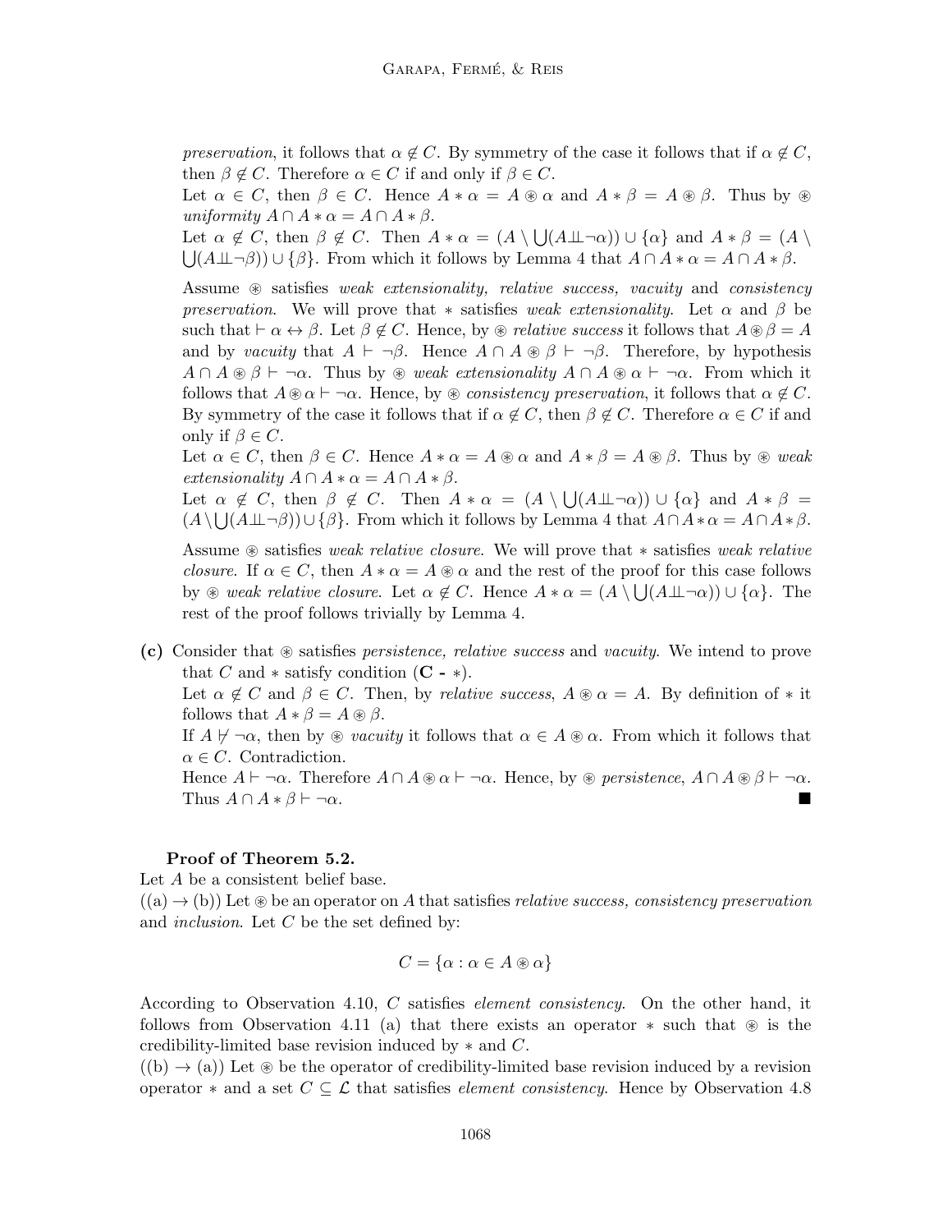*preservation*, it follows that $\alpha \notin C$. By symmetry of the case it follows that if $\alpha \notin C$, then $\beta \notin C$. Therefore $\alpha \in C$ if and only if $\beta \in C$.

Let $\alpha \in C$, then $\beta \in C$. Hence $A * \alpha = A \circledast \alpha$ and $A * \beta = A \circledast \beta$. Thus by $\circledast$ *uniformity* $A \cap A * \alpha = A \cap A * \beta$.

Let $\alpha \notin C$, then $\beta \notin C$. Then $A * \alpha = (A \setminus \bigcup(A \perp\!\!\!\perp \neg\alpha)) \cup \{\alpha\}$ and $A * \beta = (A \setminus \bigcup(A \perp\!\!\!\perp \neg\beta)) \cup \{\beta\}$. From which it follows by Lemma 4 that $A \cap A * \alpha = A \cap A * \beta$.

Assume $\circledast$ satisfies *weak extensionality, relative success, vacuity* and *consistency preservation*. We will prove that $*$ satisfies *weak extensionality*. Let $\alpha$ and $\beta$ be such that $\vdash \alpha \leftrightarrow \beta$. Let $\beta \notin C$. Hence, by $\circledast$ *relative success* it follows that $A \circledast \beta = A$ and by *vacuity* that $A \vdash \neg\beta$. Hence $A \cap A \circledast \beta \vdash \neg\beta$. Therefore, by hypothesis $A \cap A \circledast \beta \vdash \neg\alpha$. Thus by $\circledast$ *weak extensionality* $A \cap A \circledast \alpha \vdash \neg\alpha$. From which it follows that $A \circledast \alpha \vdash \neg\alpha$. Hence, by $\circledast$ *consistency preservation*, it follows that $\alpha \notin C$. By symmetry of the case it follows that if $\alpha \notin C$, then $\beta \notin C$. Therefore $\alpha \in C$ if and only if $\beta \in C$.

Let $\alpha \in C$, then $\beta \in C$. Hence $A * \alpha = A \circledast \alpha$ and $A * \beta = A \circledast \beta$. Thus by $\circledast$ *weak extensionality* $A \cap A * \alpha = A \cap A * \beta$.

Let $\alpha \notin C$, then $\beta \notin C$. Then $A * \alpha = (A \setminus \bigcup(A \perp\!\!\!\perp \neg\alpha)) \cup \{\alpha\}$ and $A * \beta = (A \setminus \bigcup(A \perp\!\!\!\perp \neg\beta)) \cup \{\beta\}$. From which it follows by Lemma 4 that $A \cap A * \alpha = A \cap A * \beta$.

Assume $\circledast$ satisfies *weak relative closure*. We will prove that $*$ satisfies *weak relative closure*. If $\alpha \in C$, then $A * \alpha = A \circledast \alpha$ and the rest of the proof for this case follows by $\circledast$ *weak relative closure*. Let $\alpha \notin C$. Hence $A * \alpha = (A \setminus \bigcup(A \perp\!\!\!\perp \neg\alpha)) \cup \{\alpha\}$. The rest of the proof follows trivially by Lemma 4.

**(c)** Consider that $\circledast$ satisfies *persistence, relative success* and *vacuity*. We intend to prove that $C$ and $*$ satisfy condition **(C - $*$)**.

Let $\alpha \notin C$ and $\beta \in C$. Then, by *relative success*, $A \circledast \alpha = A$. By definition of $*$ it follows that $A * \beta = A \circledast \beta$.

If $A \nvdash \neg\alpha$, then by $\circledast$ *vacuity* it follows that $\alpha \in A \circledast \alpha$. From which it follows that $\alpha \in C$. Contradiction.

Hence $A \vdash \neg\alpha$. Therefore $A \cap A \circledast \alpha \vdash \neg\alpha$. Hence, by $\circledast$ *persistence*, $A \cap A \circledast \beta \vdash \neg\alpha$. Thus $A \cap A * \beta \vdash \neg\alpha$. ■

**Proof of Theorem 5.2.**

Let $A$ be a consistent belief base.

((a) $\rightarrow$ (b)) Let $\circledast$ be an operator on $A$ that satisfies *relative success, consistency preservation* and *inclusion*. Let $C$ be the set defined by:

$$C = \{\alpha : \alpha \in A \circledast \alpha\}$$

According to Observation 4.10, $C$ satisfies *element consistency*. On the other hand, it follows from Observation 4.11 (a) that there exists an operator $*$ such that $\circledast$ is the credibility-limited base revision induced by $*$ and $C$.

((b) $\rightarrow$ (a)) Let $\circledast$ be the operator of credibility-limited base revision induced by a revision operator $*$ and a set $C \subseteq \mathcal{L}$ that satisfies *element consistency*. Hence by Observation 4.8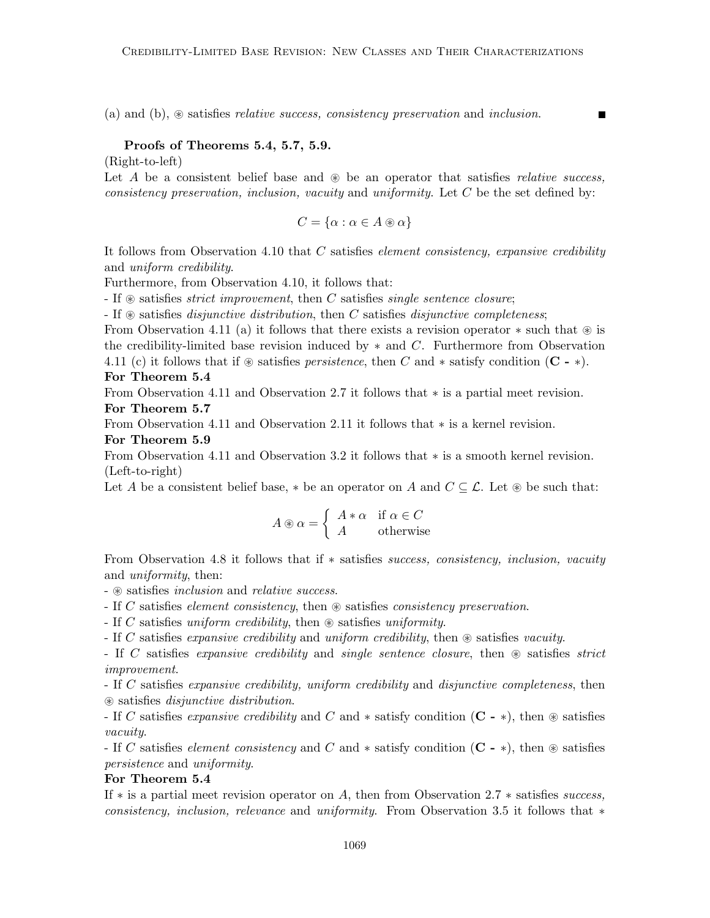(a) and (b), $\circledast$ satisfies *relative success, consistency preservation* and *inclusion*. ■

**Proofs of Theorems 5.4, 5.7, 5.9.**

(Right-to-left)

Let $A$ be a consistent belief base and $\circledast$ be an operator that satisfies *relative success, consistency preservation, inclusion, vacuity* and *uniformity*. Let $C$ be the set defined by:

$$C = \{\alpha : \alpha \in A \circledast \alpha\}$$

It follows from Observation 4.10 that $C$ satisfies *element consistency, expansive credibility* and *uniform credibility*.

Furthermore, from Observation 4.10, it follows that:

- If $\circledast$ satisfies *strict improvement*, then $C$ satisfies *single sentence closure*;
- If $\circledast$ satisfies *disjunctive distribution*, then $C$ satisfies *disjunctive completeness*;

From Observation 4.11 (a) it follows that there exists a revision operator $*$ such that $\circledast$ is the credibility-limited base revision induced by $*$ and $C$. Furthermore from Observation 4.11 (c) it follows that if $\circledast$ satisfies *persistence*, then $C$ and $*$ satisfy condition (**C - $*$**).

**For Theorem 5.4**

From Observation 4.11 and Observation 2.7 it follows that $*$ is a partial meet revision.

**For Theorem 5.7**

From Observation 4.11 and Observation 2.11 it follows that $*$ is a kernel revision.

**For Theorem 5.9**

From Observation 4.11 and Observation 3.2 it follows that $*$ is a smooth kernel revision.

(Left-to-right)

Let $A$ be a consistent belief base, $*$ be an operator on $A$ and $C \subseteq \mathcal{L}$. Let $\circledast$ be such that:

$$A \circledast \alpha = \begin{cases} A * \alpha & \text{if } \alpha \in C \\ A & \text{otherwise} \end{cases}$$

From Observation 4.8 it follows that if $*$ satisfies *success, consistency, inclusion, vacuity* and *uniformity*, then:

- $\circledast$ satisfies *inclusion* and *relative success*.
- If $C$ satisfies *element consistency*, then $\circledast$ satisfies *consistency preservation*.
- If $C$ satisfies *uniform credibility*, then $\circledast$ satisfies *uniformity*.
- If $C$ satisfies *expansive credibility* and *uniform credibility*, then $\circledast$ satisfies *vacuity*.
- If $C$ satisfies *expansive credibility* and *single sentence closure*, then $\circledast$ satisfies *strict improvement*.
- If $C$ satisfies *expansive credibility, uniform credibility* and *disjunctive completeness*, then $\circledast$ satisfies *disjunctive distribution*.
- If $C$ satisfies *expansive credibility* and $C$ and $*$ satisfy condition (**C - $*$**), then $\circledast$ satisfies *vacuity*.
- If $C$ satisfies *element consistency* and $C$ and $*$ satisfy condition (**C - $*$**), then $\circledast$ satisfies *persistence* and *uniformity*.

**For Theorem 5.4**

If $*$ is a partial meet revision operator on $A$, then from Observation 2.7 $*$ satisfies *success, consistency, inclusion, relevance* and *uniformity*. From Observation 3.5 it follows that $*$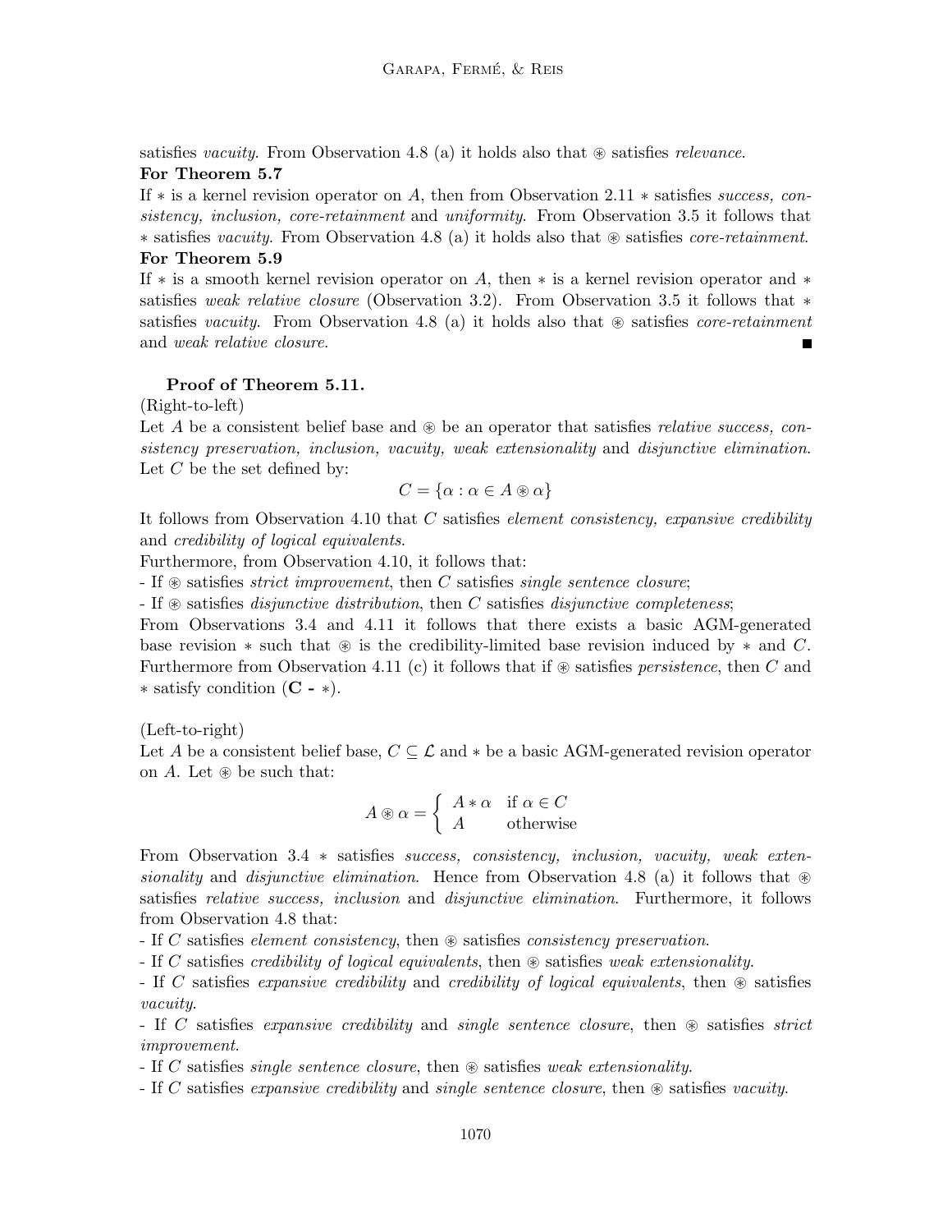satisfies *vacuity*. From Observation 4.8 (a) it holds also that $\circledast$ satisfies *relevance*.

**For Theorem 5.7**

If $*$ is a kernel revision operator on $A$, then from Observation 2.11 $*$ satisfies *success, consistency, inclusion, core-retainment* and *uniformity*. From Observation 3.5 it follows that $*$ satisfies *vacuity*. From Observation 4.8 (a) it holds also that $\circledast$ satisfies *core-retainment*.

**For Theorem 5.9**

If $*$ is a smooth kernel revision operator on $A$, then $*$ is a kernel revision operator and $*$ satisfies *weak relative closure* (Observation 3.2). From Observation 3.5 it follows that $*$ satisfies *vacuity*. From Observation 4.8 (a) it holds also that $\circledast$ satisfies *core-retainment* and *weak relative closure*. ■

**Proof of Theorem 5.11.**

(Right-to-left)

Let $A$ be a consistent belief base and $\circledast$ be an operator that satisfies *relative success, consistency preservation, inclusion, vacuity, weak extensionality* and *disjunctive elimination*. Let $C$ be the set defined by:

$$C = \{\alpha : \alpha \in A \circledast \alpha\}$$

It follows from Observation 4.10 that $C$ satisfies *element consistency, expansive credibility* and *credibility of logical equivalents*.

Furthermore, from Observation 4.10, it follows that:

- If $\circledast$ satisfies *strict improvement*, then $C$ satisfies *single sentence closure*;
- If $\circledast$ satisfies *disjunctive distribution*, then $C$ satisfies *disjunctive completeness*;

From Observations 3.4 and 4.11 it follows that there exists a basic AGM-generated base revision $*$ such that $\circledast$ is the credibility-limited base revision induced by $*$ and $C$. Furthermore from Observation 4.11 (c) it follows that if $\circledast$ satisfies *persistence*, then $C$ and $*$ satisfy condition (**C - $*$**).

(Left-to-right)

Let $A$ be a consistent belief base, $C \subseteq \mathcal{L}$ and $*$ be a basic AGM-generated revision operator on $A$. Let $\circledast$ be such that:

$$A \circledast \alpha = \begin{cases} A * \alpha & \text{if } \alpha \in C \\ A & \text{otherwise} \end{cases}$$

From Observation 3.4 $*$ satisfies *success, consistency, inclusion, vacuity, weak extensionality* and *disjunctive elimination*. Hence from Observation 4.8 (a) it follows that $\circledast$ satisfies *relative success, inclusion* and *disjunctive elimination*. Furthermore, it follows from Observation 4.8 that:

- If $C$ satisfies *element consistency*, then $\circledast$ satisfies *consistency preservation*.
- If $C$ satisfies *credibility of logical equivalents*, then $\circledast$ satisfies *weak extensionality*.
- If $C$ satisfies *expansive credibility* and *credibility of logical equivalents*, then $\circledast$ satisfies *vacuity*.
- If $C$ satisfies *expansive credibility* and *single sentence closure*, then $\circledast$ satisfies *strict improvement*.
- If $C$ satisfies *single sentence closure*, then $\circledast$ satisfies *weak extensionality*.
- If $C$ satisfies *expansive credibility* and *single sentence closure*, then $\circledast$ satisfies *vacuity*.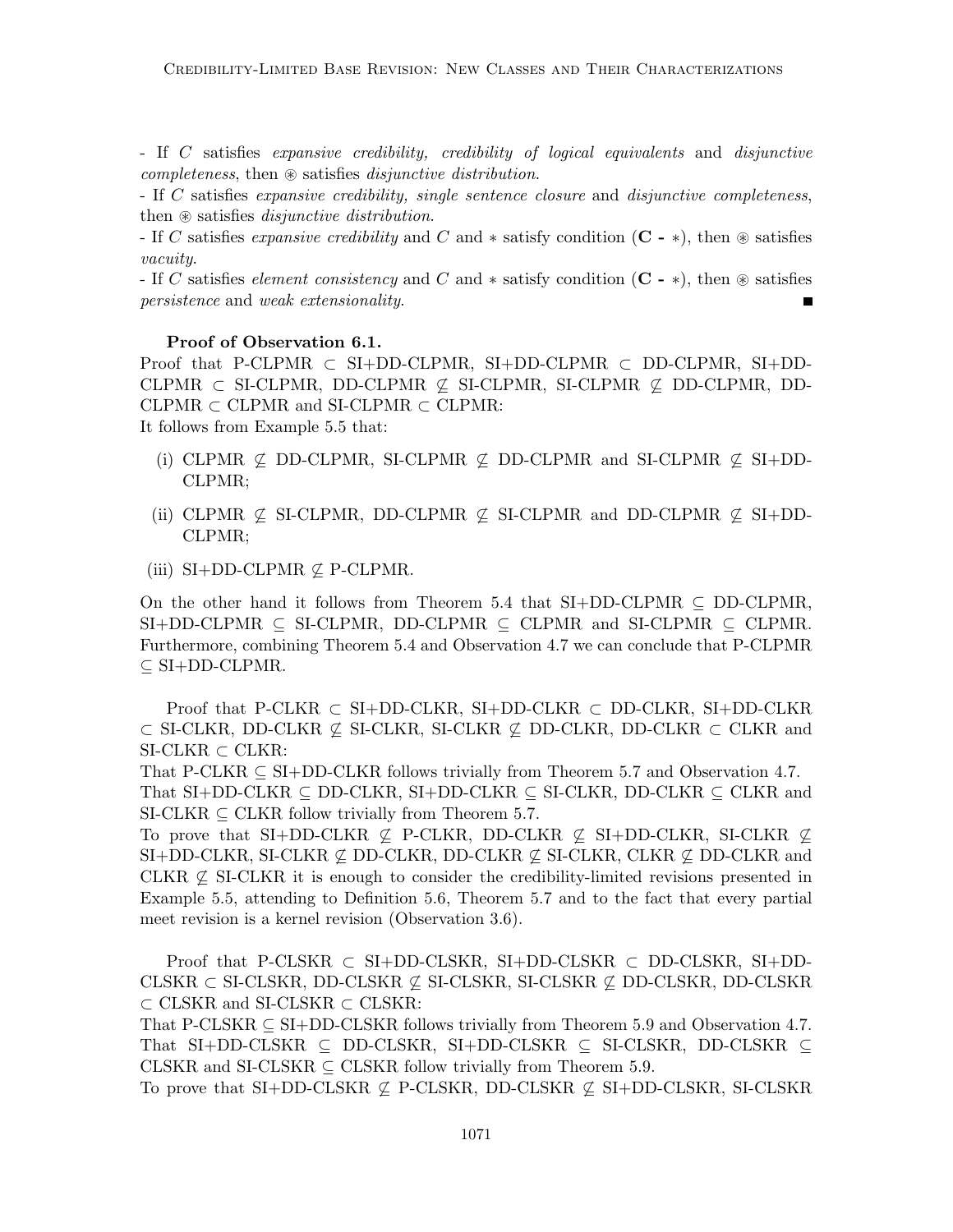- If $C$ satisfies *expansive credibility, credibility of logical equivalents* and *disjunctive completeness*, then $\circledast$ satisfies *disjunctive distribution.*

- If $C$ satisfies *expansive credibility, single sentence closure* and *disjunctive completeness*, then $\circledast$ satisfies *disjunctive distribution*.

- If $C$ satisfies *expansive credibility* and $C$ and $*$ satisfy condition (**C - $*$**), then $\circledast$ satisfies *vacuity*.

- If $C$ satisfies *element consistency* and $C$ and $*$ satisfy condition (**C - $*$**), then $\circledast$ satisfies *persistence* and *weak extensionality*. ■

**Proof of Observation 6.1.**

Proof that P-CLPMR $\subset$ SI+DD-CLPMR, SI+DD-CLPMR $\subset$ DD-CLPMR, SI+DD-CLPMR $\subset$ SI-CLPMR, DD-CLPMR $\not\subseteq$ SI-CLPMR, SI-CLPMR $\not\subseteq$ DD-CLPMR, DD-CLPMR $\subset$ CLPMR and SI-CLPMR $\subset$ CLPMR:

It follows from Example 5.5 that:

(i) CLPMR $\not\subseteq$ DD-CLPMR, SI-CLPMR $\not\subseteq$ DD-CLPMR and SI-CLPMR $\not\subseteq$ SI+DD-CLPMR;

(ii) CLPMR $\not\subseteq$ SI-CLPMR, DD-CLPMR $\not\subseteq$ SI-CLPMR and DD-CLPMR $\not\subseteq$ SI+DD-CLPMR;

(iii) SI+DD-CLPMR $\not\subseteq$ P-CLPMR.

On the other hand it follows from Theorem 5.4 that SI+DD-CLPMR $\subseteq$ DD-CLPMR, SI+DD-CLPMR $\subseteq$ SI-CLPMR, DD-CLPMR $\subseteq$ CLPMR and SI-CLPMR $\subseteq$ CLPMR. Furthermore, combining Theorem 5.4 and Observation 4.7 we can conclude that P-CLPMR $\subseteq$ SI+DD-CLPMR.

Proof that P-CLKR $\subset$ SI+DD-CLKR, SI+DD-CLKR $\subset$ DD-CLKR, SI+DD-CLKR $\subset$ SI-CLKR, DD-CLKR $\not\subseteq$ SI-CLKR, SI-CLKR $\not\subseteq$ DD-CLKR, DD-CLKR $\subset$ CLKR and SI-CLKR $\subset$ CLKR:

That P-CLKR $\subseteq$ SI+DD-CLKR follows trivially from Theorem 5.7 and Observation 4.7.

That SI+DD-CLKR $\subseteq$ DD-CLKR, SI+DD-CLKR $\subseteq$ SI-CLKR, DD-CLKR $\subseteq$ CLKR and SI-CLKR $\subseteq$ CLKR follow trivially from Theorem 5.7.

To prove that SI+DD-CLKR $\not\subseteq$ P-CLKR, DD-CLKR $\not\subseteq$ SI+DD-CLKR, SI-CLKR $\not\subseteq$ SI+DD-CLKR, SI-CLKR $\not\subseteq$ DD-CLKR, DD-CLKR $\not\subseteq$ SI-CLKR, CLKR $\not\subseteq$ DD-CLKR and CLKR $\not\subseteq$ SI-CLKR it is enough to consider the credibility-limited revisions presented in Example 5.5, attending to Definition 5.6, Theorem 5.7 and to the fact that every partial meet revision is a kernel revision (Observation 3.6).

Proof that P-CLSKR $\subset$ SI+DD-CLSKR, SI+DD-CLSKR $\subset$ DD-CLSKR, SI+DD-CLSKR $\subset$ SI-CLSKR, DD-CLSKR $\not\subseteq$ SI-CLSKR, SI-CLSKR $\not\subseteq$ DD-CLSKR, DD-CLSKR $\subset$ CLSKR and SI-CLSKR $\subset$ CLSKR:

That P-CLSKR $\subseteq$ SI+DD-CLSKR follows trivially from Theorem 5.9 and Observation 4.7.

That SI+DD-CLSKR $\subseteq$ DD-CLSKR, SI+DD-CLSKR $\subseteq$ SI-CLSKR, DD-CLSKR $\subseteq$ CLSKR and SI-CLSKR $\subseteq$ CLSKR follow trivially from Theorem 5.9.

To prove that SI+DD-CLSKR $\not\subseteq$ P-CLSKR, DD-CLSKR $\not\subseteq$ SI+DD-CLSKR, SI-CLSKR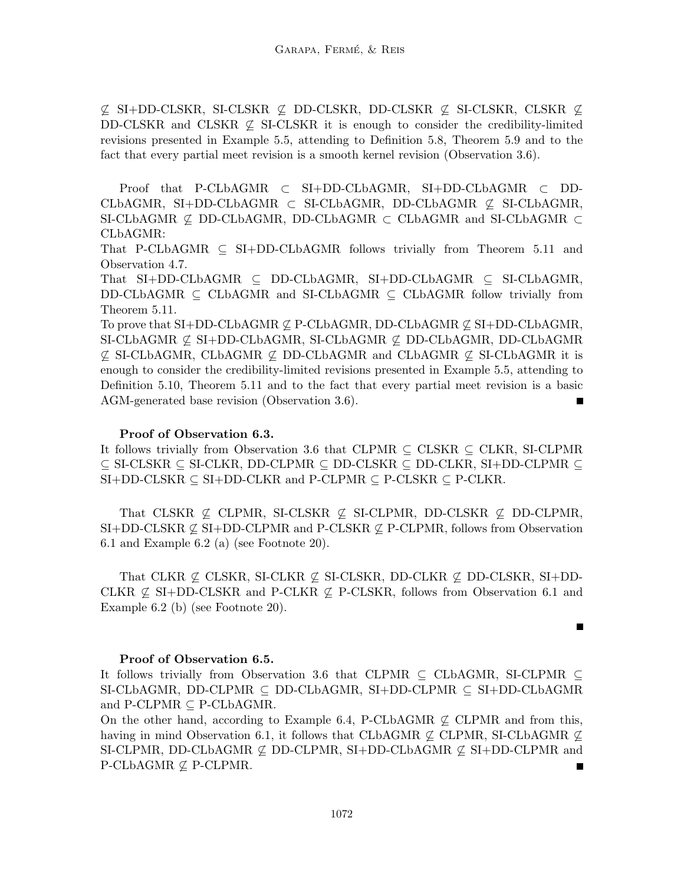$\not\subseteq$ SI+DD-CLSKR, SI-CLSKR $\not\subseteq$ DD-CLSKR, DD-CLSKR $\not\subseteq$ SI-CLSKR, CLSKR $\not\subseteq$ DD-CLSKR and CLSKR $\not\subseteq$ SI-CLSKR it is enough to consider the credibility-limited revisions presented in Example 5.5, attending to Definition 5.8, Theorem 5.9 and to the fact that every partial meet revision is a smooth kernel revision (Observation 3.6).

Proof that P-CLbAGMR $\subset$ SI+DD-CLbAGMR, SI+DD-CLbAGMR $\subset$ DD-CLbAGMR, SI+DD-CLbAGMR $\subset$ SI-CLbAGMR, DD-CLbAGMR $\not\subseteq$ SI-CLbAGMR, SI-CLbAGMR $\not\subseteq$ DD-CLbAGMR, DD-CLbAGMR $\subset$ CLbAGMR and SI-CLbAGMR $\subset$ CLbAGMR:
That P-CLbAGMR $\subseteq$ SI+DD-CLbAGMR follows trivially from Theorem 5.11 and Observation 4.7.
That SI+DD-CLbAGMR $\subseteq$ DD-CLbAGMR, SI+DD-CLbAGMR $\subseteq$ SI-CLbAGMR, DD-CLbAGMR $\subseteq$ CLbAGMR and SI-CLbAGMR $\subseteq$ CLbAGMR follow trivially from Theorem 5.11.
To prove that SI+DD-CLbAGMR $\not\subseteq$ P-CLbAGMR, DD-CLbAGMR $\not\subseteq$ SI+DD-CLbAGMR, SI-CLbAGMR $\not\subseteq$ SI+DD-CLbAGMR, SI-CLbAGMR $\not\subseteq$ DD-CLbAGMR, DD-CLbAGMR $\not\subseteq$ SI-CLbAGMR, CLbAGMR $\not\subseteq$ DD-CLbAGMR and CLbAGMR $\not\subseteq$ SI-CLbAGMR it is enough to consider the credibility-limited revisions presented in Example 5.5, attending to Definition 5.10, Theorem 5.11 and to the fact that every partial meet revision is a basic AGM-generated base revision (Observation 3.6). ∎

**Proof of Observation 6.3.**
It follows trivially from Observation 3.6 that CLPMR $\subseteq$ CLSKR $\subseteq$ CLKR, SI-CLPMR $\subseteq$ SI-CLSKR $\subseteq$ SI-CLKR, DD-CLPMR $\subseteq$ DD-CLSKR $\subseteq$ DD-CLKR, SI+DD-CLPMR $\subseteq$ SI+DD-CLSKR $\subseteq$ SI+DD-CLKR and P-CLPMR $\subseteq$ P-CLSKR $\subseteq$ P-CLKR.

That CLSKR $\not\subseteq$ CLPMR, SI-CLSKR $\not\subseteq$ SI-CLPMR, DD-CLSKR $\not\subseteq$ DD-CLPMR, SI+DD-CLSKR $\not\subseteq$ SI+DD-CLPMR and P-CLSKR $\not\subseteq$ P-CLPMR, follows from Observation 6.1 and Example 6.2 (a) (see Footnote 20).

That CLKR $\not\subseteq$ CLSKR, SI-CLKR $\not\subseteq$ SI-CLSKR, DD-CLKR $\not\subseteq$ DD-CLSKR, SI+DD-CLKR $\not\subseteq$ SI+DD-CLSKR and P-CLKR $\not\subseteq$ P-CLSKR, follows from Observation 6.1 and Example 6.2 (b) (see Footnote 20).

∎

**Proof of Observation 6.5.**
It follows trivially from Observation 3.6 that CLPMR $\subseteq$ CLbAGMR, SI-CLPMR $\subseteq$ SI-CLbAGMR, DD-CLPMR $\subseteq$ DD-CLbAGMR, SI+DD-CLPMR $\subseteq$ SI+DD-CLbAGMR and P-CLPMR $\subseteq$ P-CLbAGMR.
On the other hand, according to Example 6.4, P-CLbAGMR $\not\subseteq$ CLPMR and from this, having in mind Observation 6.1, it follows that CLbAGMR $\not\subseteq$ CLPMR, SI-CLbAGMR $\not\subseteq$ SI-CLPMR, DD-CLbAGMR $\not\subseteq$ DD-CLPMR, SI+DD-CLbAGMR $\not\subseteq$ SI+DD-CLPMR and P-CLbAGMR $\not\subseteq$ P-CLPMR. ∎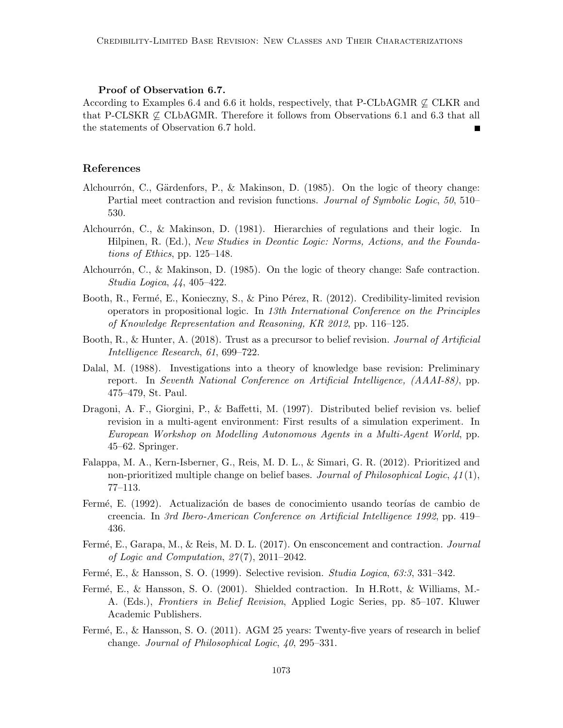**Proof of Observation 6.7.**

According to Examples 6.4 and 6.6 it holds, respectively, that P-CLbAGMR $\not\subseteq$ CLKR and that P-CLSKR $\not\subseteq$ CLbAGMR. Therefore it follows from Observations 6.1 and 6.3 that all the statements of Observation 6.7 hold. ■

## References

Alchourrón, C., Gärdenfors, P., & Makinson, D. (1985). On the logic of theory change: Partial meet contraction and revision functions. *Journal of Symbolic Logic*, *50*, 510–530.

Alchourrón, C., & Makinson, D. (1981). Hierarchies of regulations and their logic. In Hilpinen, R. (Ed.), *New Studies in Deontic Logic: Norms, Actions, and the Foundations of Ethics*, pp. 125–148.

Alchourrón, C., & Makinson, D. (1985). On the logic of theory change: Safe contraction. *Studia Logica*, *44*, 405–422.

Booth, R., Fermé, E., Konieczny, S., & Pino Pérez, R. (2012). Credibility-limited revision operators in propositional logic. In *13th International Conference on the Principles of Knowledge Representation and Reasoning, KR 2012*, pp. 116–125.

Booth, R., & Hunter, A. (2018). Trust as a precursor to belief revision. *Journal of Artificial Intelligence Research*, *61*, 699–722.

Dalal, M. (1988). Investigations into a theory of knowledge base revision: Preliminary report. In *Seventh National Conference on Artificial Intelligence, (AAAI-88)*, pp. 475–479, St. Paul.

Dragoni, A. F., Giorgini, P., & Baffetti, M. (1997). Distributed belief revision vs. belief revision in a multi-agent environment: First results of a simulation experiment. In *European Workshop on Modelling Autonomous Agents in a Multi-Agent World*, pp. 45–62. Springer.

Falappa, M. A., Kern-Isberner, G., Reis, M. D. L., & Simari, G. R. (2012). Prioritized and non-prioritized multiple change on belief bases. *Journal of Philosophical Logic*, *41*(1), 77–113.

Fermé, E. (1992). Actualización de bases de conocimiento usando teorías de cambio de creencia. In *3rd Ibero-American Conference on Artificial Intelligence 1992*, pp. 419–436.

Fermé, E., Garapa, M., & Reis, M. D. L. (2017). On ensconcement and contraction. *Journal of Logic and Computation*, *27*(7), 2011–2042.

Fermé, E., & Hansson, S. O. (1999). Selective revision. *Studia Logica*, *63:3*, 331–342.

Fermé, E., & Hansson, S. O. (2001). Shielded contraction. In H.Rott, & Williams, M.-A. (Eds.), *Frontiers in Belief Revision*, Applied Logic Series, pp. 85–107. Kluwer Academic Publishers.

Fermé, E., & Hansson, S. O. (2011). AGM 25 years: Twenty-five years of research in belief change. *Journal of Philosophical Logic*, *40*, 295–331.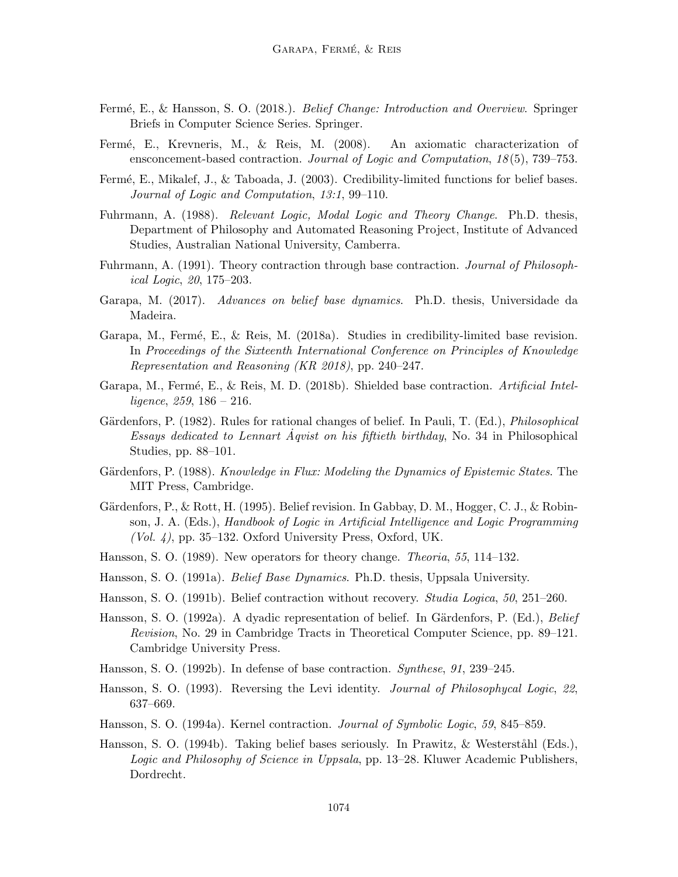Fermé, E., & Hansson, S. O. (2018.). *Belief Change: Introduction and Overview*. Springer Briefs in Computer Science Series. Springer.

Fermé, E., Krevneris, M., & Reis, M. (2008). An axiomatic characterization of ensconcement-based contraction. *Journal of Logic and Computation*, *18*(5), 739–753.

Fermé, E., Mikalef, J., & Taboada, J. (2003). Credibility-limited functions for belief bases. *Journal of Logic and Computation*, *13:1*, 99–110.

Fuhrmann, A. (1988). *Relevant Logic, Modal Logic and Theory Change*. Ph.D. thesis, Department of Philosophy and Automated Reasoning Project, Institute of Advanced Studies, Australian National University, Camberra.

Fuhrmann, A. (1991). Theory contraction through base contraction. *Journal of Philosophical Logic*, *20*, 175–203.

Garapa, M. (2017). *Advances on belief base dynamics*. Ph.D. thesis, Universidade da Madeira.

Garapa, M., Fermé, E., & Reis, M. (2018a). Studies in credibility-limited base revision. In *Proceedings of the Sixteenth International Conference on Principles of Knowledge Representation and Reasoning (KR 2018)*, pp. 240–247.

Garapa, M., Fermé, E., & Reis, M. D. (2018b). Shielded base contraction. *Artificial Intelligence*, *259*, 186 – 216.

Gärdenfors, P. (1982). Rules for rational changes of belief. In Pauli, T. (Ed.), *Philosophical Essays dedicated to Lennart Åqvist on his fiftieth birthday*, No. 34 in Philosophical Studies, pp. 88–101.

Gärdenfors, P. (1988). *Knowledge in Flux: Modeling the Dynamics of Epistemic States*. The MIT Press, Cambridge.

Gärdenfors, P., & Rott, H. (1995). Belief revision. In Gabbay, D. M., Hogger, C. J., & Robinson, J. A. (Eds.), *Handbook of Logic in Artificial Intelligence and Logic Programming (Vol. 4)*, pp. 35–132. Oxford University Press, Oxford, UK.

Hansson, S. O. (1989). New operators for theory change. *Theoria*, *55*, 114–132.

Hansson, S. O. (1991a). *Belief Base Dynamics*. Ph.D. thesis, Uppsala University.

Hansson, S. O. (1991b). Belief contraction without recovery. *Studia Logica*, *50*, 251–260.

Hansson, S. O. (1992a). A dyadic representation of belief. In Gärdenfors, P. (Ed.), *Belief Revision*, No. 29 in Cambridge Tracts in Theoretical Computer Science, pp. 89–121. Cambridge University Press.

Hansson, S. O. (1992b). In defense of base contraction. *Synthese*, *91*, 239–245.

Hansson, S. O. (1993). Reversing the Levi identity. *Journal of Philosophycal Logic*, *22*, 637–669.

Hansson, S. O. (1994a). Kernel contraction. *Journal of Symbolic Logic*, *59*, 845–859.

Hansson, S. O. (1994b). Taking belief bases seriously. In Prawitz, & Westerståhl (Eds.), *Logic and Philosophy of Science in Uppsala*, pp. 13–28. Kluwer Academic Publishers, Dordrecht.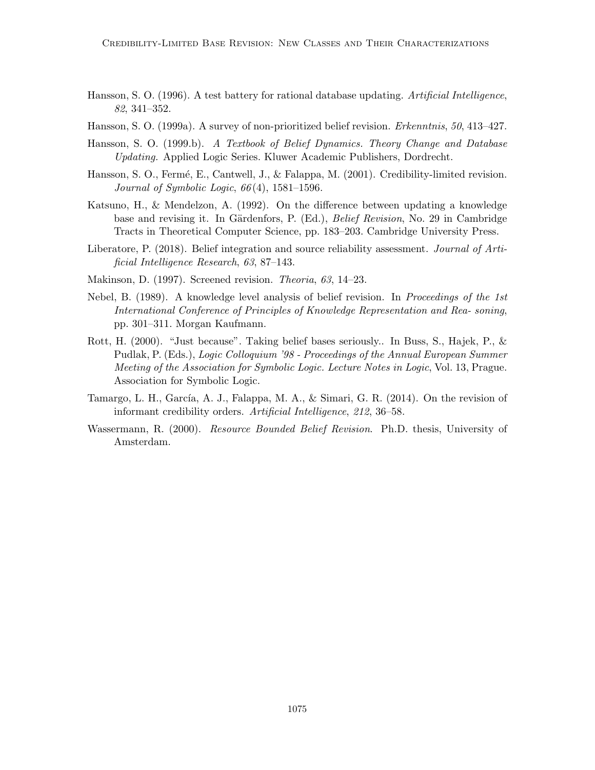Hansson, S. O. (1996). A test battery for rational database updating. *Artificial Intelligence*, *82*, 341–352.

Hansson, S. O. (1999a). A survey of non-prioritized belief revision. *Erkenntnis*, *50*, 413–427.

Hansson, S. O. (1999.b). *A Textbook of Belief Dynamics. Theory Change and Database Updating.* Applied Logic Series. Kluwer Academic Publishers, Dordrecht.

Hansson, S. O., Fermé, E., Cantwell, J., & Falappa, M. (2001). Credibility-limited revision. *Journal of Symbolic Logic*, *66*(4), 1581–1596.

Katsuno, H., & Mendelzon, A. (1992). On the difference between updating a knowledge base and revising it. In Gärdenfors, P. (Ed.), *Belief Revision*, No. 29 in Cambridge Tracts in Theoretical Computer Science, pp. 183–203. Cambridge University Press.

Liberatore, P. (2018). Belief integration and source reliability assessment. *Journal of Artificial Intelligence Research*, *63*, 87–143.

Makinson, D. (1997). Screened revision. *Theoria*, *63*, 14–23.

Nebel, B. (1989). A knowledge level analysis of belief revision. In *Proceedings of the 1st International Conference of Principles of Knowledge Representation and Rea- soning*, pp. 301–311. Morgan Kaufmann.

Rott, H. (2000). "Just because". Taking belief bases seriously.. In Buss, S., Hajek, P., & Pudlak, P. (Eds.), *Logic Colloquium '98 - Proceedings of the Annual European Summer Meeting of the Association for Symbolic Logic. Lecture Notes in Logic*, Vol. 13, Prague. Association for Symbolic Logic.

Tamargo, L. H., García, A. J., Falappa, M. A., & Simari, G. R. (2014). On the revision of informant credibility orders. *Artificial Intelligence*, *212*, 36–58.

Wassermann, R. (2000). *Resource Bounded Belief Revision*. Ph.D. thesis, University of Amsterdam.